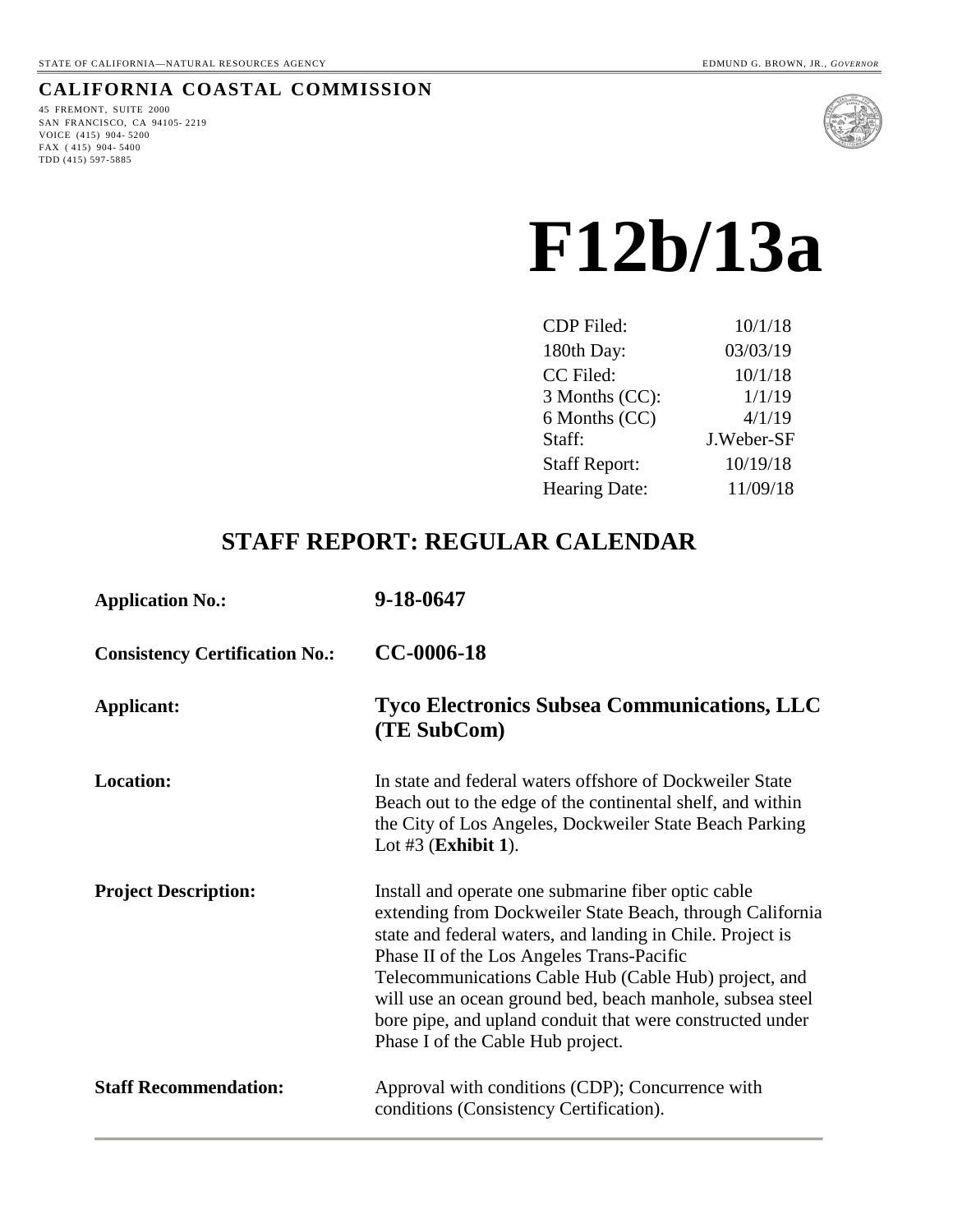STATE OF CALIFORNIA—NATURAL RESOURCES AGENCY EDMUND G. BROWN, JR., *GOVERNOR*

**CALIFORNIA COASTAL COMMISSION**

45 FREMONT, SUITE 2000
SAN FRANCISCO, CA 94105- 2219
VOICE (415) 904- 5200
FAX ( 415) 904- 5400
TDD (415) 597-5885

# F12b/13a

| | |
|---|---|
| CDP Filed: | 10/1/18 |
| 180th Day: | 03/03/19 |
| CC Filed: | 10/1/18 |
| 3 Months (CC): | 1/1/19 |
| 6 Months (CC) | 4/1/19 |
| Staff: | J.Weber-SF |
| Staff Report: | 10/19/18 |
| Hearing Date: | 11/09/18 |

## STAFF REPORT: REGULAR CALENDAR

**Application No.:** **9-18-0647**

**Consistency Certification No.:** **CC-0006-18**

**Applicant:** **Tyco Electronics Subsea Communications, LLC (TE SubCom)**

**Location:** In state and federal waters offshore of Dockweiler State Beach out to the edge of the continental shelf, and within the City of Los Angeles, Dockweiler State Beach Parking Lot #3 (**Exhibit 1**).

**Project Description:** Install and operate one submarine fiber optic cable extending from Dockweiler State Beach, through California state and federal waters, and landing in Chile. Project is Phase II of the Los Angeles Trans-Pacific Telecommunications Cable Hub (Cable Hub) project, and will use an ocean ground bed, beach manhole, subsea steel bore pipe, and upland conduit that were constructed under Phase I of the Cable Hub project.

**Staff Recommendation:** Approval with conditions (CDP); Concurrence with conditions (Consistency Certification).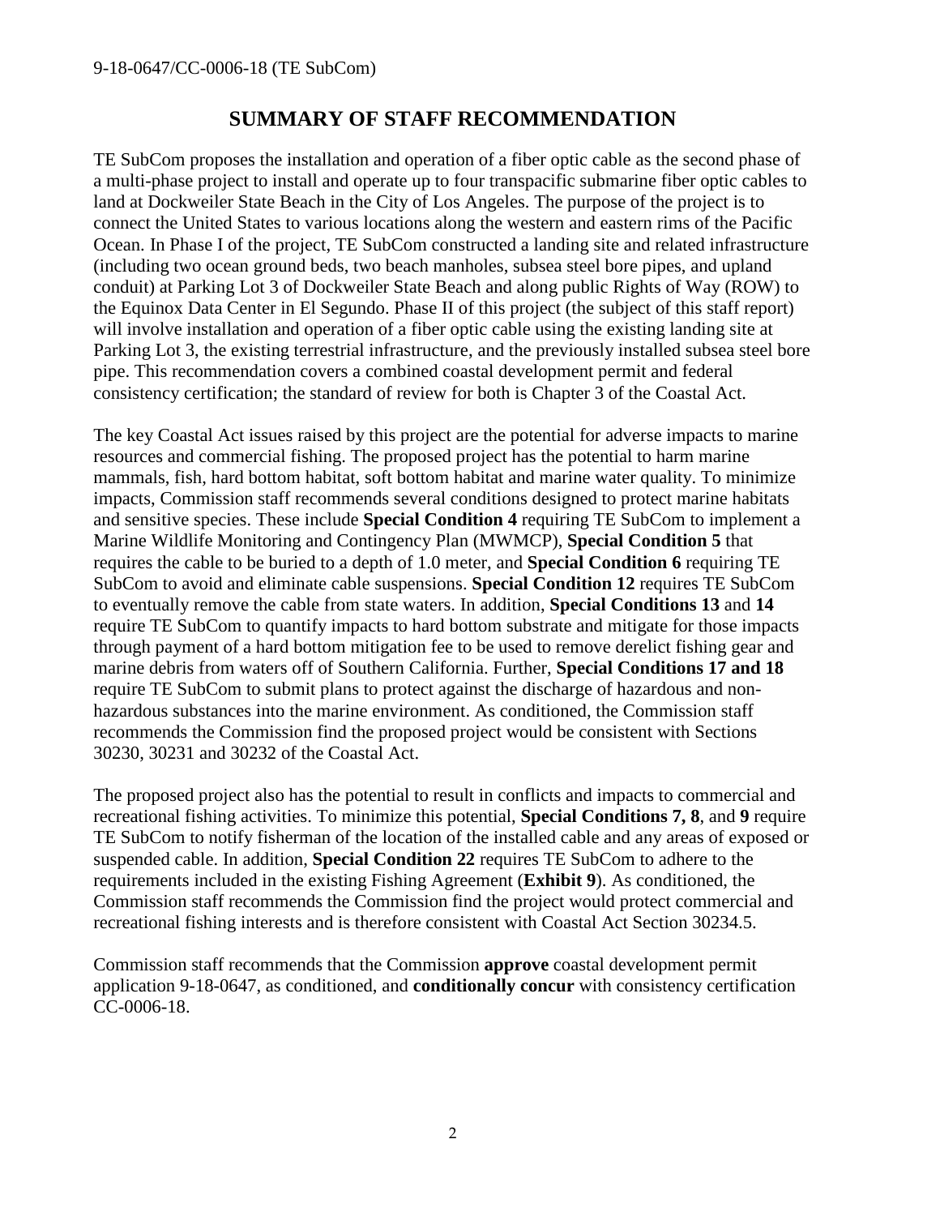## SUMMARY OF STAFF RECOMMENDATION

TE SubCom proposes the installation and operation of a fiber optic cable as the second phase of a multi-phase project to install and operate up to four transpacific submarine fiber optic cables to land at Dockweiler State Beach in the City of Los Angeles. The purpose of the project is to connect the United States to various locations along the western and eastern rims of the Pacific Ocean. In Phase I of the project, TE SubCom constructed a landing site and related infrastructure (including two ocean ground beds, two beach manholes, subsea steel bore pipes, and upland conduit) at Parking Lot 3 of Dockweiler State Beach and along public Rights of Way (ROW) to the Equinox Data Center in El Segundo. Phase II of this project (the subject of this staff report) will involve installation and operation of a fiber optic cable using the existing landing site at Parking Lot 3, the existing terrestrial infrastructure, and the previously installed subsea steel bore pipe. This recommendation covers a combined coastal development permit and federal consistency certification; the standard of review for both is Chapter 3 of the Coastal Act.

The key Coastal Act issues raised by this project are the potential for adverse impacts to marine resources and commercial fishing. The proposed project has the potential to harm marine mammals, fish, hard bottom habitat, soft bottom habitat and marine water quality. To minimize impacts, Commission staff recommends several conditions designed to protect marine habitats and sensitive species. These include **Special Condition 4** requiring TE SubCom to implement a Marine Wildlife Monitoring and Contingency Plan (MWMCP), **Special Condition 5** that requires the cable to be buried to a depth of 1.0 meter, and **Special Condition 6** requiring TE SubCom to avoid and eliminate cable suspensions. **Special Condition 12** requires TE SubCom to eventually remove the cable from state waters. In addition, **Special Conditions 13** and **14** require TE SubCom to quantify impacts to hard bottom substrate and mitigate for those impacts through payment of a hard bottom mitigation fee to be used to remove derelict fishing gear and marine debris from waters off of Southern California. Further, **Special Conditions 17 and 18** require TE SubCom to submit plans to protect against the discharge of hazardous and non-hazardous substances into the marine environment. As conditioned, the Commission staff recommends the Commission find the proposed project would be consistent with Sections 30230, 30231 and 30232 of the Coastal Act.

The proposed project also has the potential to result in conflicts and impacts to commercial and recreational fishing activities. To minimize this potential, **Special Conditions 7, 8**, and **9** require TE SubCom to notify fisherman of the location of the installed cable and any areas of exposed or suspended cable. In addition, **Special Condition 22** requires TE SubCom to adhere to the requirements included in the existing Fishing Agreement (**Exhibit 9**). As conditioned, the Commission staff recommends the Commission find the project would protect commercial and recreational fishing interests and is therefore consistent with Coastal Act Section 30234.5.

Commission staff recommends that the Commission **approve** coastal development permit application 9-18-0647, as conditioned, and **conditionally concur** with consistency certification CC-0006-18.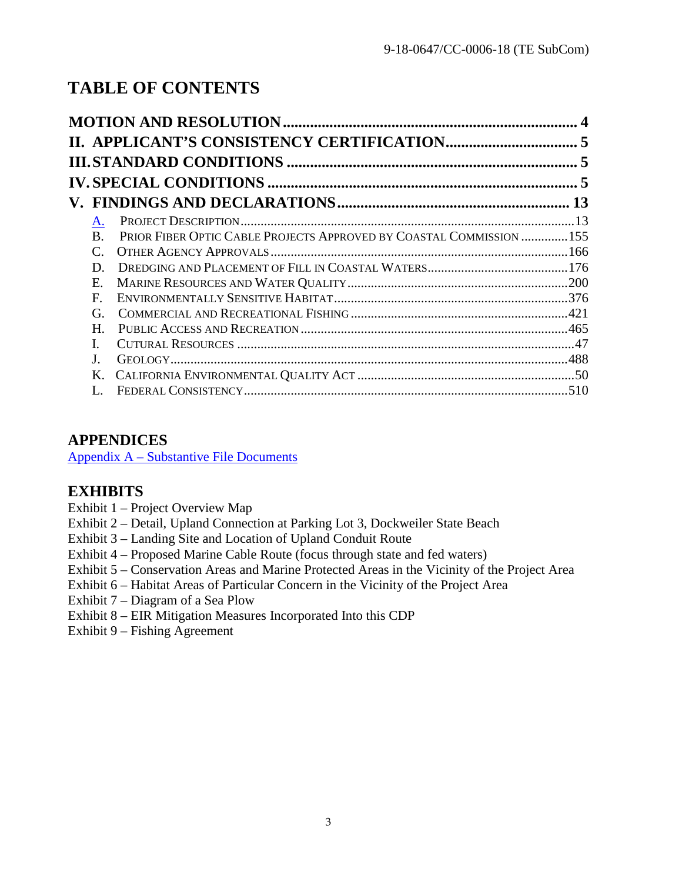# TABLE OF CONTENTS

**MOTION AND RESOLUTION ........................................................................ 4**

**II. APPLICANT'S CONSISTENCY CERTIFICATION................................. 5**

**III. STANDARD CONDITIONS ........................................................................ 5**

**IV. SPECIAL CONDITIONS ............................................................................ 5**

**V. FINDINGS AND DECLARATIONS ........................................................ 13**

A. PROJECT DESCRIPTION ........................................................................................13
B. PRIOR FIBER OPTIC CABLE PROJECTS APPROVED BY COASTAL COMMISSION .............155
C. OTHER AGENCY APPROVALS ..............................................................................166
D. DREDGING AND PLACEMENT OF FILL IN COASTAL WATERS..........................................176
E. MARINE RESOURCES AND WATER QUALITY..................................................................200
F. ENVIRONMENTALLY SENSITIVE HABITAT......................................................................376
G. COMMERCIAL AND RECREATIONAL FISHING ................................................................421
H. PUBLIC ACCESS AND RECREATION ...............................................................................465
I. CUTURAL RESOURCES .....................................................................................................47
J. GEOLOGY.............................................................................................................................488
K. CALIFORNIA ENVIRONMENTAL QUALITY ACT .................................................................50
L. FEDERAL CONSISTENCY.....................................................................................................510

## APPENDICES

Appendix A – Substantive File Documents

## EXHIBITS

Exhibit 1 – Project Overview Map
Exhibit 2 – Detail, Upland Connection at Parking Lot 3, Dockweiler State Beach
Exhibit 3 – Landing Site and Location of Upland Conduit Route
Exhibit 4 – Proposed Marine Cable Route (focus through state and fed waters)
Exhibit 5 – Conservation Areas and Marine Protected Areas in the Vicinity of the Project Area
Exhibit 6 – Habitat Areas of Particular Concern in the Vicinity of the Project Area
Exhibit 7 – Diagram of a Sea Plow
Exhibit 8 – EIR Mitigation Measures Incorporated Into this CDP
Exhibit 9 – Fishing Agreement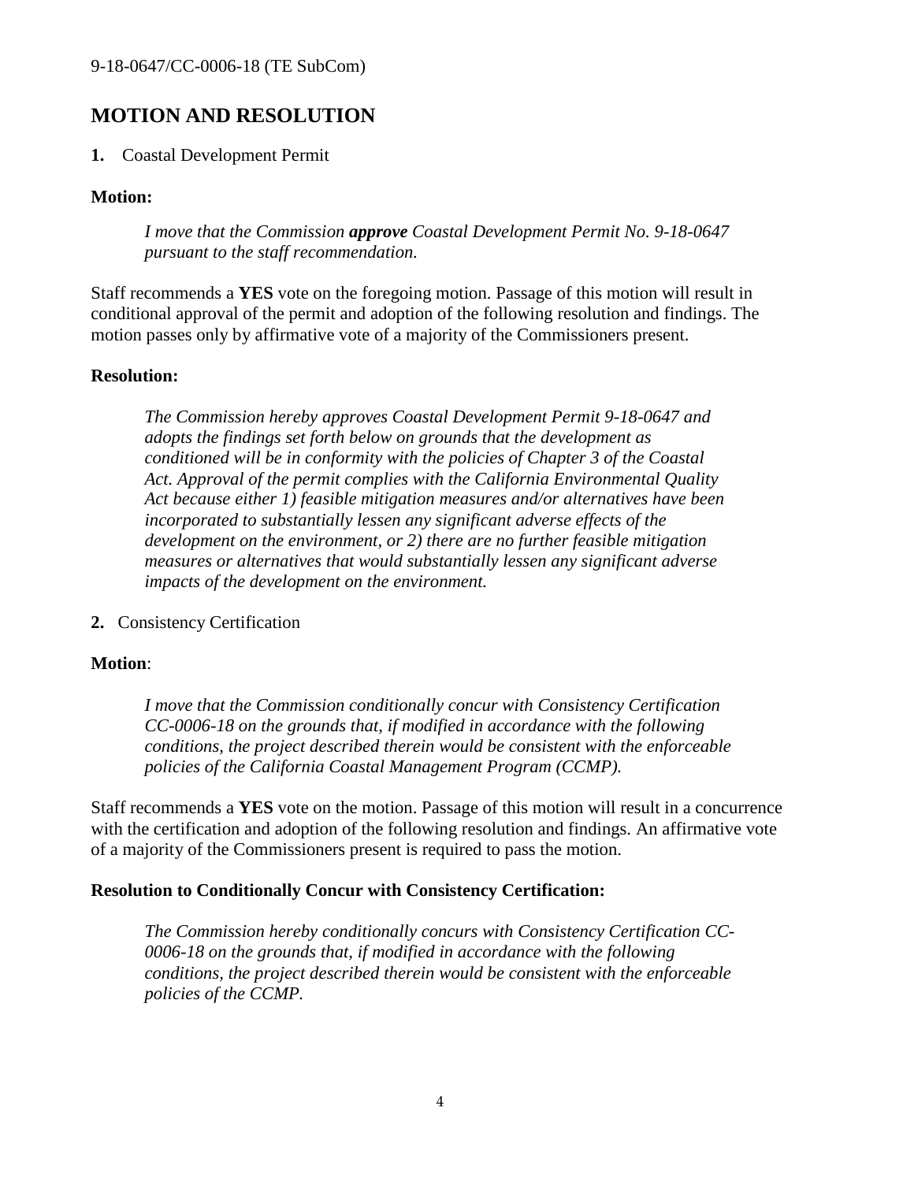## MOTION AND RESOLUTION

**1.** Coastal Development Permit

**Motion:**

> *I move that the Commission **approve** Coastal Development Permit No. 9-18-0647 pursuant to the staff recommendation.*

Staff recommends a **YES** vote on the foregoing motion. Passage of this motion will result in conditional approval of the permit and adoption of the following resolution and findings. The motion passes only by affirmative vote of a majority of the Commissioners present.

**Resolution:**

> *The Commission hereby approves Coastal Development Permit 9-18-0647 and adopts the findings set forth below on grounds that the development as conditioned will be in conformity with the policies of Chapter 3 of the Coastal Act. Approval of the permit complies with the California Environmental Quality Act because either 1) feasible mitigation measures and/or alternatives have been incorporated to substantially lessen any significant adverse effects of the development on the environment, or 2) there are no further feasible mitigation measures or alternatives that would substantially lessen any significant adverse impacts of the development on the environment.*

**2.** Consistency Certification

**Motion**:

> *I move that the Commission conditionally concur with Consistency Certification CC-0006-18 on the grounds that, if modified in accordance with the following conditions, the project described therein would be consistent with the enforceable policies of the California Coastal Management Program (CCMP).*

Staff recommends a **YES** vote on the motion. Passage of this motion will result in a concurrence with the certification and adoption of the following resolution and findings. An affirmative vote of a majority of the Commissioners present is required to pass the motion.

**Resolution to Conditionally Concur with Consistency Certification:**

> *The Commission hereby conditionally concurs with Consistency Certification CC-0006-18 on the grounds that, if modified in accordance with the following conditions, the project described therein would be consistent with the enforceable policies of the CCMP.*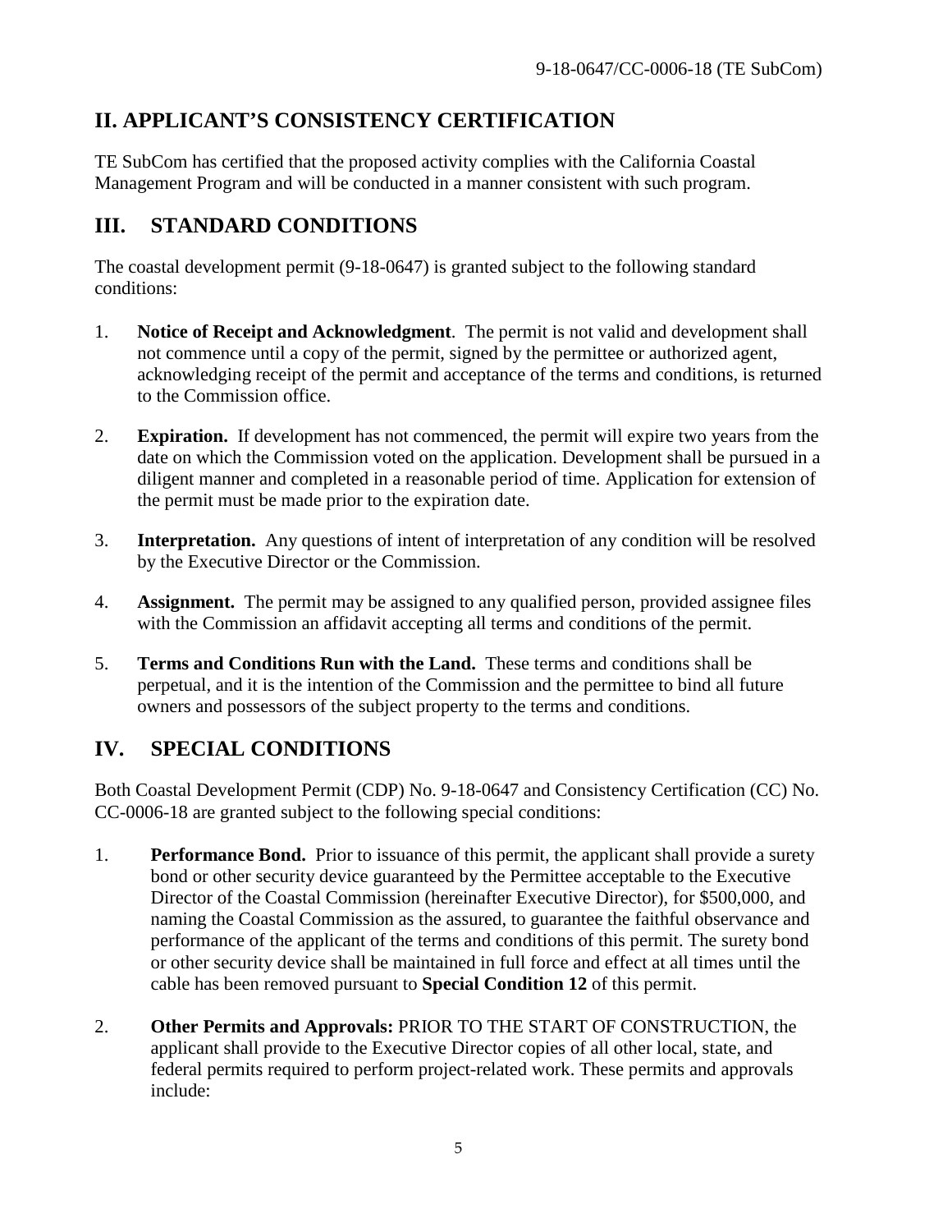## II. APPLICANT'S CONSISTENCY CERTIFICATION

TE SubCom has certified that the proposed activity complies with the California Coastal Management Program and will be conducted in a manner consistent with such program.

## III. STANDARD CONDITIONS

The coastal development permit (9-18-0647) is granted subject to the following standard conditions:

1. **Notice of Receipt and Acknowledgment**. The permit is not valid and development shall not commence until a copy of the permit, signed by the permittee or authorized agent, acknowledging receipt of the permit and acceptance of the terms and conditions, is returned to the Commission office.

2. **Expiration.** If development has not commenced, the permit will expire two years from the date on which the Commission voted on the application. Development shall be pursued in a diligent manner and completed in a reasonable period of time. Application for extension of the permit must be made prior to the expiration date.

3. **Interpretation.** Any questions of intent of interpretation of any condition will be resolved by the Executive Director or the Commission.

4. **Assignment.** The permit may be assigned to any qualified person, provided assignee files with the Commission an affidavit accepting all terms and conditions of the permit.

5. **Terms and Conditions Run with the Land.** These terms and conditions shall be perpetual, and it is the intention of the Commission and the permittee to bind all future owners and possessors of the subject property to the terms and conditions.

## IV. SPECIAL CONDITIONS

Both Coastal Development Permit (CDP) No. 9-18-0647 and Consistency Certification (CC) No. CC-0006-18 are granted subject to the following special conditions:

1. **Performance Bond.** Prior to issuance of this permit, the applicant shall provide a surety bond or other security device guaranteed by the Permittee acceptable to the Executive Director of the Coastal Commission (hereinafter Executive Director), for $500,000, and naming the Coastal Commission as the assured, to guarantee the faithful observance and performance of the applicant of the terms and conditions of this permit. The surety bond or other security device shall be maintained in full force and effect at all times until the cable has been removed pursuant to **Special Condition 12** of this permit.

2. **Other Permits and Approvals:** PRIOR TO THE START OF CONSTRUCTION, the applicant shall provide to the Executive Director copies of all other local, state, and federal permits required to perform project-related work. These permits and approvals include: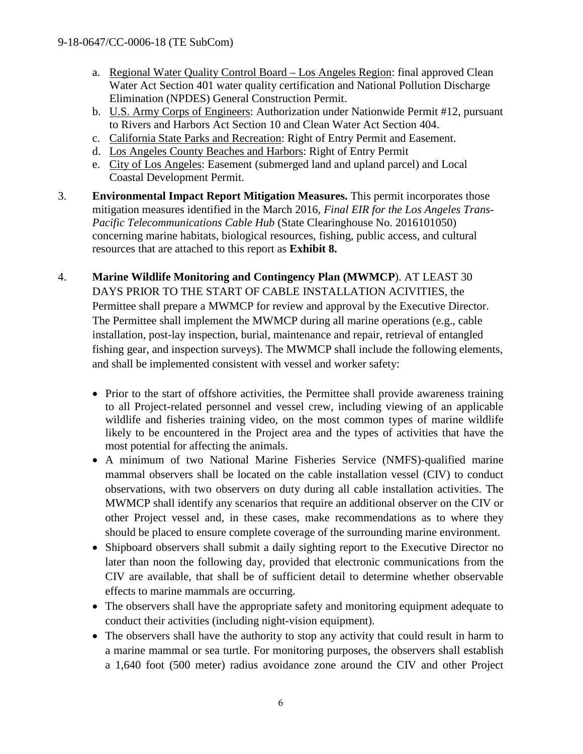a. Regional Water Quality Control Board – Los Angeles Region: final approved Clean Water Act Section 401 water quality certification and National Pollution Discharge Elimination (NPDES) General Construction Permit.
b. U.S. Army Corps of Engineers: Authorization under Nationwide Permit #12, pursuant to Rivers and Harbors Act Section 10 and Clean Water Act Section 404.
c. California State Parks and Recreation: Right of Entry Permit and Easement.
d. Los Angeles County Beaches and Harbors: Right of Entry Permit
e. City of Los Angeles: Easement (submerged land and upland parcel) and Local Coastal Development Permit.

3. **Environmental Impact Report Mitigation Measures.** This permit incorporates those mitigation measures identified in the March 2016, *Final EIR for the Los Angeles Trans-Pacific Telecommunications Cable Hub* (State Clearinghouse No. 2016101050) concerning marine habitats, biological resources, fishing, public access, and cultural resources that are attached to this report as **Exhibit 8.**

4. **Marine Wildlife Monitoring and Contingency Plan (MWMCP**). AT LEAST 30 DAYS PRIOR TO THE START OF CABLE INSTALLATION ACIVITIES, the Permittee shall prepare a MWMCP for review and approval by the Executive Director. The Permittee shall implement the MWMCP during all marine operations (e.g., cable installation, post-lay inspection, burial, maintenance and repair, retrieval of entangled fishing gear, and inspection surveys). The MWMCP shall include the following elements, and shall be implemented consistent with vessel and worker safety:

   - Prior to the start of offshore activities, the Permittee shall provide awareness training to all Project-related personnel and vessel crew, including viewing of an applicable wildlife and fisheries training video, on the most common types of marine wildlife likely to be encountered in the Project area and the types of activities that have the most potential for affecting the animals.
   - A minimum of two National Marine Fisheries Service (NMFS)-qualified marine mammal observers shall be located on the cable installation vessel (CIV) to conduct observations, with two observers on duty during all cable installation activities. The MWMCP shall identify any scenarios that require an additional observer on the CIV or other Project vessel and, in these cases, make recommendations as to where they should be placed to ensure complete coverage of the surrounding marine environment.
   - Shipboard observers shall submit a daily sighting report to the Executive Director no later than noon the following day, provided that electronic communications from the CIV are available, that shall be of sufficient detail to determine whether observable effects to marine mammals are occurring.
   - The observers shall have the appropriate safety and monitoring equipment adequate to conduct their activities (including night-vision equipment).
   - The observers shall have the authority to stop any activity that could result in harm to a marine mammal or sea turtle. For monitoring purposes, the observers shall establish a 1,640 foot (500 meter) radius avoidance zone around the CIV and other Project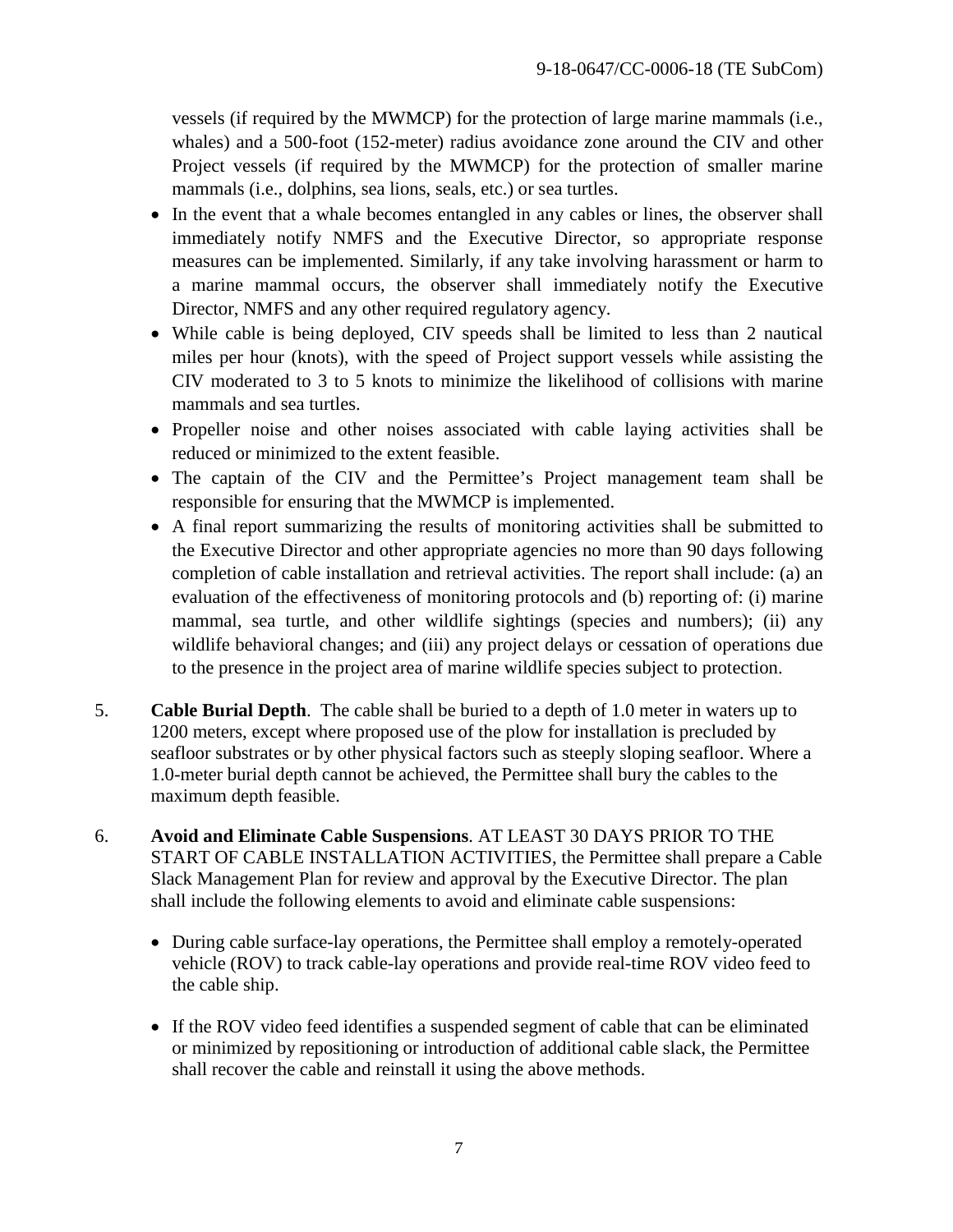vessels (if required by the MWMCP) for the protection of large marine mammals (i.e., whales) and a 500-foot (152-meter) radius avoidance zone around the CIV and other Project vessels (if required by the MWMCP) for the protection of smaller marine mammals (i.e., dolphins, sea lions, seals, etc.) or sea turtles.

- In the event that a whale becomes entangled in any cables or lines, the observer shall immediately notify NMFS and the Executive Director, so appropriate response measures can be implemented. Similarly, if any take involving harassment or harm to a marine mammal occurs, the observer shall immediately notify the Executive Director, NMFS and any other required regulatory agency.
- While cable is being deployed, CIV speeds shall be limited to less than 2 nautical miles per hour (knots), with the speed of Project support vessels while assisting the CIV moderated to 3 to 5 knots to minimize the likelihood of collisions with marine mammals and sea turtles.
- Propeller noise and other noises associated with cable laying activities shall be reduced or minimized to the extent feasible.
- The captain of the CIV and the Permittee's Project management team shall be responsible for ensuring that the MWMCP is implemented.
- A final report summarizing the results of monitoring activities shall be submitted to the Executive Director and other appropriate agencies no more than 90 days following completion of cable installation and retrieval activities. The report shall include: (a) an evaluation of the effectiveness of monitoring protocols and (b) reporting of: (i) marine mammal, sea turtle, and other wildlife sightings (species and numbers); (ii) any wildlife behavioral changes; and (iii) any project delays or cessation of operations due to the presence in the project area of marine wildlife species subject to protection.

5. **Cable Burial Depth**. The cable shall be buried to a depth of 1.0 meter in waters up to 1200 meters, except where proposed use of the plow for installation is precluded by seafloor substrates or by other physical factors such as steeply sloping seafloor. Where a 1.0-meter burial depth cannot be achieved, the Permittee shall bury the cables to the maximum depth feasible.

6. **Avoid and Eliminate Cable Suspensions**. AT LEAST 30 DAYS PRIOR TO THE START OF CABLE INSTALLATION ACTIVITIES, the Permittee shall prepare a Cable Slack Management Plan for review and approval by the Executive Director. The plan shall include the following elements to avoid and eliminate cable suspensions:

   - During cable surface-lay operations, the Permittee shall employ a remotely-operated vehicle (ROV) to track cable-lay operations and provide real-time ROV video feed to the cable ship.

   - If the ROV video feed identifies a suspended segment of cable that can be eliminated or minimized by repositioning or introduction of additional cable slack, the Permittee shall recover the cable and reinstall it using the above methods.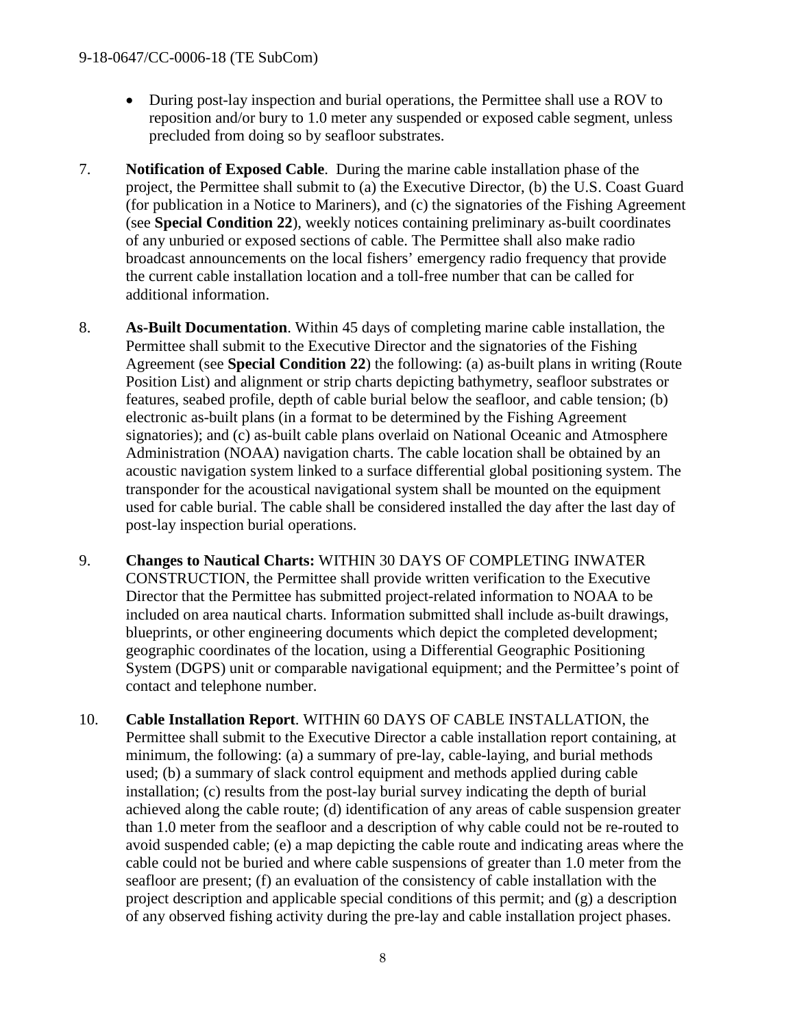- During post-lay inspection and burial operations, the Permittee shall use a ROV to reposition and/or bury to 1.0 meter any suspended or exposed cable segment, unless precluded from doing so by seafloor substrates.

7. **Notification of Exposed Cable**. During the marine cable installation phase of the project, the Permittee shall submit to (a) the Executive Director, (b) the U.S. Coast Guard (for publication in a Notice to Mariners), and (c) the signatories of the Fishing Agreement (see **Special Condition 22**), weekly notices containing preliminary as-built coordinates of any unburied or exposed sections of cable. The Permittee shall also make radio broadcast announcements on the local fishers' emergency radio frequency that provide the current cable installation location and a toll-free number that can be called for additional information.

8. **As-Built Documentation**. Within 45 days of completing marine cable installation, the Permittee shall submit to the Executive Director and the signatories of the Fishing Agreement (see **Special Condition 22**) the following: (a) as-built plans in writing (Route Position List) and alignment or strip charts depicting bathymetry, seafloor substrates or features, seabed profile, depth of cable burial below the seafloor, and cable tension; (b) electronic as-built plans (in a format to be determined by the Fishing Agreement signatories); and (c) as-built cable plans overlaid on National Oceanic and Atmosphere Administration (NOAA) navigation charts. The cable location shall be obtained by an acoustic navigation system linked to a surface differential global positioning system. The transponder for the acoustical navigational system shall be mounted on the equipment used for cable burial. The cable shall be considered installed the day after the last day of post-lay inspection burial operations.

9. **Changes to Nautical Charts:** WITHIN 30 DAYS OF COMPLETING INWATER CONSTRUCTION, the Permittee shall provide written verification to the Executive Director that the Permittee has submitted project-related information to NOAA to be included on area nautical charts. Information submitted shall include as-built drawings, blueprints, or other engineering documents which depict the completed development; geographic coordinates of the location, using a Differential Geographic Positioning System (DGPS) unit or comparable navigational equipment; and the Permittee's point of contact and telephone number.

10. **Cable Installation Report**. WITHIN 60 DAYS OF CABLE INSTALLATION, the Permittee shall submit to the Executive Director a cable installation report containing, at minimum, the following: (a) a summary of pre-lay, cable-laying, and burial methods used; (b) a summary of slack control equipment and methods applied during cable installation; (c) results from the post-lay burial survey indicating the depth of burial achieved along the cable route; (d) identification of any areas of cable suspension greater than 1.0 meter from the seafloor and a description of why cable could not be re-routed to avoid suspended cable; (e) a map depicting the cable route and indicating areas where the cable could not be buried and where cable suspensions of greater than 1.0 meter from the seafloor are present; (f) an evaluation of the consistency of cable installation with the project description and applicable special conditions of this permit; and (g) a description of any observed fishing activity during the pre-lay and cable installation project phases.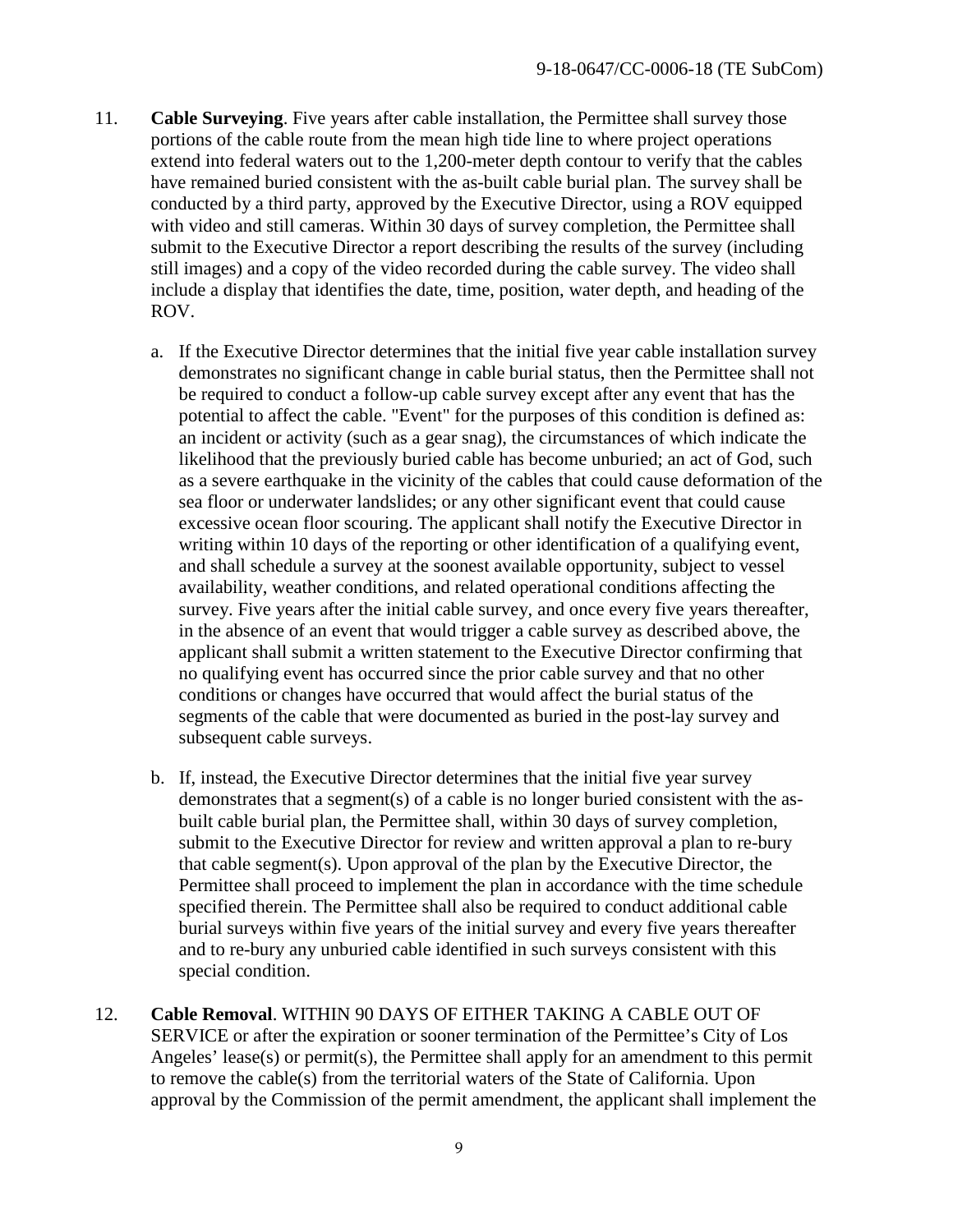11. **Cable Surveying**. Five years after cable installation, the Permittee shall survey those portions of the cable route from the mean high tide line to where project operations extend into federal waters out to the 1,200-meter depth contour to verify that the cables have remained buried consistent with the as-built cable burial plan. The survey shall be conducted by a third party, approved by the Executive Director, using a ROV equipped with video and still cameras. Within 30 days of survey completion, the Permittee shall submit to the Executive Director a report describing the results of the survey (including still images) and a copy of the video recorded during the cable survey. The video shall include a display that identifies the date, time, position, water depth, and heading of the ROV.

    a. If the Executive Director determines that the initial five year cable installation survey demonstrates no significant change in cable burial status, then the Permittee shall not be required to conduct a follow-up cable survey except after any event that has the potential to affect the cable. "Event" for the purposes of this condition is defined as: an incident or activity (such as a gear snag), the circumstances of which indicate the likelihood that the previously buried cable has become unburied; an act of God, such as a severe earthquake in the vicinity of the cables that could cause deformation of the sea floor or underwater landslides; or any other significant event that could cause excessive ocean floor scouring. The applicant shall notify the Executive Director in writing within 10 days of the reporting or other identification of a qualifying event, and shall schedule a survey at the soonest available opportunity, subject to vessel availability, weather conditions, and related operational conditions affecting the survey. Five years after the initial cable survey, and once every five years thereafter, in the absence of an event that would trigger a cable survey as described above, the applicant shall submit a written statement to the Executive Director confirming that no qualifying event has occurred since the prior cable survey and that no other conditions or changes have occurred that would affect the burial status of the segments of the cable that were documented as buried in the post-lay survey and subsequent cable surveys.

    b. If, instead, the Executive Director determines that the initial five year survey demonstrates that a segment(s) of a cable is no longer buried consistent with the as-built cable burial plan, the Permittee shall, within 30 days of survey completion, submit to the Executive Director for review and written approval a plan to re-bury that cable segment(s). Upon approval of the plan by the Executive Director, the Permittee shall proceed to implement the plan in accordance with the time schedule specified therein. The Permittee shall also be required to conduct additional cable burial surveys within five years of the initial survey and every five years thereafter and to re-bury any unburied cable identified in such surveys consistent with this special condition.

12. **Cable Removal**. WITHIN 90 DAYS OF EITHER TAKING A CABLE OUT OF SERVICE or after the expiration or sooner termination of the Permittee's City of Los Angeles' lease(s) or permit(s), the Permittee shall apply for an amendment to this permit to remove the cable(s) from the territorial waters of the State of California. Upon approval by the Commission of the permit amendment, the applicant shall implement the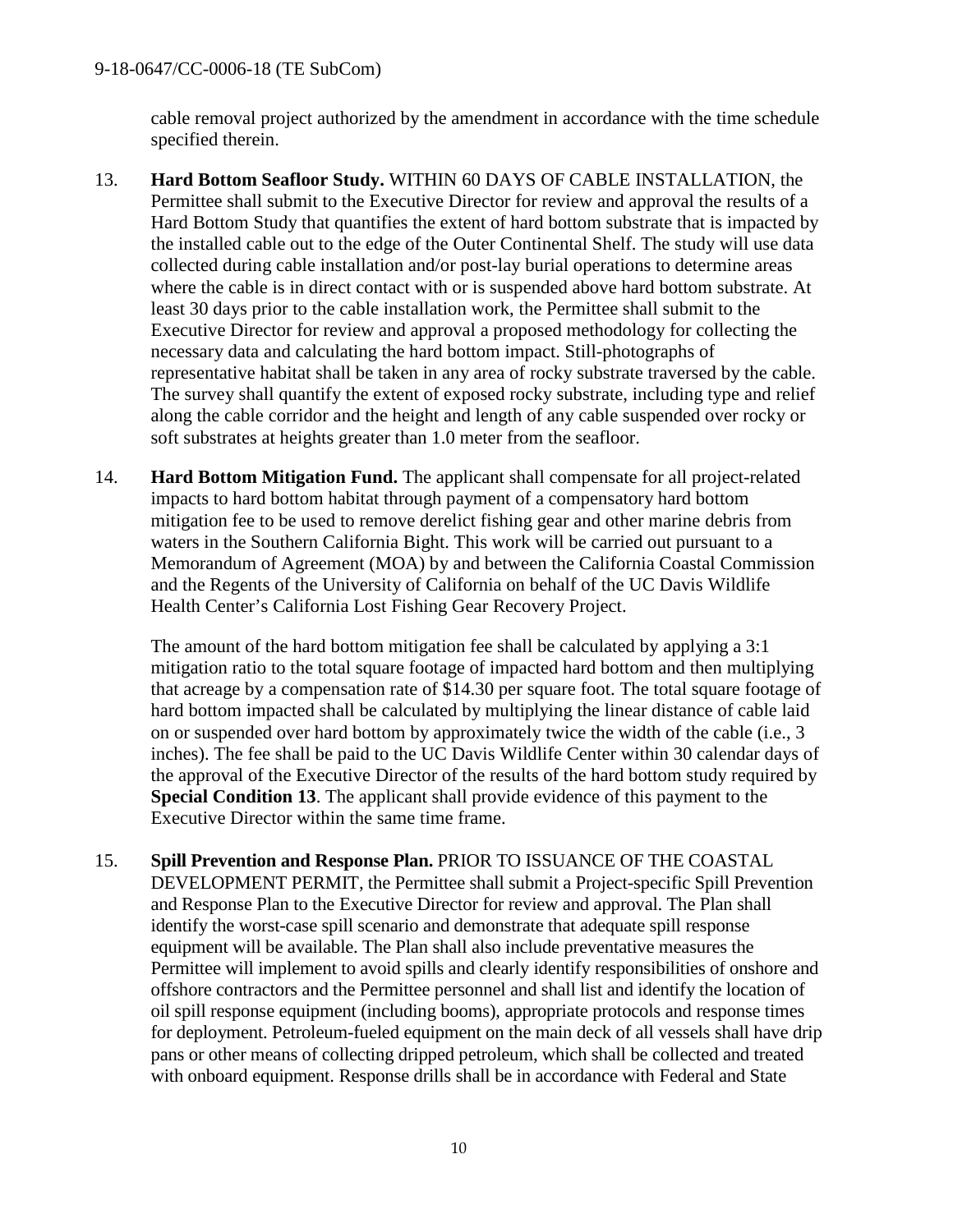cable removal project authorized by the amendment in accordance with the time schedule specified therein.

13. **Hard Bottom Seafloor Study.** WITHIN 60 DAYS OF CABLE INSTALLATION, the Permittee shall submit to the Executive Director for review and approval the results of a Hard Bottom Study that quantifies the extent of hard bottom substrate that is impacted by the installed cable out to the edge of the Outer Continental Shelf. The study will use data collected during cable installation and/or post-lay burial operations to determine areas where the cable is in direct contact with or is suspended above hard bottom substrate. At least 30 days prior to the cable installation work, the Permittee shall submit to the Executive Director for review and approval a proposed methodology for collecting the necessary data and calculating the hard bottom impact. Still-photographs of representative habitat shall be taken in any area of rocky substrate traversed by the cable. The survey shall quantify the extent of exposed rocky substrate, including type and relief along the cable corridor and the height and length of any cable suspended over rocky or soft substrates at heights greater than 1.0 meter from the seafloor.

14. **Hard Bottom Mitigation Fund.** The applicant shall compensate for all project-related impacts to hard bottom habitat through payment of a compensatory hard bottom mitigation fee to be used to remove derelict fishing gear and other marine debris from waters in the Southern California Bight. This work will be carried out pursuant to a Memorandum of Agreement (MOA) by and between the California Coastal Commission and the Regents of the University of California on behalf of the UC Davis Wildlife Health Center's California Lost Fishing Gear Recovery Project.

    The amount of the hard bottom mitigation fee shall be calculated by applying a 3:1 mitigation ratio to the total square footage of impacted hard bottom and then multiplying that acreage by a compensation rate of $14.30 per square foot. The total square footage of hard bottom impacted shall be calculated by multiplying the linear distance of cable laid on or suspended over hard bottom by approximately twice the width of the cable (i.e., 3 inches). The fee shall be paid to the UC Davis Wildlife Center within 30 calendar days of the approval of the Executive Director of the results of the hard bottom study required by **Special Condition 13**. The applicant shall provide evidence of this payment to the Executive Director within the same time frame.

15. **Spill Prevention and Response Plan.** PRIOR TO ISSUANCE OF THE COASTAL DEVELOPMENT PERMIT, the Permittee shall submit a Project-specific Spill Prevention and Response Plan to the Executive Director for review and approval. The Plan shall identify the worst-case spill scenario and demonstrate that adequate spill response equipment will be available. The Plan shall also include preventative measures the Permittee will implement to avoid spills and clearly identify responsibilities of onshore and offshore contractors and the Permittee personnel and shall list and identify the location of oil spill response equipment (including booms), appropriate protocols and response times for deployment. Petroleum-fueled equipment on the main deck of all vessels shall have drip pans or other means of collecting dripped petroleum, which shall be collected and treated with onboard equipment. Response drills shall be in accordance with Federal and State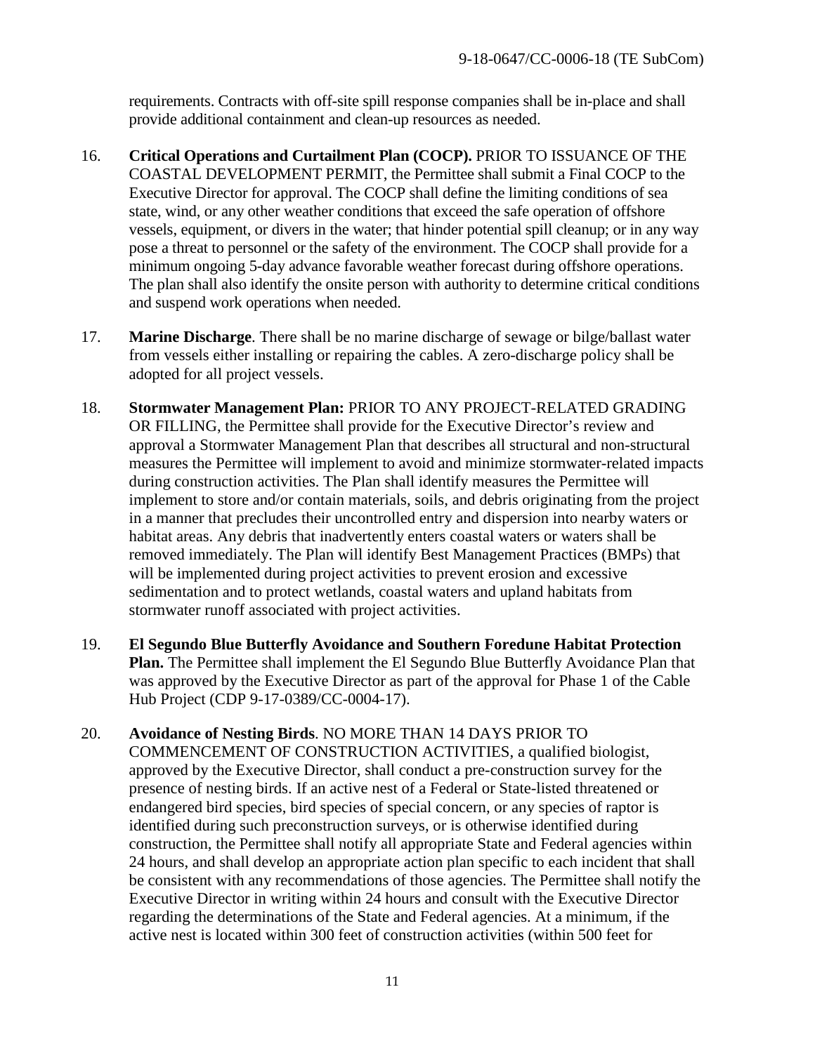requirements. Contracts with off-site spill response companies shall be in-place and shall provide additional containment and clean-up resources as needed.

16. **Critical Operations and Curtailment Plan (COCP).** PRIOR TO ISSUANCE OF THE COASTAL DEVELOPMENT PERMIT, the Permittee shall submit a Final COCP to the Executive Director for approval. The COCP shall define the limiting conditions of sea state, wind, or any other weather conditions that exceed the safe operation of offshore vessels, equipment, or divers in the water; that hinder potential spill cleanup; or in any way pose a threat to personnel or the safety of the environment. The COCP shall provide for a minimum ongoing 5-day advance favorable weather forecast during offshore operations. The plan shall also identify the onsite person with authority to determine critical conditions and suspend work operations when needed.

17. **Marine Discharge**. There shall be no marine discharge of sewage or bilge/ballast water from vessels either installing or repairing the cables. A zero-discharge policy shall be adopted for all project vessels.

18. **Stormwater Management Plan:** PRIOR TO ANY PROJECT-RELATED GRADING OR FILLING, the Permittee shall provide for the Executive Director's review and approval a Stormwater Management Plan that describes all structural and non-structural measures the Permittee will implement to avoid and minimize stormwater-related impacts during construction activities. The Plan shall identify measures the Permittee will implement to store and/or contain materials, soils, and debris originating from the project in a manner that precludes their uncontrolled entry and dispersion into nearby waters or habitat areas. Any debris that inadvertently enters coastal waters or waters shall be removed immediately. The Plan will identify Best Management Practices (BMPs) that will be implemented during project activities to prevent erosion and excessive sedimentation and to protect wetlands, coastal waters and upland habitats from stormwater runoff associated with project activities.

19. **El Segundo Blue Butterfly Avoidance and Southern Foredune Habitat Protection Plan.** The Permittee shall implement the El Segundo Blue Butterfly Avoidance Plan that was approved by the Executive Director as part of the approval for Phase 1 of the Cable Hub Project (CDP 9-17-0389/CC-0004-17).

20. **Avoidance of Nesting Birds**. NO MORE THAN 14 DAYS PRIOR TO COMMENCEMENT OF CONSTRUCTION ACTIVITIES, a qualified biologist, approved by the Executive Director, shall conduct a pre-construction survey for the presence of nesting birds. If an active nest of a Federal or State-listed threatened or endangered bird species, bird species of special concern, or any species of raptor is identified during such preconstruction surveys, or is otherwise identified during construction, the Permittee shall notify all appropriate State and Federal agencies within 24 hours, and shall develop an appropriate action plan specific to each incident that shall be consistent with any recommendations of those agencies. The Permittee shall notify the Executive Director in writing within 24 hours and consult with the Executive Director regarding the determinations of the State and Federal agencies. At a minimum, if the active nest is located within 300 feet of construction activities (within 500 feet for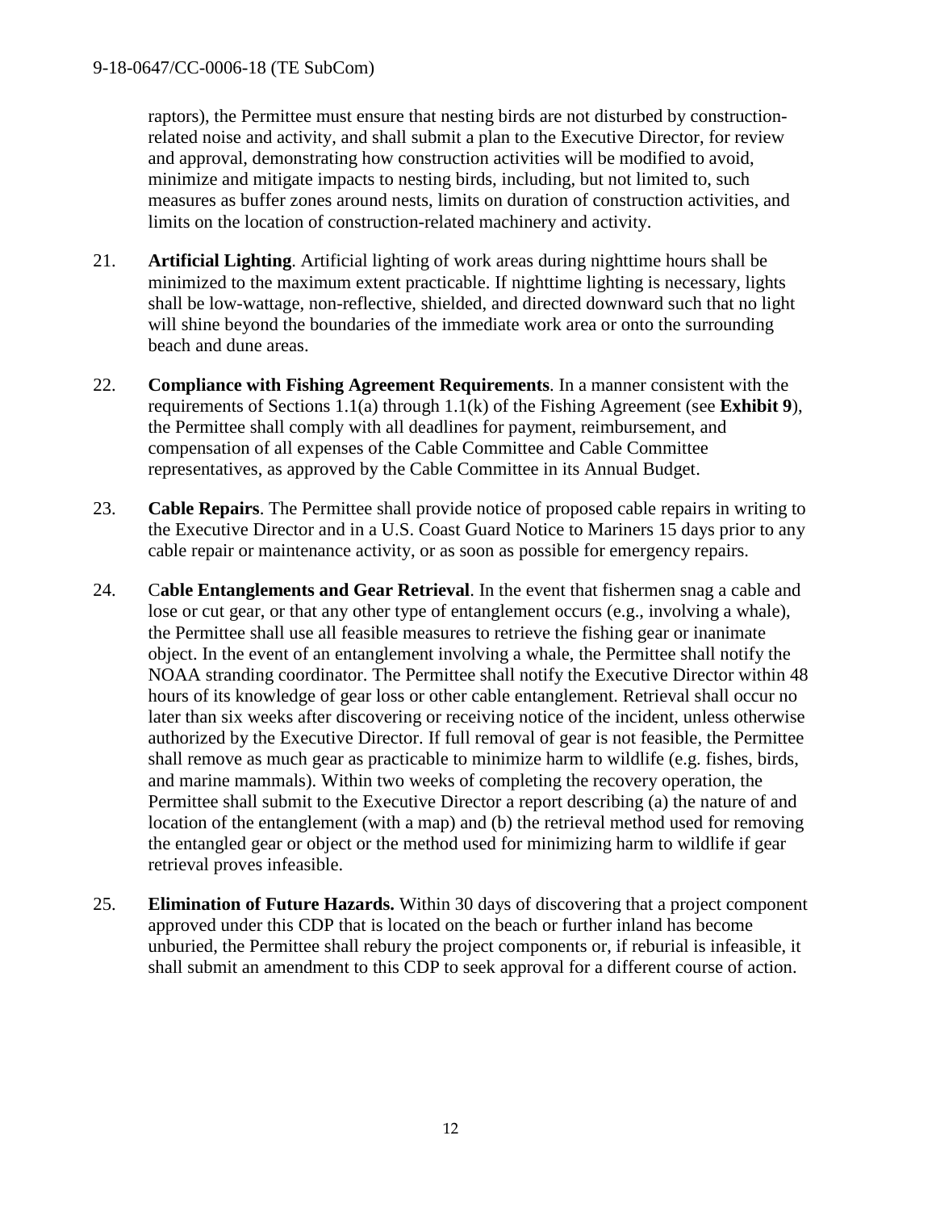raptors), the Permittee must ensure that nesting birds are not disturbed by construction-related noise and activity, and shall submit a plan to the Executive Director, for review and approval, demonstrating how construction activities will be modified to avoid, minimize and mitigate impacts to nesting birds, including, but not limited to, such measures as buffer zones around nests, limits on duration of construction activities, and limits on the location of construction-related machinery and activity.

21. **Artificial Lighting**. Artificial lighting of work areas during nighttime hours shall be minimized to the maximum extent practicable. If nighttime lighting is necessary, lights shall be low-wattage, non-reflective, shielded, and directed downward such that no light will shine beyond the boundaries of the immediate work area or onto the surrounding beach and dune areas.

22. **Compliance with Fishing Agreement Requirements**. In a manner consistent with the requirements of Sections 1.1(a) through 1.1(k) of the Fishing Agreement (see **Exhibit 9**), the Permittee shall comply with all deadlines for payment, reimbursement, and compensation of all expenses of the Cable Committee and Cable Committee representatives, as approved by the Cable Committee in its Annual Budget.

23. **Cable Repairs**. The Permittee shall provide notice of proposed cable repairs in writing to the Executive Director and in a U.S. Coast Guard Notice to Mariners 15 days prior to any cable repair or maintenance activity, or as soon as possible for emergency repairs.

24. C**able Entanglements and Gear Retrieval**. In the event that fishermen snag a cable and lose or cut gear, or that any other type of entanglement occurs (e.g., involving a whale), the Permittee shall use all feasible measures to retrieve the fishing gear or inanimate object. In the event of an entanglement involving a whale, the Permittee shall notify the NOAA stranding coordinator. The Permittee shall notify the Executive Director within 48 hours of its knowledge of gear loss or other cable entanglement. Retrieval shall occur no later than six weeks after discovering or receiving notice of the incident, unless otherwise authorized by the Executive Director. If full removal of gear is not feasible, the Permittee shall remove as much gear as practicable to minimize harm to wildlife (e.g. fishes, birds, and marine mammals). Within two weeks of completing the recovery operation, the Permittee shall submit to the Executive Director a report describing (a) the nature of and location of the entanglement (with a map) and (b) the retrieval method used for removing the entangled gear or object or the method used for minimizing harm to wildlife if gear retrieval proves infeasible.

25. **Elimination of Future Hazards.** Within 30 days of discovering that a project component approved under this CDP that is located on the beach or further inland has become unburied, the Permittee shall rebury the project components or, if reburial is infeasible, it shall submit an amendment to this CDP to seek approval for a different course of action.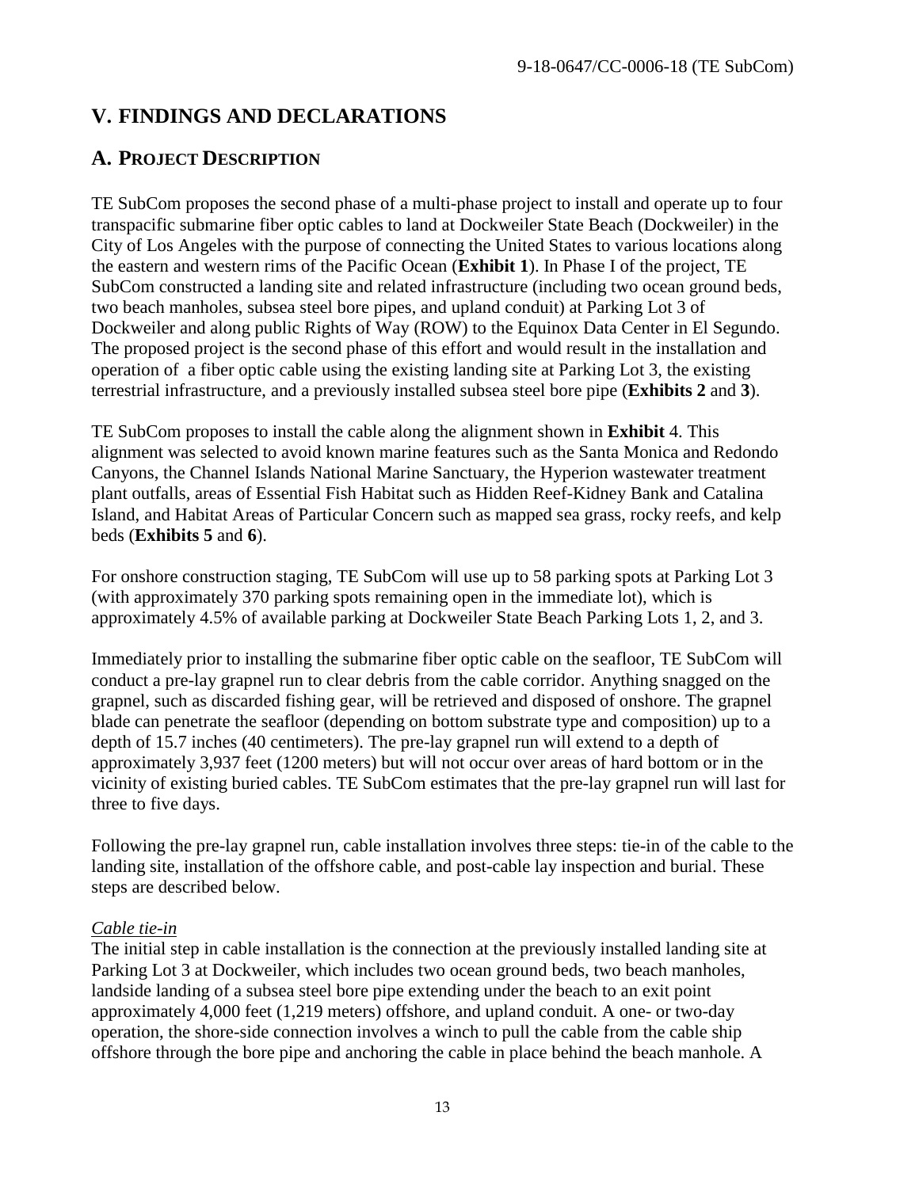## V. FINDINGS AND DECLARATIONS

### A. PROJECT DESCRIPTION

TE SubCom proposes the second phase of a multi-phase project to install and operate up to four transpacific submarine fiber optic cables to land at Dockweiler State Beach (Dockweiler) in the City of Los Angeles with the purpose of connecting the United States to various locations along the eastern and western rims of the Pacific Ocean (**Exhibit 1**). In Phase I of the project, TE SubCom constructed a landing site and related infrastructure (including two ocean ground beds, two beach manholes, subsea steel bore pipes, and upland conduit) at Parking Lot 3 of Dockweiler and along public Rights of Way (ROW) to the Equinox Data Center in El Segundo. The proposed project is the second phase of this effort and would result in the installation and operation of a fiber optic cable using the existing landing site at Parking Lot 3, the existing terrestrial infrastructure, and a previously installed subsea steel bore pipe (**Exhibits 2** and **3**).

TE SubCom proposes to install the cable along the alignment shown in **Exhibit** 4. This alignment was selected to avoid known marine features such as the Santa Monica and Redondo Canyons, the Channel Islands National Marine Sanctuary, the Hyperion wastewater treatment plant outfalls, areas of Essential Fish Habitat such as Hidden Reef-Kidney Bank and Catalina Island, and Habitat Areas of Particular Concern such as mapped sea grass, rocky reefs, and kelp beds (**Exhibits 5** and **6**).

For onshore construction staging, TE SubCom will use up to 58 parking spots at Parking Lot 3 (with approximately 370 parking spots remaining open in the immediate lot), which is approximately 4.5% of available parking at Dockweiler State Beach Parking Lots 1, 2, and 3.

Immediately prior to installing the submarine fiber optic cable on the seafloor, TE SubCom will conduct a pre-lay grapnel run to clear debris from the cable corridor. Anything snagged on the grapnel, such as discarded fishing gear, will be retrieved and disposed of onshore. The grapnel blade can penetrate the seafloor (depending on bottom substrate type and composition) up to a depth of 15.7 inches (40 centimeters). The pre-lay grapnel run will extend to a depth of approximately 3,937 feet (1200 meters) but will not occur over areas of hard bottom or in the vicinity of existing buried cables. TE SubCom estimates that the pre-lay grapnel run will last for three to five days.

Following the pre-lay grapnel run, cable installation involves three steps: tie-in of the cable to the landing site, installation of the offshore cable, and post-cable lay inspection and burial. These steps are described below.

*Cable tie-in*

The initial step in cable installation is the connection at the previously installed landing site at Parking Lot 3 at Dockweiler, which includes two ocean ground beds, two beach manholes, landside landing of a subsea steel bore pipe extending under the beach to an exit point approximately 4,000 feet (1,219 meters) offshore, and upland conduit. A one- or two-day operation, the shore-side connection involves a winch to pull the cable from the cable ship offshore through the bore pipe and anchoring the cable in place behind the beach manhole. A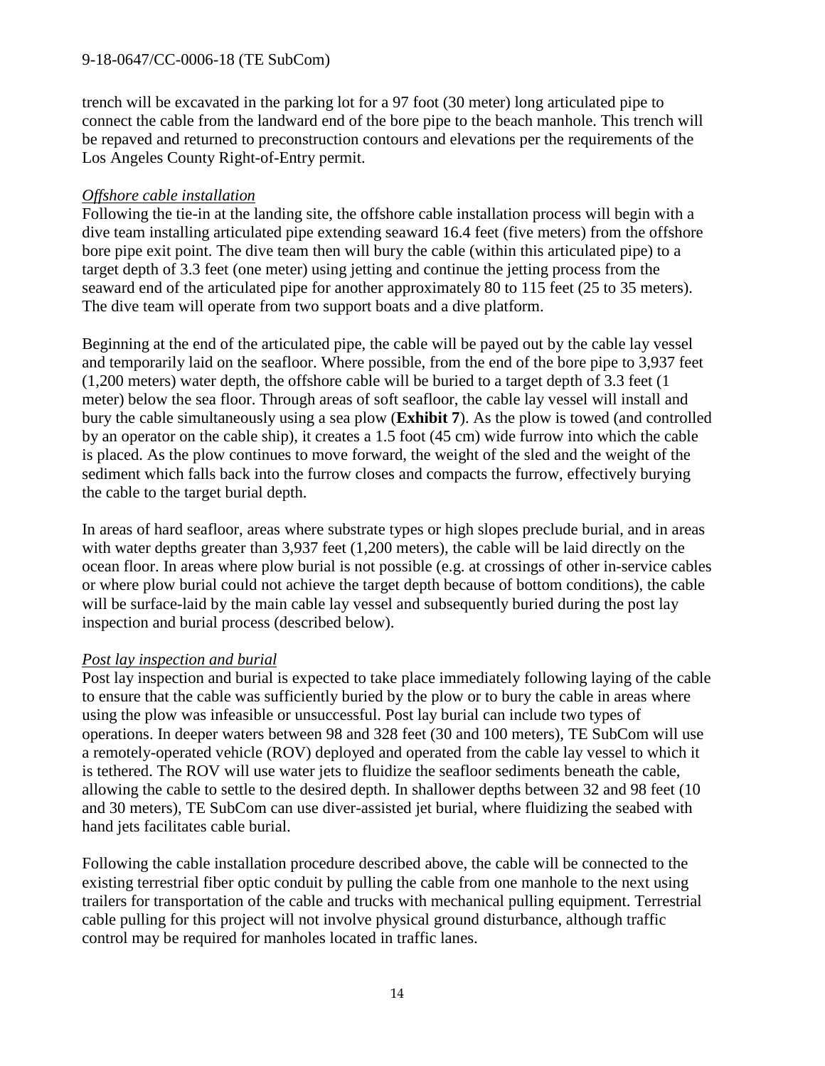trench will be excavated in the parking lot for a 97 foot (30 meter) long articulated pipe to connect the cable from the landward end of the bore pipe to the beach manhole. This trench will be repaved and returned to preconstruction contours and elevations per the requirements of the Los Angeles County Right-of-Entry permit.

*Offshore cable installation*

Following the tie-in at the landing site, the offshore cable installation process will begin with a dive team installing articulated pipe extending seaward 16.4 feet (five meters) from the offshore bore pipe exit point. The dive team then will bury the cable (within this articulated pipe) to a target depth of 3.3 feet (one meter) using jetting and continue the jetting process from the seaward end of the articulated pipe for another approximately 80 to 115 feet (25 to 35 meters). The dive team will operate from two support boats and a dive platform.

Beginning at the end of the articulated pipe, the cable will be payed out by the cable lay vessel and temporarily laid on the seafloor. Where possible, from the end of the bore pipe to 3,937 feet (1,200 meters) water depth, the offshore cable will be buried to a target depth of 3.3 feet (1 meter) below the sea floor. Through areas of soft seafloor, the cable lay vessel will install and bury the cable simultaneously using a sea plow (**Exhibit 7**). As the plow is towed (and controlled by an operator on the cable ship), it creates a 1.5 foot (45 cm) wide furrow into which the cable is placed. As the plow continues to move forward, the weight of the sled and the weight of the sediment which falls back into the furrow closes and compacts the furrow, effectively burying the cable to the target burial depth.

In areas of hard seafloor, areas where substrate types or high slopes preclude burial, and in areas with water depths greater than 3,937 feet (1,200 meters), the cable will be laid directly on the ocean floor. In areas where plow burial is not possible (e.g. at crossings of other in-service cables or where plow burial could not achieve the target depth because of bottom conditions), the cable will be surface-laid by the main cable lay vessel and subsequently buried during the post lay inspection and burial process (described below).

*Post lay inspection and burial*

Post lay inspection and burial is expected to take place immediately following laying of the cable to ensure that the cable was sufficiently buried by the plow or to bury the cable in areas where using the plow was infeasible or unsuccessful. Post lay burial can include two types of operations. In deeper waters between 98 and 328 feet (30 and 100 meters), TE SubCom will use a remotely-operated vehicle (ROV) deployed and operated from the cable lay vessel to which it is tethered. The ROV will use water jets to fluidize the seafloor sediments beneath the cable, allowing the cable to settle to the desired depth. In shallower depths between 32 and 98 feet (10 and 30 meters), TE SubCom can use diver-assisted jet burial, where fluidizing the seabed with hand jets facilitates cable burial.

Following the cable installation procedure described above, the cable will be connected to the existing terrestrial fiber optic conduit by pulling the cable from one manhole to the next using trailers for transportation of the cable and trucks with mechanical pulling equipment. Terrestrial cable pulling for this project will not involve physical ground disturbance, although traffic control may be required for manholes located in traffic lanes.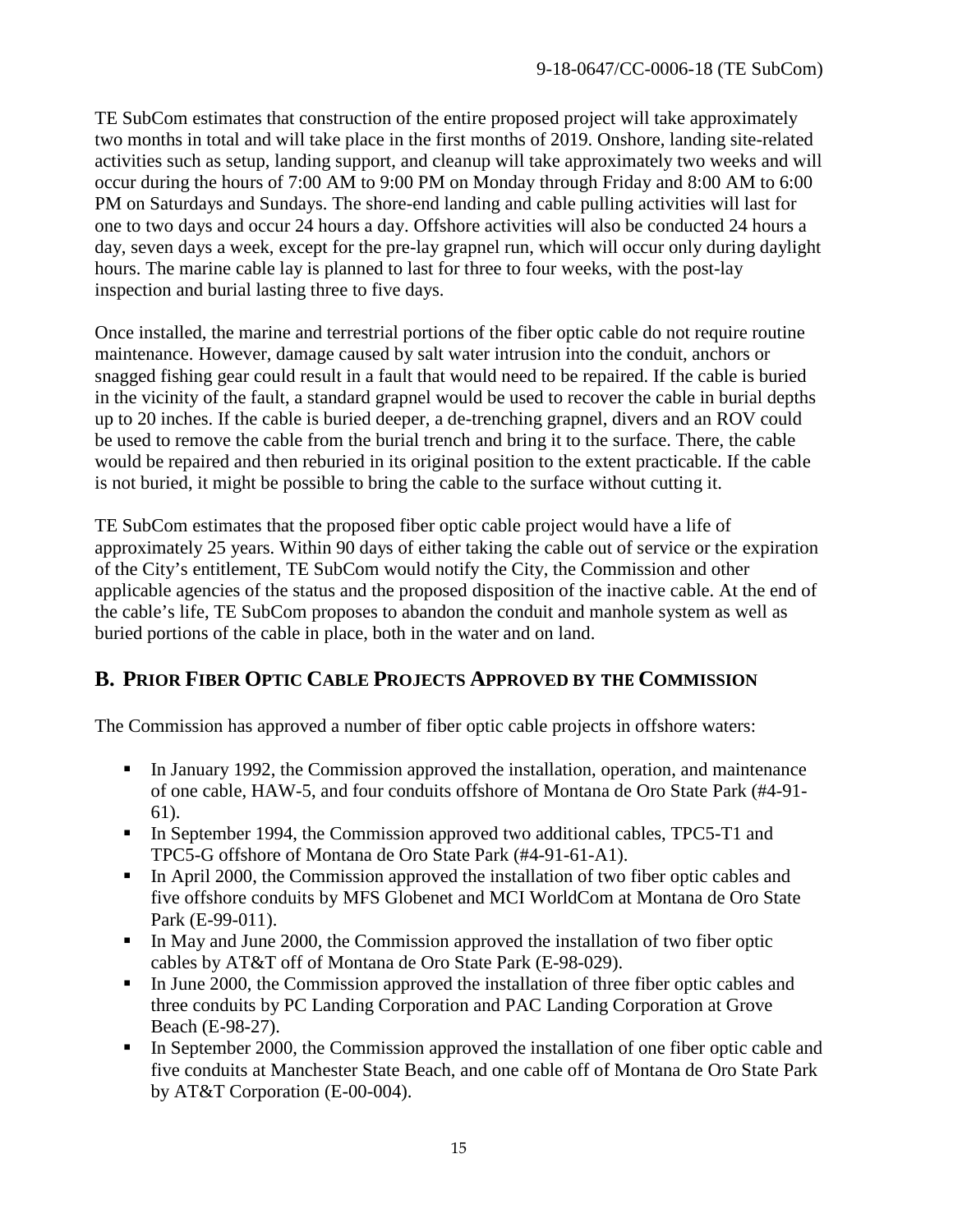TE SubCom estimates that construction of the entire proposed project will take approximately two months in total and will take place in the first months of 2019. Onshore, landing site-related activities such as setup, landing support, and cleanup will take approximately two weeks and will occur during the hours of 7:00 AM to 9:00 PM on Monday through Friday and 8:00 AM to 6:00 PM on Saturdays and Sundays. The shore-end landing and cable pulling activities will last for one to two days and occur 24 hours a day. Offshore activities will also be conducted 24 hours a day, seven days a week, except for the pre-lay grapnel run, which will occur only during daylight hours. The marine cable lay is planned to last for three to four weeks, with the post-lay inspection and burial lasting three to five days.

Once installed, the marine and terrestrial portions of the fiber optic cable do not require routine maintenance. However, damage caused by salt water intrusion into the conduit, anchors or snagged fishing gear could result in a fault that would need to be repaired. If the cable is buried in the vicinity of the fault, a standard grapnel would be used to recover the cable in burial depths up to 20 inches. If the cable is buried deeper, a de-trenching grapnel, divers and an ROV could be used to remove the cable from the burial trench and bring it to the surface. There, the cable would be repaired and then reburied in its original position to the extent practicable. If the cable is not buried, it might be possible to bring the cable to the surface without cutting it.

TE SubCom estimates that the proposed fiber optic cable project would have a life of approximately 25 years. Within 90 days of either taking the cable out of service or the expiration of the City's entitlement, TE SubCom would notify the City, the Commission and other applicable agencies of the status and the proposed disposition of the inactive cable. At the end of the cable's life, TE SubCom proposes to abandon the conduit and manhole system as well as buried portions of the cable in place, both in the water and on land.

## B. Prior Fiber Optic Cable Projects Approved by the Commission

The Commission has approved a number of fiber optic cable projects in offshore waters:

- In January 1992, the Commission approved the installation, operation, and maintenance of one cable, HAW-5, and four conduits offshore of Montana de Oro State Park (#4-91-61).
- In September 1994, the Commission approved two additional cables, TPC5-T1 and TPC5-G offshore of Montana de Oro State Park (#4-91-61-A1).
- In April 2000, the Commission approved the installation of two fiber optic cables and five offshore conduits by MFS Globenet and MCI WorldCom at Montana de Oro State Park (E-99-011).
- In May and June 2000, the Commission approved the installation of two fiber optic cables by AT&T off of Montana de Oro State Park (E-98-029).
- In June 2000, the Commission approved the installation of three fiber optic cables and three conduits by PC Landing Corporation and PAC Landing Corporation at Grove Beach (E-98-27).
- In September 2000, the Commission approved the installation of one fiber optic cable and five conduits at Manchester State Beach, and one cable off of Montana de Oro State Park by AT&T Corporation (E-00-004).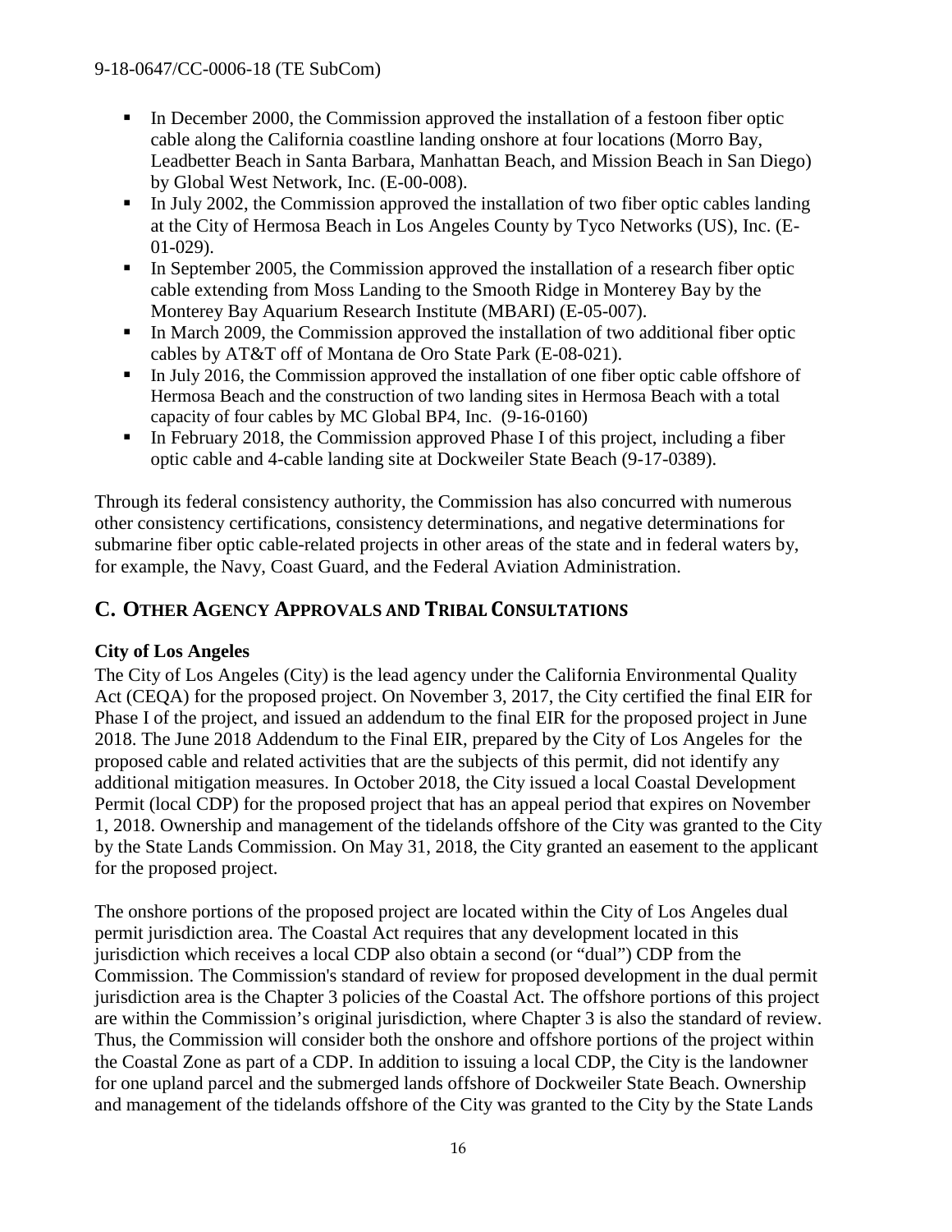- In December 2000, the Commission approved the installation of a festoon fiber optic cable along the California coastline landing onshore at four locations (Morro Bay, Leadbetter Beach in Santa Barbara, Manhattan Beach, and Mission Beach in San Diego) by Global West Network, Inc. (E-00-008).
- In July 2002, the Commission approved the installation of two fiber optic cables landing at the City of Hermosa Beach in Los Angeles County by Tyco Networks (US), Inc. (E-01-029).
- In September 2005, the Commission approved the installation of a research fiber optic cable extending from Moss Landing to the Smooth Ridge in Monterey Bay by the Monterey Bay Aquarium Research Institute (MBARI) (E-05-007).
- In March 2009, the Commission approved the installation of two additional fiber optic cables by AT&T off of Montana de Oro State Park (E-08-021).
- In July 2016, the Commission approved the installation of one fiber optic cable offshore of Hermosa Beach and the construction of two landing sites in Hermosa Beach with a total capacity of four cables by MC Global BP4, Inc. (9-16-0160)
- In February 2018, the Commission approved Phase I of this project, including a fiber optic cable and 4-cable landing site at Dockweiler State Beach (9-17-0389).

Through its federal consistency authority, the Commission has also concurred with numerous other consistency certifications, consistency determinations, and negative determinations for submarine fiber optic cable-related projects in other areas of the state and in federal waters by, for example, the Navy, Coast Guard, and the Federal Aviation Administration.

## C. Other Agency Approvals and Tribal Consultations

**City of Los Angeles**

The City of Los Angeles (City) is the lead agency under the California Environmental Quality Act (CEQA) for the proposed project. On November 3, 2017, the City certified the final EIR for Phase I of the project, and issued an addendum to the final EIR for the proposed project in June 2018. The June 2018 Addendum to the Final EIR, prepared by the City of Los Angeles for the proposed cable and related activities that are the subjects of this permit, did not identify any additional mitigation measures. In October 2018, the City issued a local Coastal Development Permit (local CDP) for the proposed project that has an appeal period that expires on November 1, 2018. Ownership and management of the tidelands offshore of the City was granted to the City by the State Lands Commission. On May 31, 2018, the City granted an easement to the applicant for the proposed project.

The onshore portions of the proposed project are located within the City of Los Angeles dual permit jurisdiction area. The Coastal Act requires that any development located in this jurisdiction which receives a local CDP also obtain a second (or "dual") CDP from the Commission. The Commission's standard of review for proposed development in the dual permit jurisdiction area is the Chapter 3 policies of the Coastal Act. The offshore portions of this project are within the Commission's original jurisdiction, where Chapter 3 is also the standard of review. Thus, the Commission will consider both the onshore and offshore portions of the project within the Coastal Zone as part of a CDP. In addition to issuing a local CDP, the City is the landowner for one upland parcel and the submerged lands offshore of Dockweiler State Beach. Ownership and management of the tidelands offshore of the City was granted to the City by the State Lands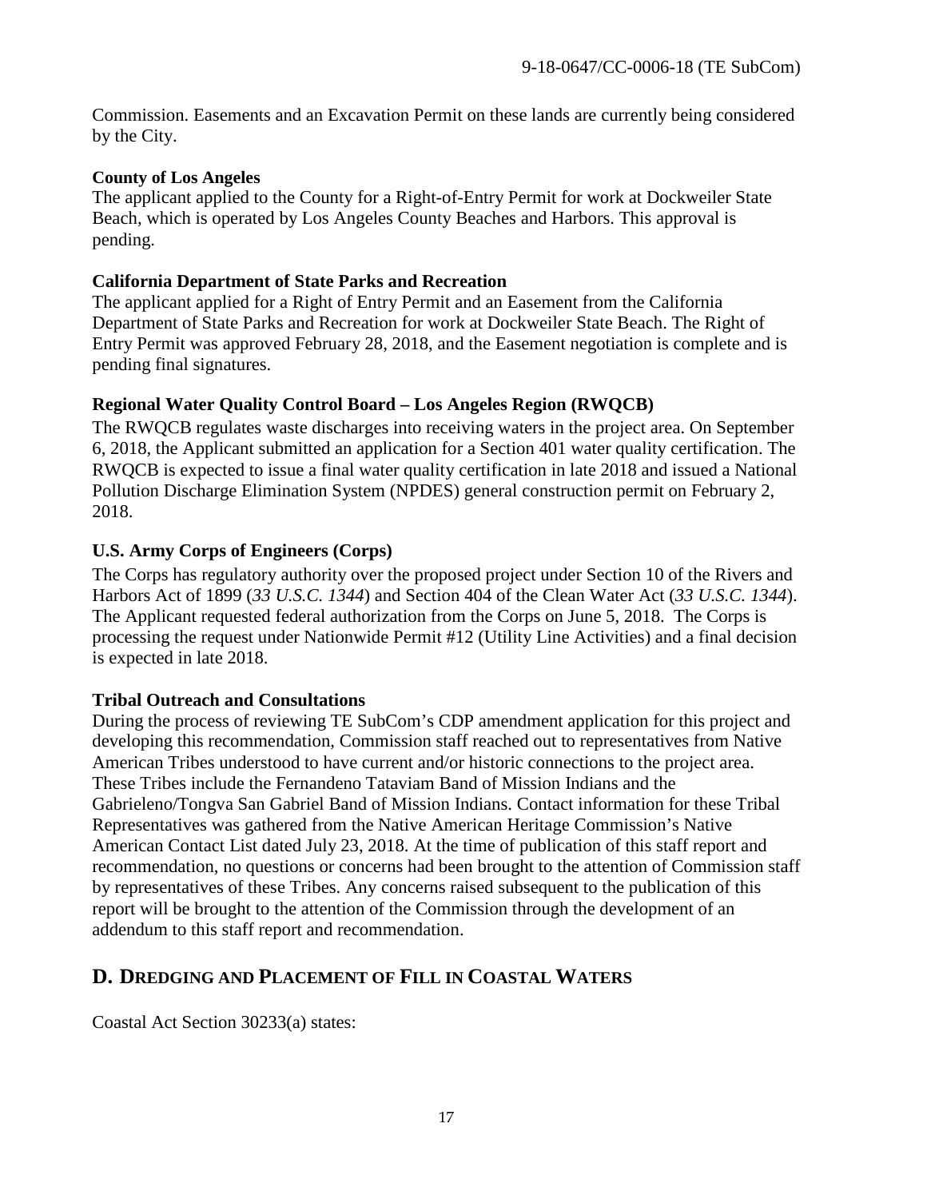Commission. Easements and an Excavation Permit on these lands are currently being considered by the City.

**County of Los Angeles**
The applicant applied to the County for a Right-of-Entry Permit for work at Dockweiler State Beach, which is operated by Los Angeles County Beaches and Harbors. This approval is pending.

**California Department of State Parks and Recreation**
The applicant applied for a Right of Entry Permit and an Easement from the California Department of State Parks and Recreation for work at Dockweiler State Beach. The Right of Entry Permit was approved February 28, 2018, and the Easement negotiation is complete and is pending final signatures.

**Regional Water Quality Control Board – Los Angeles Region (RWQCB)**
The RWQCB regulates waste discharges into receiving waters in the project area. On September 6, 2018, the Applicant submitted an application for a Section 401 water quality certification. The RWQCB is expected to issue a final water quality certification in late 2018 and issued a National Pollution Discharge Elimination System (NPDES) general construction permit on February 2, 2018.

**U.S. Army Corps of Engineers (Corps)**
The Corps has regulatory authority over the proposed project under Section 10 of the Rivers and Harbors Act of 1899 (*33 U.S.C. 1344*) and Section 404 of the Clean Water Act (*33 U.S.C. 1344*). The Applicant requested federal authorization from the Corps on June 5, 2018. The Corps is processing the request under Nationwide Permit #12 (Utility Line Activities) and a final decision is expected in late 2018.

**Tribal Outreach and Consultations**
During the process of reviewing TE SubCom's CDP amendment application for this project and developing this recommendation, Commission staff reached out to representatives from Native American Tribes understood to have current and/or historic connections to the project area. These Tribes include the Fernandeno Tataviam Band of Mission Indians and the Gabrieleno/Tongva San Gabriel Band of Mission Indians. Contact information for these Tribal Representatives was gathered from the Native American Heritage Commission's Native American Contact List dated July 23, 2018. At the time of publication of this staff report and recommendation, no questions or concerns had been brought to the attention of Commission staff by representatives of these Tribes. Any concerns raised subsequent to the publication of this report will be brought to the attention of the Commission through the development of an addendum to this staff report and recommendation.

## D. Dredging and Placement of Fill in Coastal Waters

Coastal Act Section 30233(a) states: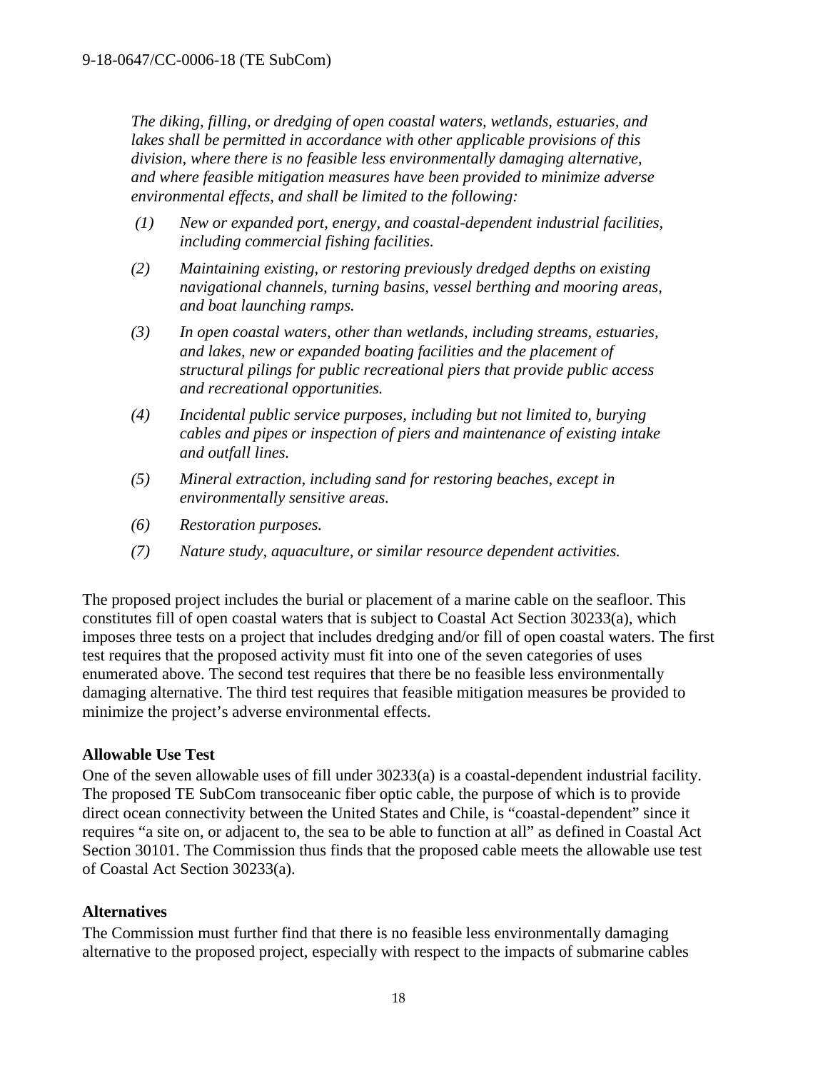*The diking, filling, or dredging of open coastal waters, wetlands, estuaries, and lakes shall be permitted in accordance with other applicable provisions of this division, where there is no feasible less environmentally damaging alternative, and where feasible mitigation measures have been provided to minimize adverse environmental effects, and shall be limited to the following:*

*(1) New or expanded port, energy, and coastal-dependent industrial facilities, including commercial fishing facilities.*

*(2) Maintaining existing, or restoring previously dredged depths on existing navigational channels, turning basins, vessel berthing and mooring areas, and boat launching ramps.*

*(3) In open coastal waters, other than wetlands, including streams, estuaries, and lakes, new or expanded boating facilities and the placement of structural pilings for public recreational piers that provide public access and recreational opportunities.*

*(4) Incidental public service purposes, including but not limited to, burying cables and pipes or inspection of piers and maintenance of existing intake and outfall lines.*

*(5) Mineral extraction, including sand for restoring beaches, except in environmentally sensitive areas.*

*(6) Restoration purposes.*

*(7) Nature study, aquaculture, or similar resource dependent activities.*

The proposed project includes the burial or placement of a marine cable on the seafloor. This constitutes fill of open coastal waters that is subject to Coastal Act Section 30233(a), which imposes three tests on a project that includes dredging and/or fill of open coastal waters. The first test requires that the proposed activity must fit into one of the seven categories of uses enumerated above. The second test requires that there be no feasible less environmentally damaging alternative. The third test requires that feasible mitigation measures be provided to minimize the project's adverse environmental effects.

**Allowable Use Test**

One of the seven allowable uses of fill under 30233(a) is a coastal-dependent industrial facility. The proposed TE SubCom transoceanic fiber optic cable, the purpose of which is to provide direct ocean connectivity between the United States and Chile, is "coastal-dependent" since it requires "a site on, or adjacent to, the sea to be able to function at all" as defined in Coastal Act Section 30101. The Commission thus finds that the proposed cable meets the allowable use test of Coastal Act Section 30233(a).

**Alternatives**

The Commission must further find that there is no feasible less environmentally damaging alternative to the proposed project, especially with respect to the impacts of submarine cables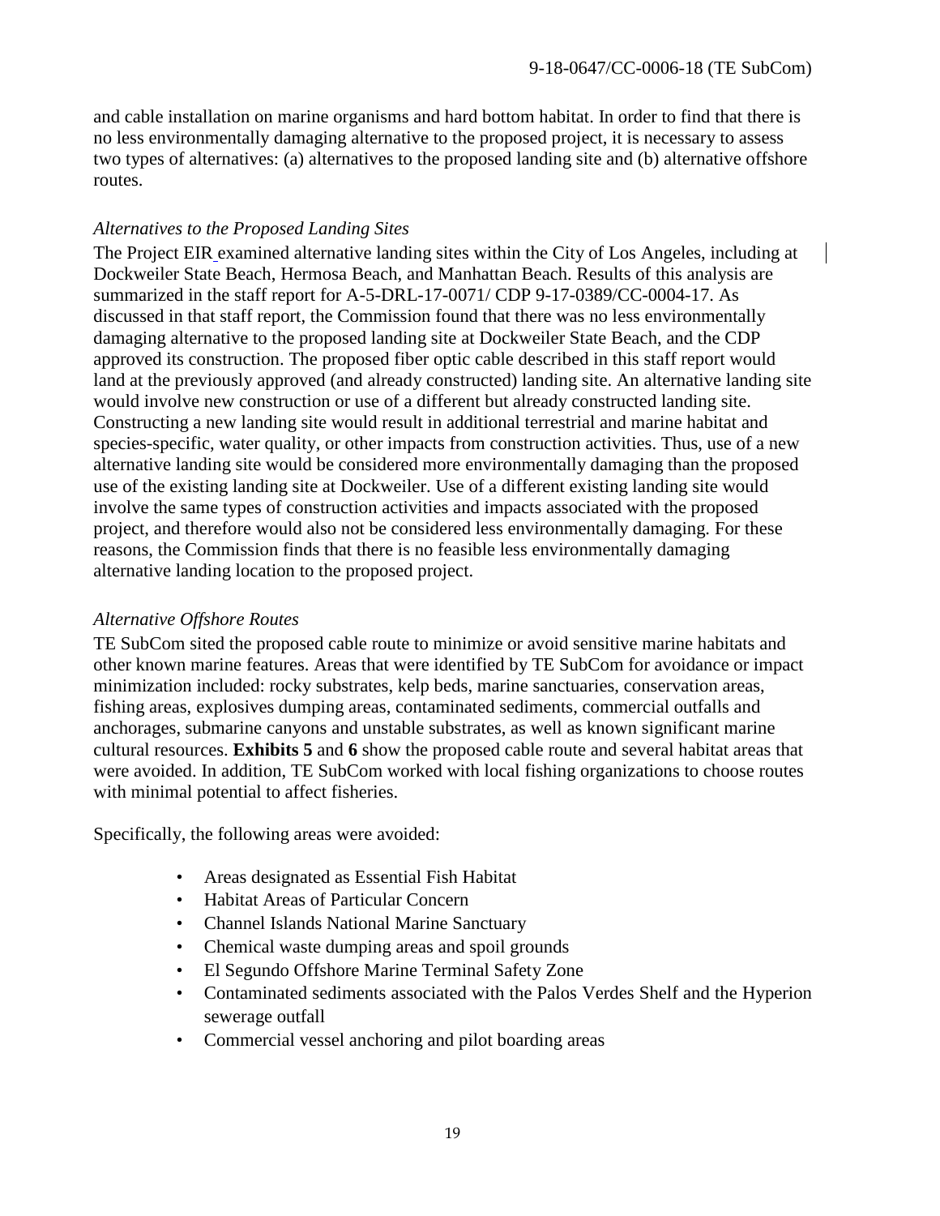and cable installation on marine organisms and hard bottom habitat. In order to find that there is no less environmentally damaging alternative to the proposed project, it is necessary to assess two types of alternatives: (a) alternatives to the proposed landing site and (b) alternative offshore routes.

*Alternatives to the Proposed Landing Sites*

The Project EIR examined alternative landing sites within the City of Los Angeles, including at Dockweiler State Beach, Hermosa Beach, and Manhattan Beach. Results of this analysis are summarized in the staff report for A-5-DRL-17-0071/ CDP 9-17-0389/CC-0004-17. As discussed in that staff report, the Commission found that there was no less environmentally damaging alternative to the proposed landing site at Dockweiler State Beach, and the CDP approved its construction. The proposed fiber optic cable described in this staff report would land at the previously approved (and already constructed) landing site. An alternative landing site would involve new construction or use of a different but already constructed landing site. Constructing a new landing site would result in additional terrestrial and marine habitat and species-specific, water quality, or other impacts from construction activities. Thus, use of a new alternative landing site would be considered more environmentally damaging than the proposed use of the existing landing site at Dockweiler. Use of a different existing landing site would involve the same types of construction activities and impacts associated with the proposed project, and therefore would also not be considered less environmentally damaging. For these reasons, the Commission finds that there is no feasible less environmentally damaging alternative landing location to the proposed project.

*Alternative Offshore Routes*

TE SubCom sited the proposed cable route to minimize or avoid sensitive marine habitats and other known marine features. Areas that were identified by TE SubCom for avoidance or impact minimization included: rocky substrates, kelp beds, marine sanctuaries, conservation areas, fishing areas, explosives dumping areas, contaminated sediments, commercial outfalls and anchorages, submarine canyons and unstable substrates, as well as known significant marine cultural resources. **Exhibits 5** and **6** show the proposed cable route and several habitat areas that were avoided. In addition, TE SubCom worked with local fishing organizations to choose routes with minimal potential to affect fisheries.

Specifically, the following areas were avoided:

- Areas designated as Essential Fish Habitat
- Habitat Areas of Particular Concern
- Channel Islands National Marine Sanctuary
- Chemical waste dumping areas and spoil grounds
- El Segundo Offshore Marine Terminal Safety Zone
- Contaminated sediments associated with the Palos Verdes Shelf and the Hyperion sewerage outfall
- Commercial vessel anchoring and pilot boarding areas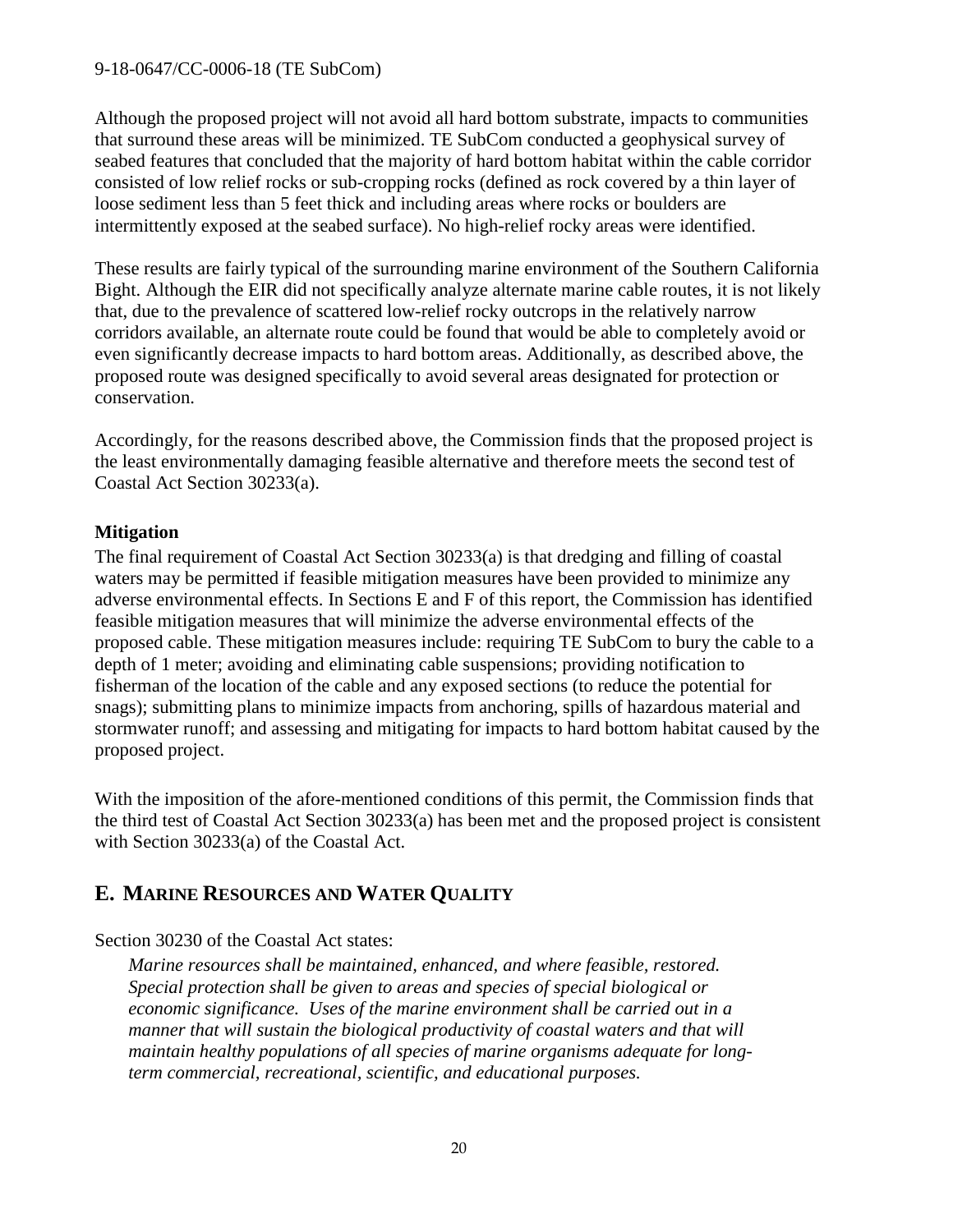Although the proposed project will not avoid all hard bottom substrate, impacts to communities that surround these areas will be minimized. TE SubCom conducted a geophysical survey of seabed features that concluded that the majority of hard bottom habitat within the cable corridor consisted of low relief rocks or sub-cropping rocks (defined as rock covered by a thin layer of loose sediment less than 5 feet thick and including areas where rocks or boulders are intermittently exposed at the seabed surface). No high-relief rocky areas were identified.

These results are fairly typical of the surrounding marine environment of the Southern California Bight. Although the EIR did not specifically analyze alternate marine cable routes, it is not likely that, due to the prevalence of scattered low-relief rocky outcrops in the relatively narrow corridors available, an alternate route could be found that would be able to completely avoid or even significantly decrease impacts to hard bottom areas. Additionally, as described above, the proposed route was designed specifically to avoid several areas designated for protection or conservation.

Accordingly, for the reasons described above, the Commission finds that the proposed project is the least environmentally damaging feasible alternative and therefore meets the second test of Coastal Act Section 30233(a).

**Mitigation**

The final requirement of Coastal Act Section 30233(a) is that dredging and filling of coastal waters may be permitted if feasible mitigation measures have been provided to minimize any adverse environmental effects. In Sections E and F of this report, the Commission has identified feasible mitigation measures that will minimize the adverse environmental effects of the proposed cable. These mitigation measures include: requiring TE SubCom to bury the cable to a depth of 1 meter; avoiding and eliminating cable suspensions; providing notification to fisherman of the location of the cable and any exposed sections (to reduce the potential for snags); submitting plans to minimize impacts from anchoring, spills of hazardous material and stormwater runoff; and assessing and mitigating for impacts to hard bottom habitat caused by the proposed project.

With the imposition of the afore-mentioned conditions of this permit, the Commission finds that the third test of Coastal Act Section 30233(a) has been met and the proposed project is consistent with Section 30233(a) of the Coastal Act.

## E. MARINE RESOURCES AND WATER QUALITY

Section 30230 of the Coastal Act states:

> *Marine resources shall be maintained, enhanced, and where feasible, restored. Special protection shall be given to areas and species of special biological or economic significance. Uses of the marine environment shall be carried out in a manner that will sustain the biological productivity of coastal waters and that will maintain healthy populations of all species of marine organisms adequate for long-term commercial, recreational, scientific, and educational purposes.*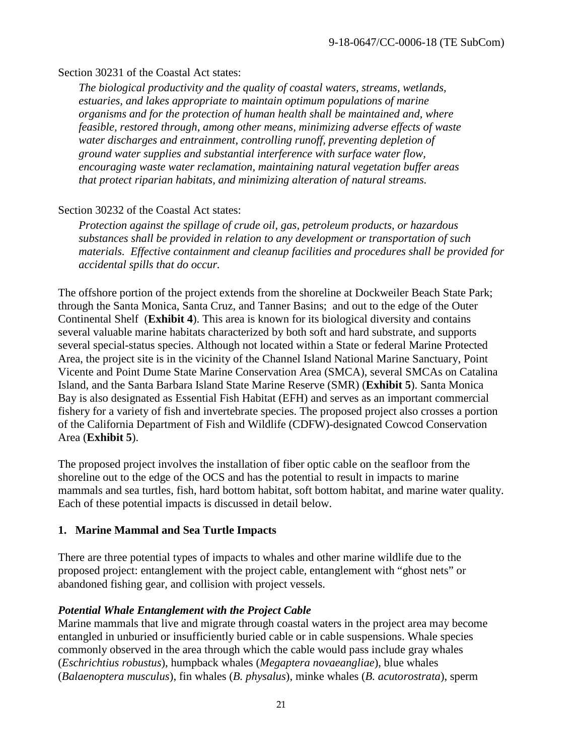Section 30231 of the Coastal Act states:

*The biological productivity and the quality of coastal waters, streams, wetlands, estuaries, and lakes appropriate to maintain optimum populations of marine organisms and for the protection of human health shall be maintained and, where feasible, restored through, among other means, minimizing adverse effects of waste water discharges and entrainment, controlling runoff, preventing depletion of ground water supplies and substantial interference with surface water flow, encouraging waste water reclamation, maintaining natural vegetation buffer areas that protect riparian habitats, and minimizing alteration of natural streams.*

Section 30232 of the Coastal Act states:

*Protection against the spillage of crude oil, gas, petroleum products, or hazardous substances shall be provided in relation to any development or transportation of such materials. Effective containment and cleanup facilities and procedures shall be provided for accidental spills that do occur.*

The offshore portion of the project extends from the shoreline at Dockweiler Beach State Park; through the Santa Monica, Santa Cruz, and Tanner Basins; and out to the edge of the Outer Continental Shelf (**Exhibit 4**). This area is known for its biological diversity and contains several valuable marine habitats characterized by both soft and hard substrate, and supports several special-status species. Although not located within a State or federal Marine Protected Area, the project site is in the vicinity of the Channel Island National Marine Sanctuary, Point Vicente and Point Dume State Marine Conservation Area (SMCA), several SMCAs on Catalina Island, and the Santa Barbara Island State Marine Reserve (SMR) (**Exhibit 5**). Santa Monica Bay is also designated as Essential Fish Habitat (EFH) and serves as an important commercial fishery for a variety of fish and invertebrate species. The proposed project also crosses a portion of the California Department of Fish and Wildlife (CDFW)-designated Cowcod Conservation Area (**Exhibit 5**).

The proposed project involves the installation of fiber optic cable on the seafloor from the shoreline out to the edge of the OCS and has the potential to result in impacts to marine mammals and sea turtles, fish, hard bottom habitat, soft bottom habitat, and marine water quality. Each of these potential impacts is discussed in detail below.

## 1. Marine Mammal and Sea Turtle Impacts

There are three potential types of impacts to whales and other marine wildlife due to the proposed project: entanglement with the project cable, entanglement with "ghost nets" or abandoned fishing gear, and collision with project vessels.

### *Potential Whale Entanglement with the Project Cable*

Marine mammals that live and migrate through coastal waters in the project area may become entangled in unburied or insufficiently buried cable or in cable suspensions. Whale species commonly observed in the area through which the cable would pass include gray whales (*Eschrichtius robustus*), humpback whales (*Megaptera novaeangliae*), blue whales (*Balaenoptera musculus*), fin whales (*B. physalus*), minke whales (*B. acutorostrata*), sperm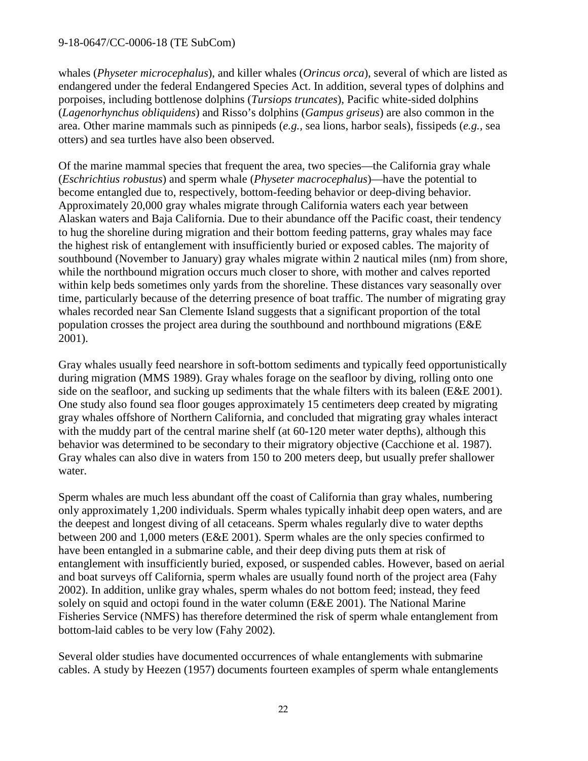whales (*Physeter microcephalus*), and killer whales (*Orincus orca*), several of which are listed as endangered under the federal Endangered Species Act. In addition, several types of dolphins and porpoises, including bottlenose dolphins (*Tursiops truncates*), Pacific white-sided dolphins (*Lagenorhynchus obliquidens*) and Risso's dolphins (*Gampus griseus*) are also common in the area. Other marine mammals such as pinnipeds (*e.g.*, sea lions, harbor seals), fissipeds (*e.g.*, sea otters) and sea turtles have also been observed.

Of the marine mammal species that frequent the area, two species—the California gray whale (*Eschrichtius robustus*) and sperm whale (*Physeter macrocephalus*)—have the potential to become entangled due to, respectively, bottom-feeding behavior or deep-diving behavior. Approximately 20,000 gray whales migrate through California waters each year between Alaskan waters and Baja California. Due to their abundance off the Pacific coast, their tendency to hug the shoreline during migration and their bottom feeding patterns, gray whales may face the highest risk of entanglement with insufficiently buried or exposed cables. The majority of southbound (November to January) gray whales migrate within 2 nautical miles (nm) from shore, while the northbound migration occurs much closer to shore, with mother and calves reported within kelp beds sometimes only yards from the shoreline. These distances vary seasonally over time, particularly because of the deterring presence of boat traffic. The number of migrating gray whales recorded near San Clemente Island suggests that a significant proportion of the total population crosses the project area during the southbound and northbound migrations (E&E 2001).

Gray whales usually feed nearshore in soft-bottom sediments and typically feed opportunistically during migration (MMS 1989). Gray whales forage on the seafloor by diving, rolling onto one side on the seafloor, and sucking up sediments that the whale filters with its baleen (E&E 2001). One study also found sea floor gouges approximately 15 centimeters deep created by migrating gray whales offshore of Northern California, and concluded that migrating gray whales interact with the muddy part of the central marine shelf (at 60-120 meter water depths), although this behavior was determined to be secondary to their migratory objective (Cacchione et al. 1987). Gray whales can also dive in waters from 150 to 200 meters deep, but usually prefer shallower water.

Sperm whales are much less abundant off the coast of California than gray whales, numbering only approximately 1,200 individuals. Sperm whales typically inhabit deep open waters, and are the deepest and longest diving of all cetaceans. Sperm whales regularly dive to water depths between 200 and 1,000 meters (E&E 2001). Sperm whales are the only species confirmed to have been entangled in a submarine cable, and their deep diving puts them at risk of entanglement with insufficiently buried, exposed, or suspended cables. However, based on aerial and boat surveys off California, sperm whales are usually found north of the project area (Fahy 2002). In addition, unlike gray whales, sperm whales do not bottom feed; instead, they feed solely on squid and octopi found in the water column (E&E 2001). The National Marine Fisheries Service (NMFS) has therefore determined the risk of sperm whale entanglement from bottom-laid cables to be very low (Fahy 2002).

Several older studies have documented occurrences of whale entanglements with submarine cables. A study by Heezen (1957) documents fourteen examples of sperm whale entanglements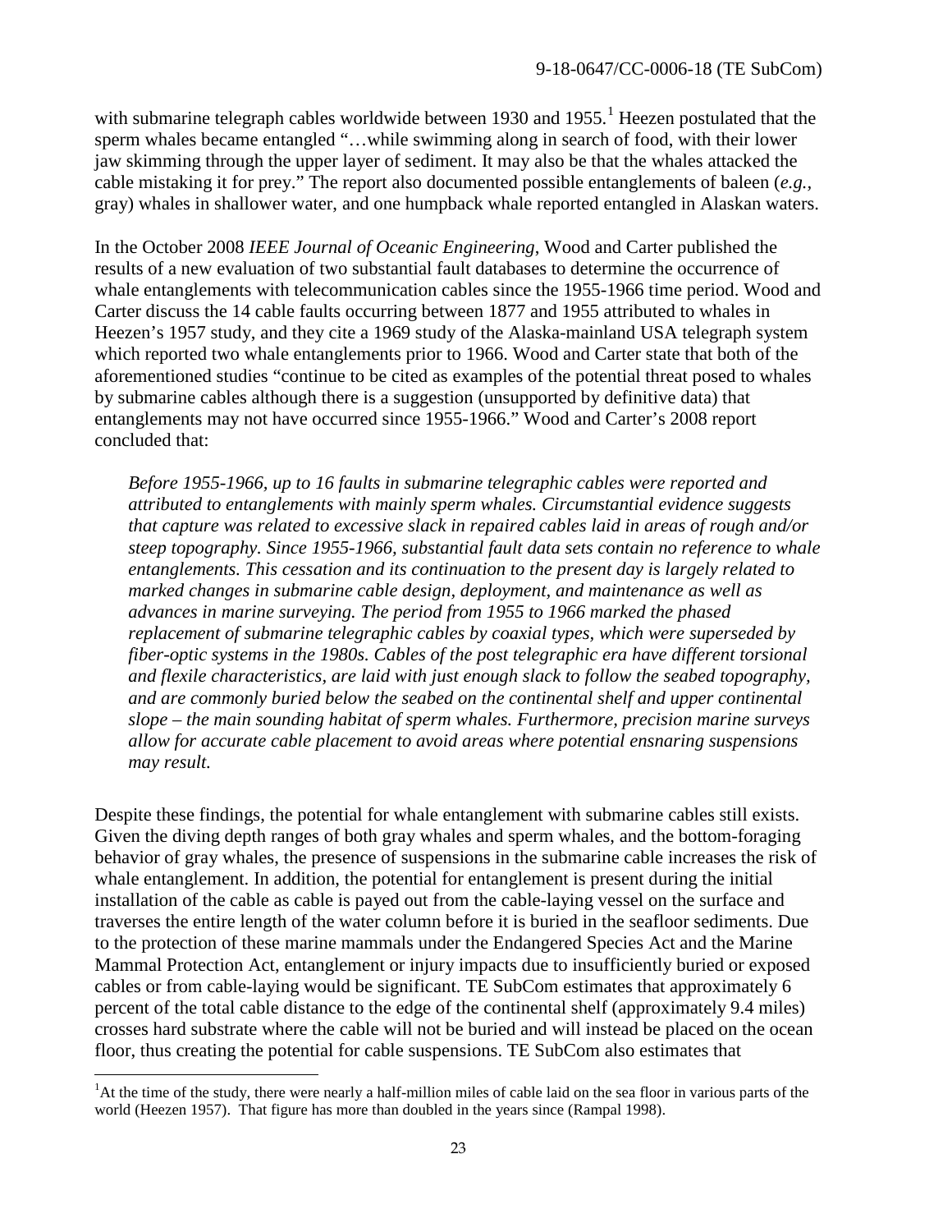with submarine telegraph cables worldwide between 1930 and 1955.[1] Heezen postulated that the sperm whales became entangled "…while swimming along in search of food, with their lower jaw skimming through the upper layer of sediment. It may also be that the whales attacked the cable mistaking it for prey." The report also documented possible entanglements of baleen (*e.g.*, gray) whales in shallower water, and one humpback whale reported entangled in Alaskan waters.

In the October 2008 *IEEE Journal of Oceanic Engineering*, Wood and Carter published the results of a new evaluation of two substantial fault databases to determine the occurrence of whale entanglements with telecommunication cables since the 1955-1966 time period. Wood and Carter discuss the 14 cable faults occurring between 1877 and 1955 attributed to whales in Heezen's 1957 study, and they cite a 1969 study of the Alaska-mainland USA telegraph system which reported two whale entanglements prior to 1966. Wood and Carter state that both of the aforementioned studies "continue to be cited as examples of the potential threat posed to whales by submarine cables although there is a suggestion (unsupported by definitive data) that entanglements may not have occurred since 1955-1966." Wood and Carter's 2008 report concluded that:

> *Before 1955-1966, up to 16 faults in submarine telegraphic cables were reported and attributed to entanglements with mainly sperm whales. Circumstantial evidence suggests that capture was related to excessive slack in repaired cables laid in areas of rough and/or steep topography. Since 1955-1966, substantial fault data sets contain no reference to whale entanglements. This cessation and its continuation to the present day is largely related to marked changes in submarine cable design, deployment, and maintenance as well as advances in marine surveying. The period from 1955 to 1966 marked the phased replacement of submarine telegraphic cables by coaxial types, which were superseded by fiber-optic systems in the 1980s. Cables of the post telegraphic era have different torsional and flexile characteristics, are laid with just enough slack to follow the seabed topography, and are commonly buried below the seabed on the continental shelf and upper continental slope – the main sounding habitat of sperm whales. Furthermore, precision marine surveys allow for accurate cable placement to avoid areas where potential ensnaring suspensions may result.*

Despite these findings, the potential for whale entanglement with submarine cables still exists. Given the diving depth ranges of both gray whales and sperm whales, and the bottom-foraging behavior of gray whales, the presence of suspensions in the submarine cable increases the risk of whale entanglement. In addition, the potential for entanglement is present during the initial installation of the cable as cable is payed out from the cable-laying vessel on the surface and traverses the entire length of the water column before it is buried in the seafloor sediments. Due to the protection of these marine mammals under the Endangered Species Act and the Marine Mammal Protection Act, entanglement or injury impacts due to insufficiently buried or exposed cables or from cable-laying would be significant. TE SubCom estimates that approximately 6 percent of the total cable distance to the edge of the continental shelf (approximately 9.4 miles) crosses hard substrate where the cable will not be buried and will instead be placed on the ocean floor, thus creating the potential for cable suspensions. TE SubCom also estimates that

[1] At the time of the study, there were nearly a half-million miles of cable laid on the sea floor in various parts of the world (Heezen 1957). That figure has more than doubled in the years since (Rampal 1998).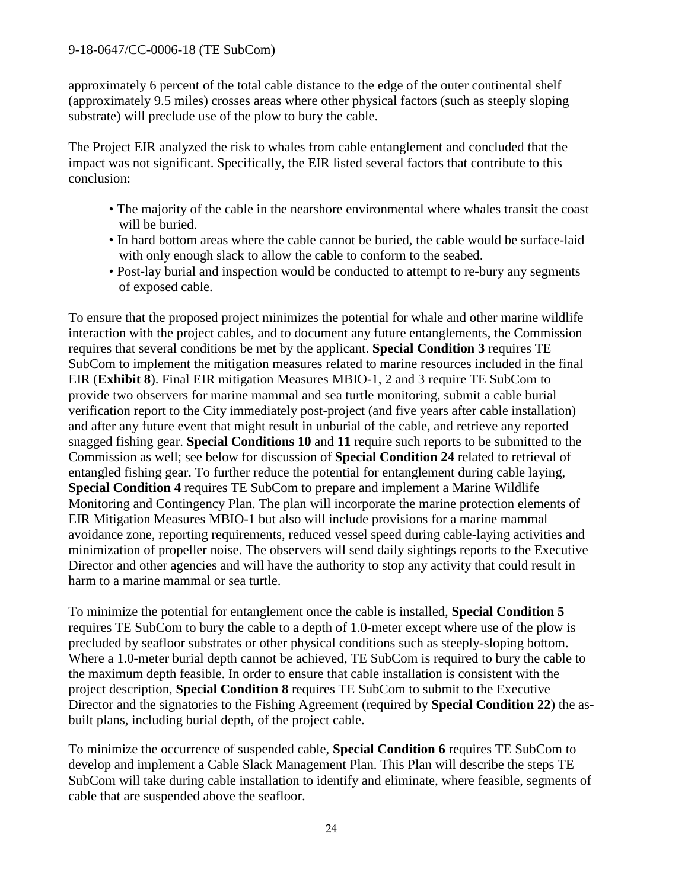approximately 6 percent of the total cable distance to the edge of the outer continental shelf (approximately 9.5 miles) crosses areas where other physical factors (such as steeply sloping substrate) will preclude use of the plow to bury the cable.

The Project EIR analyzed the risk to whales from cable entanglement and concluded that the impact was not significant. Specifically, the EIR listed several factors that contribute to this conclusion:

- The majority of the cable in the nearshore environmental where whales transit the coast will be buried.
- In hard bottom areas where the cable cannot be buried, the cable would be surface-laid with only enough slack to allow the cable to conform to the seabed.
- Post-lay burial and inspection would be conducted to attempt to re-bury any segments of exposed cable.

To ensure that the proposed project minimizes the potential for whale and other marine wildlife interaction with the project cables, and to document any future entanglements, the Commission requires that several conditions be met by the applicant. **Special Condition 3** requires TE SubCom to implement the mitigation measures related to marine resources included in the final EIR (**Exhibit 8**). Final EIR mitigation Measures MBIO-1, 2 and 3 require TE SubCom to provide two observers for marine mammal and sea turtle monitoring, submit a cable burial verification report to the City immediately post-project (and five years after cable installation) and after any future event that might result in unburial of the cable, and retrieve any reported snagged fishing gear. **Special Conditions 10** and **11** require such reports to be submitted to the Commission as well; see below for discussion of **Special Condition 24** related to retrieval of entangled fishing gear. To further reduce the potential for entanglement during cable laying, **Special Condition 4** requires TE SubCom to prepare and implement a Marine Wildlife Monitoring and Contingency Plan. The plan will incorporate the marine protection elements of EIR Mitigation Measures MBIO-1 but also will include provisions for a marine mammal avoidance zone, reporting requirements, reduced vessel speed during cable-laying activities and minimization of propeller noise. The observers will send daily sightings reports to the Executive Director and other agencies and will have the authority to stop any activity that could result in harm to a marine mammal or sea turtle.

To minimize the potential for entanglement once the cable is installed, **Special Condition 5** requires TE SubCom to bury the cable to a depth of 1.0-meter except where use of the plow is precluded by seafloor substrates or other physical conditions such as steeply-sloping bottom. Where a 1.0-meter burial depth cannot be achieved, TE SubCom is required to bury the cable to the maximum depth feasible. In order to ensure that cable installation is consistent with the project description, **Special Condition 8** requires TE SubCom to submit to the Executive Director and the signatories to the Fishing Agreement (required by **Special Condition 22**) the as-built plans, including burial depth, of the project cable.

To minimize the occurrence of suspended cable, **Special Condition 6** requires TE SubCom to develop and implement a Cable Slack Management Plan. This Plan will describe the steps TE SubCom will take during cable installation to identify and eliminate, where feasible, segments of cable that are suspended above the seafloor.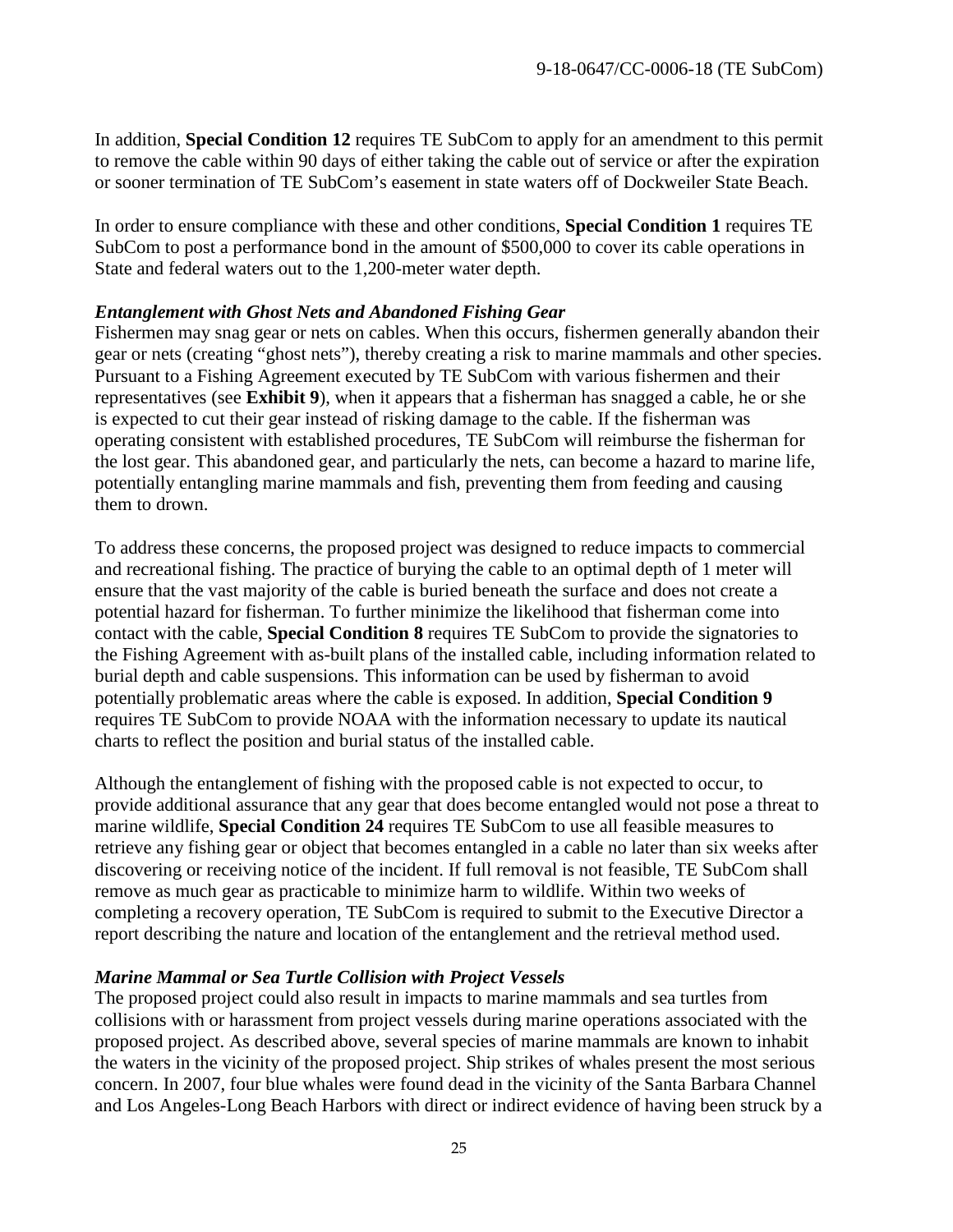In addition, **Special Condition 12** requires TE SubCom to apply for an amendment to this permit to remove the cable within 90 days of either taking the cable out of service or after the expiration or sooner termination of TE SubCom's easement in state waters off of Dockweiler State Beach.

In order to ensure compliance with these and other conditions, **Special Condition 1** requires TE SubCom to post a performance bond in the amount of $500,000 to cover its cable operations in State and federal waters out to the 1,200-meter water depth.

***Entanglement with Ghost Nets and Abandoned Fishing Gear***

Fishermen may snag gear or nets on cables. When this occurs, fishermen generally abandon their gear or nets (creating "ghost nets"), thereby creating a risk to marine mammals and other species. Pursuant to a Fishing Agreement executed by TE SubCom with various fishermen and their representatives (see **Exhibit 9**), when it appears that a fisherman has snagged a cable, he or she is expected to cut their gear instead of risking damage to the cable. If the fisherman was operating consistent with established procedures, TE SubCom will reimburse the fisherman for the lost gear. This abandoned gear, and particularly the nets, can become a hazard to marine life, potentially entangling marine mammals and fish, preventing them from feeding and causing them to drown.

To address these concerns, the proposed project was designed to reduce impacts to commercial and recreational fishing. The practice of burying the cable to an optimal depth of 1 meter will ensure that the vast majority of the cable is buried beneath the surface and does not create a potential hazard for fisherman. To further minimize the likelihood that fisherman come into contact with the cable, **Special Condition 8** requires TE SubCom to provide the signatories to the Fishing Agreement with as-built plans of the installed cable, including information related to burial depth and cable suspensions. This information can be used by fisherman to avoid potentially problematic areas where the cable is exposed. In addition, **Special Condition 9** requires TE SubCom to provide NOAA with the information necessary to update its nautical charts to reflect the position and burial status of the installed cable.

Although the entanglement of fishing with the proposed cable is not expected to occur, to provide additional assurance that any gear that does become entangled would not pose a threat to marine wildlife, **Special Condition 24** requires TE SubCom to use all feasible measures to retrieve any fishing gear or object that becomes entangled in a cable no later than six weeks after discovering or receiving notice of the incident. If full removal is not feasible, TE SubCom shall remove as much gear as practicable to minimize harm to wildlife. Within two weeks of completing a recovery operation, TE SubCom is required to submit to the Executive Director a report describing the nature and location of the entanglement and the retrieval method used.

***Marine Mammal or Sea Turtle Collision with Project Vessels***

The proposed project could also result in impacts to marine mammals and sea turtles from collisions with or harassment from project vessels during marine operations associated with the proposed project. As described above, several species of marine mammals are known to inhabit the waters in the vicinity of the proposed project. Ship strikes of whales present the most serious concern. In 2007, four blue whales were found dead in the vicinity of the Santa Barbara Channel and Los Angeles-Long Beach Harbors with direct or indirect evidence of having been struck by a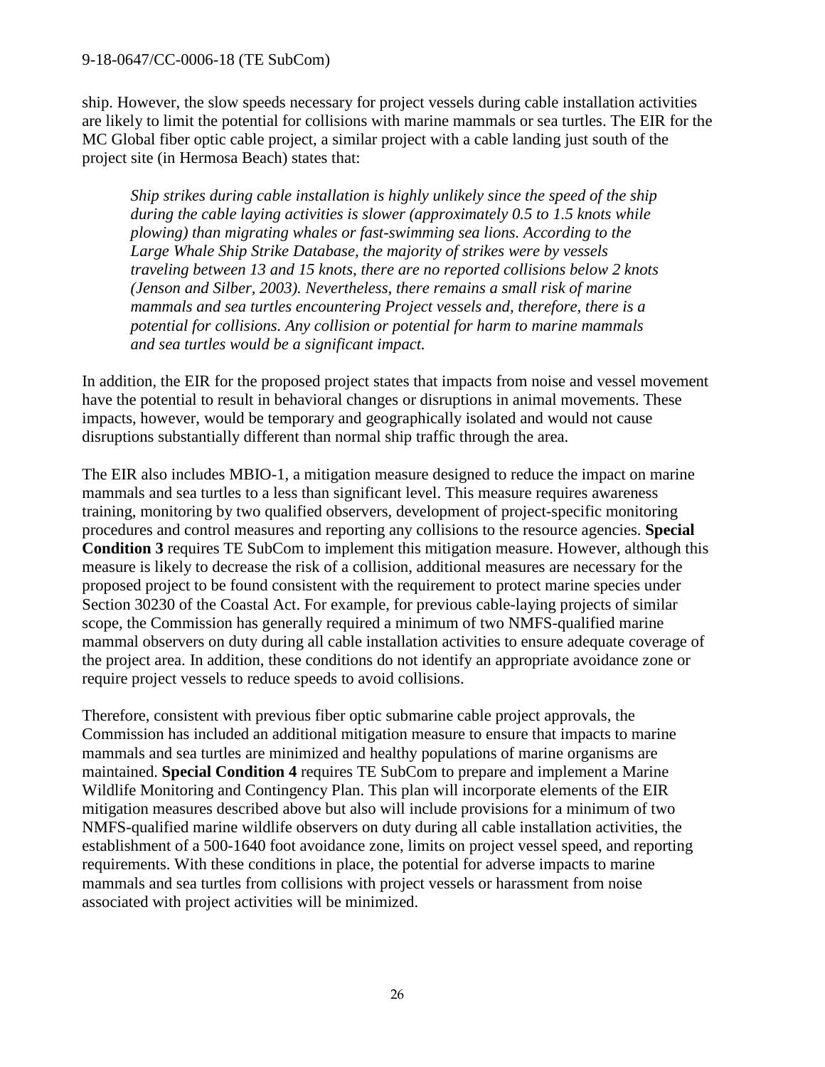ship. However, the slow speeds necessary for project vessels during cable installation activities are likely to limit the potential for collisions with marine mammals or sea turtles. The EIR for the MC Global fiber optic cable project, a similar project with a cable landing just south of the project site (in Hermosa Beach) states that:

> *Ship strikes during cable installation is highly unlikely since the speed of the ship during the cable laying activities is slower (approximately 0.5 to 1.5 knots while plowing) than migrating whales or fast-swimming sea lions. According to the Large Whale Ship Strike Database, the majority of strikes were by vessels traveling between 13 and 15 knots, there are no reported collisions below 2 knots (Jenson and Silber, 2003). Nevertheless, there remains a small risk of marine mammals and sea turtles encountering Project vessels and, therefore, there is a potential for collisions. Any collision or potential for harm to marine mammals and sea turtles would be a significant impact.*

In addition, the EIR for the proposed project states that impacts from noise and vessel movement have the potential to result in behavioral changes or disruptions in animal movements. These impacts, however, would be temporary and geographically isolated and would not cause disruptions substantially different than normal ship traffic through the area.

The EIR also includes MBIO-1, a mitigation measure designed to reduce the impact on marine mammals and sea turtles to a less than significant level. This measure requires awareness training, monitoring by two qualified observers, development of project-specific monitoring procedures and control measures and reporting any collisions to the resource agencies. **Special Condition 3** requires TE SubCom to implement this mitigation measure. However, although this measure is likely to decrease the risk of a collision, additional measures are necessary for the proposed project to be found consistent with the requirement to protect marine species under Section 30230 of the Coastal Act. For example, for previous cable-laying projects of similar scope, the Commission has generally required a minimum of two NMFS-qualified marine mammal observers on duty during all cable installation activities to ensure adequate coverage of the project area. In addition, these conditions do not identify an appropriate avoidance zone or require project vessels to reduce speeds to avoid collisions.

Therefore, consistent with previous fiber optic submarine cable project approvals, the Commission has included an additional mitigation measure to ensure that impacts to marine mammals and sea turtles are minimized and healthy populations of marine organisms are maintained. **Special Condition 4** requires TE SubCom to prepare and implement a Marine Wildlife Monitoring and Contingency Plan. This plan will incorporate elements of the EIR mitigation measures described above but also will include provisions for a minimum of two NMFS-qualified marine wildlife observers on duty during all cable installation activities, the establishment of a 500-1640 foot avoidance zone, limits on project vessel speed, and reporting requirements. With these conditions in place, the potential for adverse impacts to marine mammals and sea turtles from collisions with project vessels or harassment from noise associated with project activities will be minimized.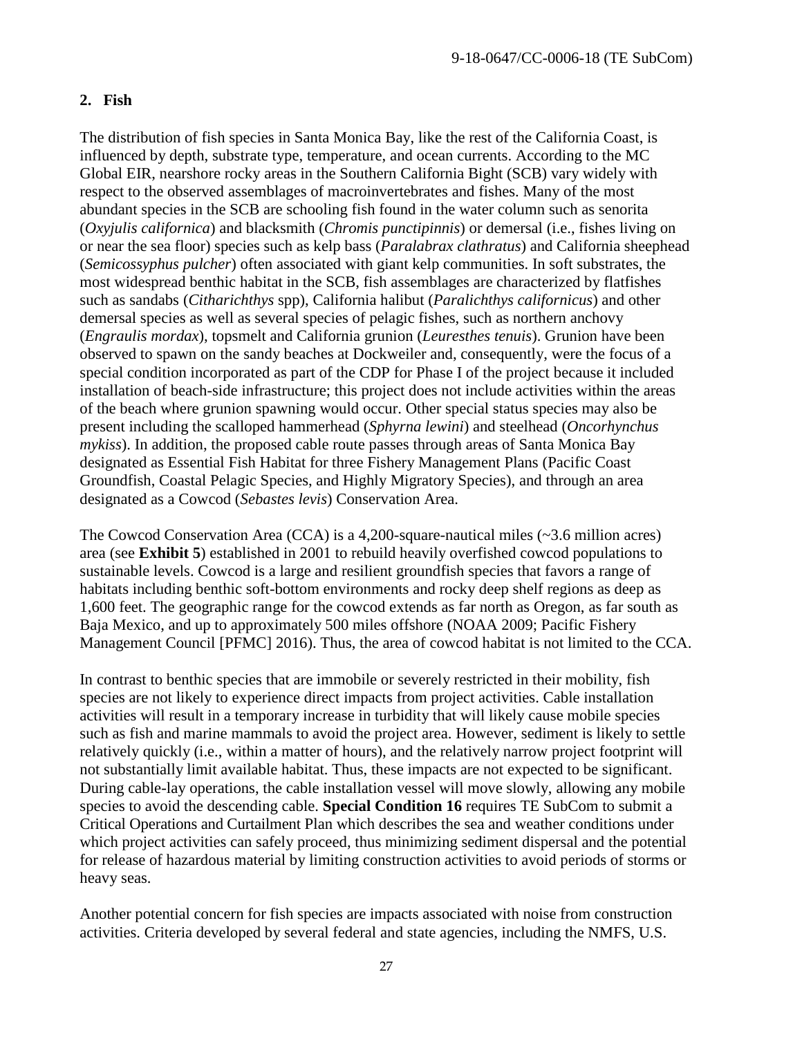## 2. Fish

The distribution of fish species in Santa Monica Bay, like the rest of the California Coast, is influenced by depth, substrate type, temperature, and ocean currents. According to the MC Global EIR, nearshore rocky areas in the Southern California Bight (SCB) vary widely with respect to the observed assemblages of macroinvertebrates and fishes. Many of the most abundant species in the SCB are schooling fish found in the water column such as senorita (*Oxyjulis californica*) and blacksmith (*Chromis punctipinnis*) or demersal (i.e., fishes living on or near the sea floor) species such as kelp bass (*Paralabrax clathratus*) and California sheephead (*Semicossyphus pulcher*) often associated with giant kelp communities. In soft substrates, the most widespread benthic habitat in the SCB, fish assemblages are characterized by flatfishes such as sandabs (*Citharichthys* spp), California halibut (*Paralichthys californicus*) and other demersal species as well as several species of pelagic fishes, such as northern anchovy (*Engraulis mordax*), topsmelt and California grunion (*Leuresthes tenuis*). Grunion have been observed to spawn on the sandy beaches at Dockweiler and, consequently, were the focus of a special condition incorporated as part of the CDP for Phase I of the project because it included installation of beach-side infrastructure; this project does not include activities within the areas of the beach where grunion spawning would occur. Other special status species may also be present including the scalloped hammerhead (*Sphyrna lewini*) and steelhead (*Oncorhynchus mykiss*). In addition, the proposed cable route passes through areas of Santa Monica Bay designated as Essential Fish Habitat for three Fishery Management Plans (Pacific Coast Groundfish, Coastal Pelagic Species, and Highly Migratory Species), and through an area designated as a Cowcod (*Sebastes levis*) Conservation Area.

The Cowcod Conservation Area (CCA) is a 4,200-square-nautical miles (~3.6 million acres) area (see **Exhibit 5**) established in 2001 to rebuild heavily overfished cowcod populations to sustainable levels. Cowcod is a large and resilient groundfish species that favors a range of habitats including benthic soft-bottom environments and rocky deep shelf regions as deep as 1,600 feet. The geographic range for the cowcod extends as far north as Oregon, as far south as Baja Mexico, and up to approximately 500 miles offshore (NOAA 2009; Pacific Fishery Management Council [PFMC] 2016). Thus, the area of cowcod habitat is not limited to the CCA.

In contrast to benthic species that are immobile or severely restricted in their mobility, fish species are not likely to experience direct impacts from project activities. Cable installation activities will result in a temporary increase in turbidity that will likely cause mobile species such as fish and marine mammals to avoid the project area. However, sediment is likely to settle relatively quickly (i.e., within a matter of hours), and the relatively narrow project footprint will not substantially limit available habitat. Thus, these impacts are not expected to be significant. During cable-lay operations, the cable installation vessel will move slowly, allowing any mobile species to avoid the descending cable. **Special Condition 16** requires TE SubCom to submit a Critical Operations and Curtailment Plan which describes the sea and weather conditions under which project activities can safely proceed, thus minimizing sediment dispersal and the potential for release of hazardous material by limiting construction activities to avoid periods of storms or heavy seas.

Another potential concern for fish species are impacts associated with noise from construction activities. Criteria developed by several federal and state agencies, including the NMFS, U.S.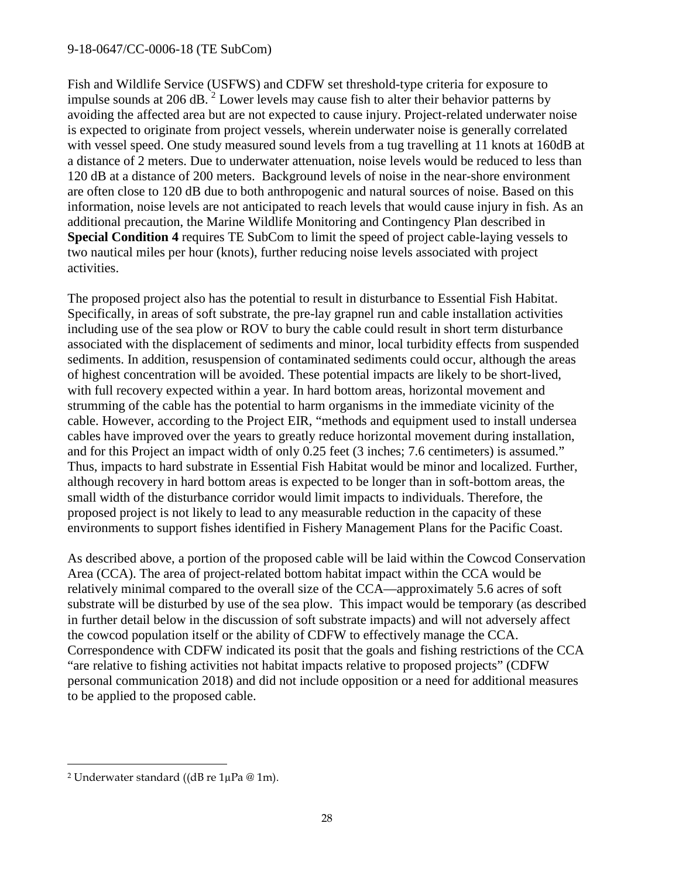Fish and Wildlife Service (USFWS) and CDFW set threshold-type criteria for exposure to impulse sounds at 206 dB. [2] Lower levels may cause fish to alter their behavior patterns by avoiding the affected area but are not expected to cause injury. Project-related underwater noise is expected to originate from project vessels, wherein underwater noise is generally correlated with vessel speed. One study measured sound levels from a tug travelling at 11 knots at 160dB at a distance of 2 meters. Due to underwater attenuation, noise levels would be reduced to less than 120 dB at a distance of 200 meters. Background levels of noise in the near-shore environment are often close to 120 dB due to both anthropogenic and natural sources of noise. Based on this information, noise levels are not anticipated to reach levels that would cause injury in fish. As an additional precaution, the Marine Wildlife Monitoring and Contingency Plan described in **Special Condition 4** requires TE SubCom to limit the speed of project cable-laying vessels to two nautical miles per hour (knots), further reducing noise levels associated with project activities.

The proposed project also has the potential to result in disturbance to Essential Fish Habitat. Specifically, in areas of soft substrate, the pre-lay grapnel run and cable installation activities including use of the sea plow or ROV to bury the cable could result in short term disturbance associated with the displacement of sediments and minor, local turbidity effects from suspended sediments. In addition, resuspension of contaminated sediments could occur, although the areas of highest concentration will be avoided. These potential impacts are likely to be short-lived, with full recovery expected within a year. In hard bottom areas, horizontal movement and strumming of the cable has the potential to harm organisms in the immediate vicinity of the cable. However, according to the Project EIR, "methods and equipment used to install undersea cables have improved over the years to greatly reduce horizontal movement during installation, and for this Project an impact width of only 0.25 feet (3 inches; 7.6 centimeters) is assumed." Thus, impacts to hard substrate in Essential Fish Habitat would be minor and localized. Further, although recovery in hard bottom areas is expected to be longer than in soft-bottom areas, the small width of the disturbance corridor would limit impacts to individuals. Therefore, the proposed project is not likely to lead to any measurable reduction in the capacity of these environments to support fishes identified in Fishery Management Plans for the Pacific Coast.

As described above, a portion of the proposed cable will be laid within the Cowcod Conservation Area (CCA). The area of project-related bottom habitat impact within the CCA would be relatively minimal compared to the overall size of the CCA—approximately 5.6 acres of soft substrate will be disturbed by use of the sea plow. This impact would be temporary (as described in further detail below in the discussion of soft substrate impacts) and will not adversely affect the cowcod population itself or the ability of CDFW to effectively manage the CCA. Correspondence with CDFW indicated its posit that the goals and fishing restrictions of the CCA "are relative to fishing activities not habitat impacts relative to proposed projects" (CDFW personal communication 2018) and did not include opposition or a need for additional measures to be applied to the proposed cable.

---

[2] Underwater standard ((dB re 1μPa @ 1m).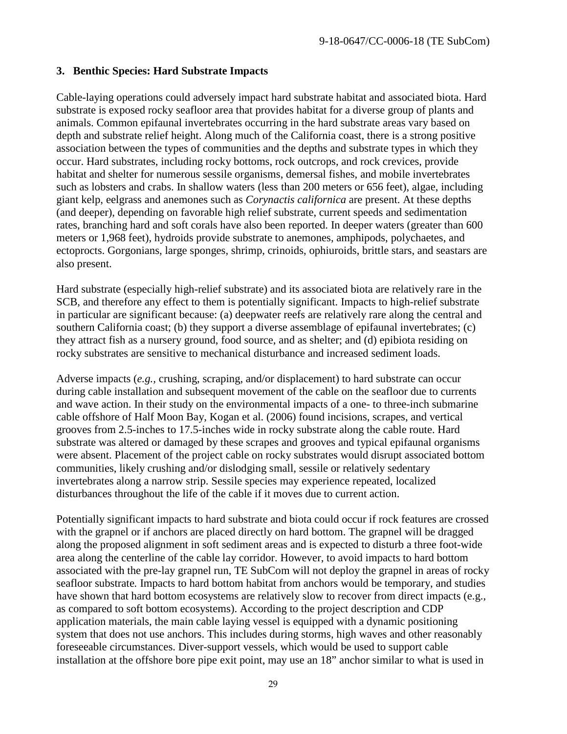### 3. Benthic Species: Hard Substrate Impacts

Cable-laying operations could adversely impact hard substrate habitat and associated biota. Hard substrate is exposed rocky seafloor area that provides habitat for a diverse group of plants and animals. Common epifaunal invertebrates occurring in the hard substrate areas vary based on depth and substrate relief height. Along much of the California coast, there is a strong positive association between the types of communities and the depths and substrate types in which they occur. Hard substrates, including rocky bottoms, rock outcrops, and rock crevices, provide habitat and shelter for numerous sessile organisms, demersal fishes, and mobile invertebrates such as lobsters and crabs. In shallow waters (less than 200 meters or 656 feet), algae, including giant kelp, eelgrass and anemones such as *Corynactis californica* are present. At these depths (and deeper), depending on favorable high relief substrate, current speeds and sedimentation rates, branching hard and soft corals have also been reported. In deeper waters (greater than 600 meters or 1,968 feet), hydroids provide substrate to anemones, amphipods, polychaetes, and ectoprocts. Gorgonians, large sponges, shrimp, crinoids, ophiuroids, brittle stars, and seastars are also present.

Hard substrate (especially high-relief substrate) and its associated biota are relatively rare in the SCB, and therefore any effect to them is potentially significant. Impacts to high-relief substrate in particular are significant because: (a) deepwater reefs are relatively rare along the central and southern California coast; (b) they support a diverse assemblage of epifaunal invertebrates; (c) they attract fish as a nursery ground, food source, and as shelter; and (d) epibiota residing on rocky substrates are sensitive to mechanical disturbance and increased sediment loads.

Adverse impacts (*e.g.*, crushing, scraping, and/or displacement) to hard substrate can occur during cable installation and subsequent movement of the cable on the seafloor due to currents and wave action. In their study on the environmental impacts of a one- to three-inch submarine cable offshore of Half Moon Bay, Kogan et al. (2006) found incisions, scrapes, and vertical grooves from 2.5-inches to 17.5-inches wide in rocky substrate along the cable route. Hard substrate was altered or damaged by these scrapes and grooves and typical epifaunal organisms were absent. Placement of the project cable on rocky substrates would disrupt associated bottom communities, likely crushing and/or dislodging small, sessile or relatively sedentary invertebrates along a narrow strip. Sessile species may experience repeated, localized disturbances throughout the life of the cable if it moves due to current action.

Potentially significant impacts to hard substrate and biota could occur if rock features are crossed with the grapnel or if anchors are placed directly on hard bottom. The grapnel will be dragged along the proposed alignment in soft sediment areas and is expected to disturb a three foot-wide area along the centerline of the cable lay corridor. However, to avoid impacts to hard bottom associated with the pre-lay grapnel run, TE SubCom will not deploy the grapnel in areas of rocky seafloor substrate. Impacts to hard bottom habitat from anchors would be temporary, and studies have shown that hard bottom ecosystems are relatively slow to recover from direct impacts (e.g., as compared to soft bottom ecosystems). According to the project description and CDP application materials, the main cable laying vessel is equipped with a dynamic positioning system that does not use anchors. This includes during storms, high waves and other reasonably foreseeable circumstances. Diver-support vessels, which would be used to support cable installation at the offshore bore pipe exit point, may use an 18" anchor similar to what is used in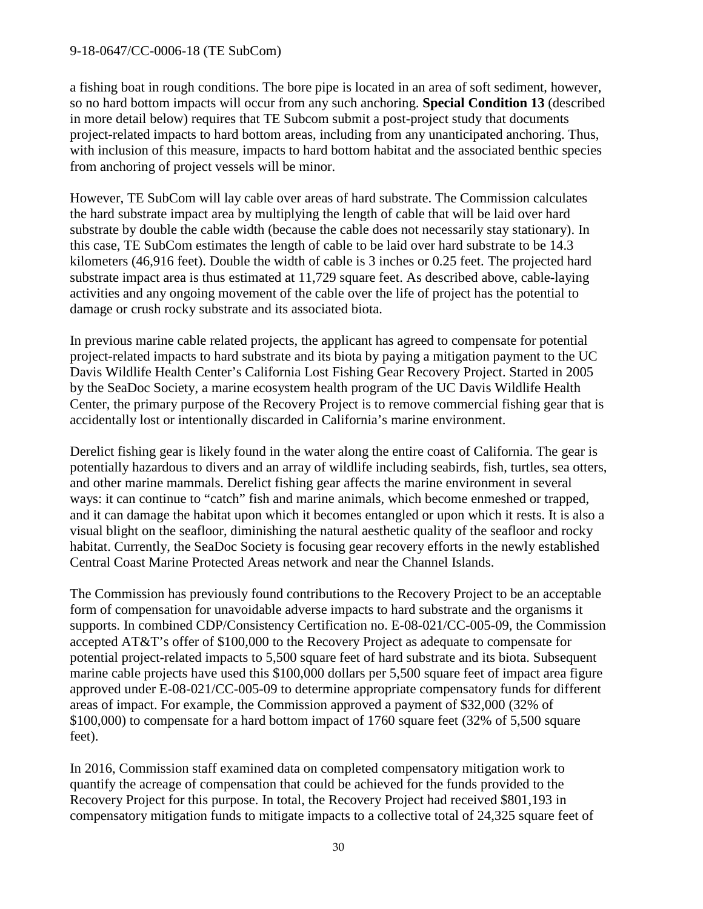a fishing boat in rough conditions. The bore pipe is located in an area of soft sediment, however, so no hard bottom impacts will occur from any such anchoring. **Special Condition 13** (described in more detail below) requires that TE Subcom submit a post-project study that documents project-related impacts to hard bottom areas, including from any unanticipated anchoring. Thus, with inclusion of this measure, impacts to hard bottom habitat and the associated benthic species from anchoring of project vessels will be minor.

However, TE SubCom will lay cable over areas of hard substrate. The Commission calculates the hard substrate impact area by multiplying the length of cable that will be laid over hard substrate by double the cable width (because the cable does not necessarily stay stationary). In this case, TE SubCom estimates the length of cable to be laid over hard substrate to be 14.3 kilometers (46,916 feet). Double the width of cable is 3 inches or 0.25 feet. The projected hard substrate impact area is thus estimated at 11,729 square feet. As described above, cable-laying activities and any ongoing movement of the cable over the life of project has the potential to damage or crush rocky substrate and its associated biota.

In previous marine cable related projects, the applicant has agreed to compensate for potential project-related impacts to hard substrate and its biota by paying a mitigation payment to the UC Davis Wildlife Health Center's California Lost Fishing Gear Recovery Project. Started in 2005 by the SeaDoc Society, a marine ecosystem health program of the UC Davis Wildlife Health Center, the primary purpose of the Recovery Project is to remove commercial fishing gear that is accidentally lost or intentionally discarded in California's marine environment.

Derelict fishing gear is likely found in the water along the entire coast of California. The gear is potentially hazardous to divers and an array of wildlife including seabirds, fish, turtles, sea otters, and other marine mammals. Derelict fishing gear affects the marine environment in several ways: it can continue to "catch" fish and marine animals, which become enmeshed or trapped, and it can damage the habitat upon which it becomes entangled or upon which it rests. It is also a visual blight on the seafloor, diminishing the natural aesthetic quality of the seafloor and rocky habitat. Currently, the SeaDoc Society is focusing gear recovery efforts in the newly established Central Coast Marine Protected Areas network and near the Channel Islands.

The Commission has previously found contributions to the Recovery Project to be an acceptable form of compensation for unavoidable adverse impacts to hard substrate and the organisms it supports. In combined CDP/Consistency Certification no. E-08-021/CC-005-09, the Commission accepted AT&T's offer of $100,000 to the Recovery Project as adequate to compensate for potential project-related impacts to 5,500 square feet of hard substrate and its biota. Subsequent marine cable projects have used this $100,000 dollars per 5,500 square feet of impact area figure approved under E-08-021/CC-005-09 to determine appropriate compensatory funds for different areas of impact. For example, the Commission approved a payment of $32,000 (32% of $100,000) to compensate for a hard bottom impact of 1760 square feet (32% of 5,500 square feet).

In 2016, Commission staff examined data on completed compensatory mitigation work to quantify the acreage of compensation that could be achieved for the funds provided to the Recovery Project for this purpose. In total, the Recovery Project had received $801,193 in compensatory mitigation funds to mitigate impacts to a collective total of 24,325 square feet of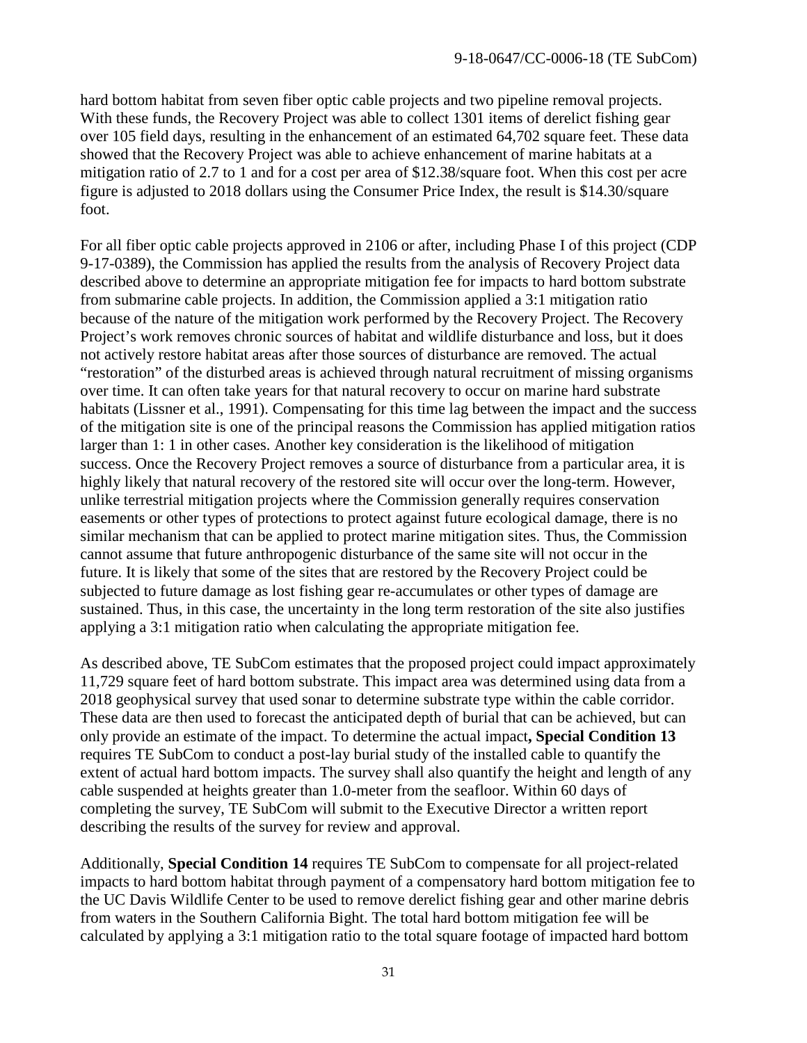hard bottom habitat from seven fiber optic cable projects and two pipeline removal projects. With these funds, the Recovery Project was able to collect 1301 items of derelict fishing gear over 105 field days, resulting in the enhancement of an estimated 64,702 square feet. These data showed that the Recovery Project was able to achieve enhancement of marine habitats at a mitigation ratio of 2.7 to 1 and for a cost per area of $12.38/square foot. When this cost per acre figure is adjusted to 2018 dollars using the Consumer Price Index, the result is $14.30/square foot.

For all fiber optic cable projects approved in 2106 or after, including Phase I of this project (CDP 9-17-0389), the Commission has applied the results from the analysis of Recovery Project data described above to determine an appropriate mitigation fee for impacts to hard bottom substrate from submarine cable projects. In addition, the Commission applied a 3:1 mitigation ratio because of the nature of the mitigation work performed by the Recovery Project. The Recovery Project's work removes chronic sources of habitat and wildlife disturbance and loss, but it does not actively restore habitat areas after those sources of disturbance are removed. The actual "restoration" of the disturbed areas is achieved through natural recruitment of missing organisms over time. It can often take years for that natural recovery to occur on marine hard substrate habitats (Lissner et al., 1991). Compensating for this time lag between the impact and the success of the mitigation site is one of the principal reasons the Commission has applied mitigation ratios larger than 1: 1 in other cases. Another key consideration is the likelihood of mitigation success. Once the Recovery Project removes a source of disturbance from a particular area, it is highly likely that natural recovery of the restored site will occur over the long-term. However, unlike terrestrial mitigation projects where the Commission generally requires conservation easements or other types of protections to protect against future ecological damage, there is no similar mechanism that can be applied to protect marine mitigation sites. Thus, the Commission cannot assume that future anthropogenic disturbance of the same site will not occur in the future. It is likely that some of the sites that are restored by the Recovery Project could be subjected to future damage as lost fishing gear re-accumulates or other types of damage are sustained. Thus, in this case, the uncertainty in the long term restoration of the site also justifies applying a 3:1 mitigation ratio when calculating the appropriate mitigation fee.

As described above, TE SubCom estimates that the proposed project could impact approximately 11,729 square feet of hard bottom substrate. This impact area was determined using data from a 2018 geophysical survey that used sonar to determine substrate type within the cable corridor. These data are then used to forecast the anticipated depth of burial that can be achieved, but can only provide an estimate of the impact. To determine the actual impact**, Special Condition 13** requires TE SubCom to conduct a post-lay burial study of the installed cable to quantify the extent of actual hard bottom impacts. The survey shall also quantify the height and length of any cable suspended at heights greater than 1.0-meter from the seafloor. Within 60 days of completing the survey, TE SubCom will submit to the Executive Director a written report describing the results of the survey for review and approval.

Additionally, **Special Condition 14** requires TE SubCom to compensate for all project-related impacts to hard bottom habitat through payment of a compensatory hard bottom mitigation fee to the UC Davis Wildlife Center to be used to remove derelict fishing gear and other marine debris from waters in the Southern California Bight. The total hard bottom mitigation fee will be calculated by applying a 3:1 mitigation ratio to the total square footage of impacted hard bottom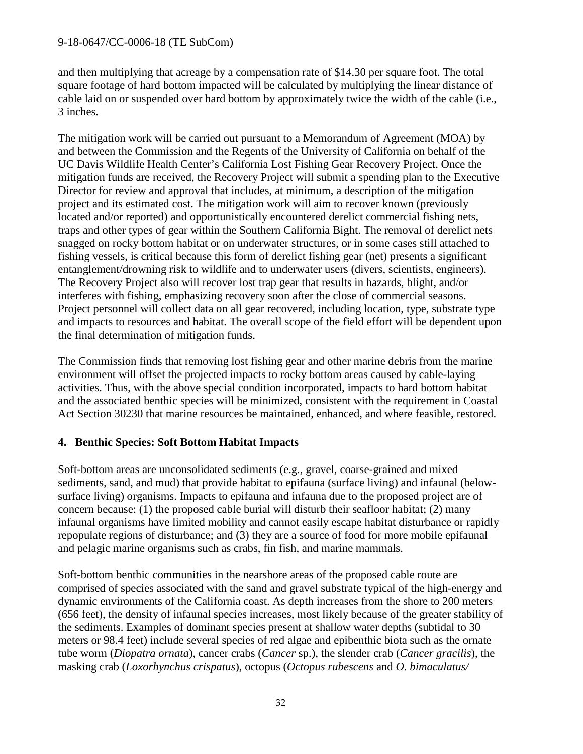and then multiplying that acreage by a compensation rate of $14.30 per square foot. The total square footage of hard bottom impacted will be calculated by multiplying the linear distance of cable laid on or suspended over hard bottom by approximately twice the width of the cable (i.e., 3 inches.

The mitigation work will be carried out pursuant to a Memorandum of Agreement (MOA) by and between the Commission and the Regents of the University of California on behalf of the UC Davis Wildlife Health Center's California Lost Fishing Gear Recovery Project. Once the mitigation funds are received, the Recovery Project will submit a spending plan to the Executive Director for review and approval that includes, at minimum, a description of the mitigation project and its estimated cost. The mitigation work will aim to recover known (previously located and/or reported) and opportunistically encountered derelict commercial fishing nets, traps and other types of gear within the Southern California Bight. The removal of derelict nets snagged on rocky bottom habitat or on underwater structures, or in some cases still attached to fishing vessels, is critical because this form of derelict fishing gear (net) presents a significant entanglement/drowning risk to wildlife and to underwater users (divers, scientists, engineers). The Recovery Project also will recover lost trap gear that results in hazards, blight, and/or interferes with fishing, emphasizing recovery soon after the close of commercial seasons. Project personnel will collect data on all gear recovered, including location, type, substrate type and impacts to resources and habitat. The overall scope of the field effort will be dependent upon the final determination of mitigation funds.

The Commission finds that removing lost fishing gear and other marine debris from the marine environment will offset the projected impacts to rocky bottom areas caused by cable-laying activities. Thus, with the above special condition incorporated, impacts to hard bottom habitat and the associated benthic species will be minimized, consistent with the requirement in Coastal Act Section 30230 that marine resources be maintained, enhanced, and where feasible, restored.

### 4. Benthic Species: Soft Bottom Habitat Impacts

Soft-bottom areas are unconsolidated sediments (e.g., gravel, coarse-grained and mixed sediments, sand, and mud) that provide habitat to epifauna (surface living) and infaunal (below-surface living) organisms. Impacts to epifauna and infauna due to the proposed project are of concern because: (1) the proposed cable burial will disturb their seafloor habitat; (2) many infaunal organisms have limited mobility and cannot easily escape habitat disturbance or rapidly repopulate regions of disturbance; and (3) they are a source of food for more mobile epifaunal and pelagic marine organisms such as crabs, fin fish, and marine mammals.

Soft-bottom benthic communities in the nearshore areas of the proposed cable route are comprised of species associated with the sand and gravel substrate typical of the high-energy and dynamic environments of the California coast. As depth increases from the shore to 200 meters (656 feet), the density of infaunal species increases, most likely because of the greater stability of the sediments. Examples of dominant species present at shallow water depths (subtidal to 30 meters or 98.4 feet) include several species of red algae and epibenthic biota such as the ornate tube worm (*Diopatra ornata*), cancer crabs (*Cancer* sp.), the slender crab (*Cancer gracilis*), the masking crab (*Loxorhynchus crispatus*), octopus (*Octopus rubescens* and *O. bimaculatus/*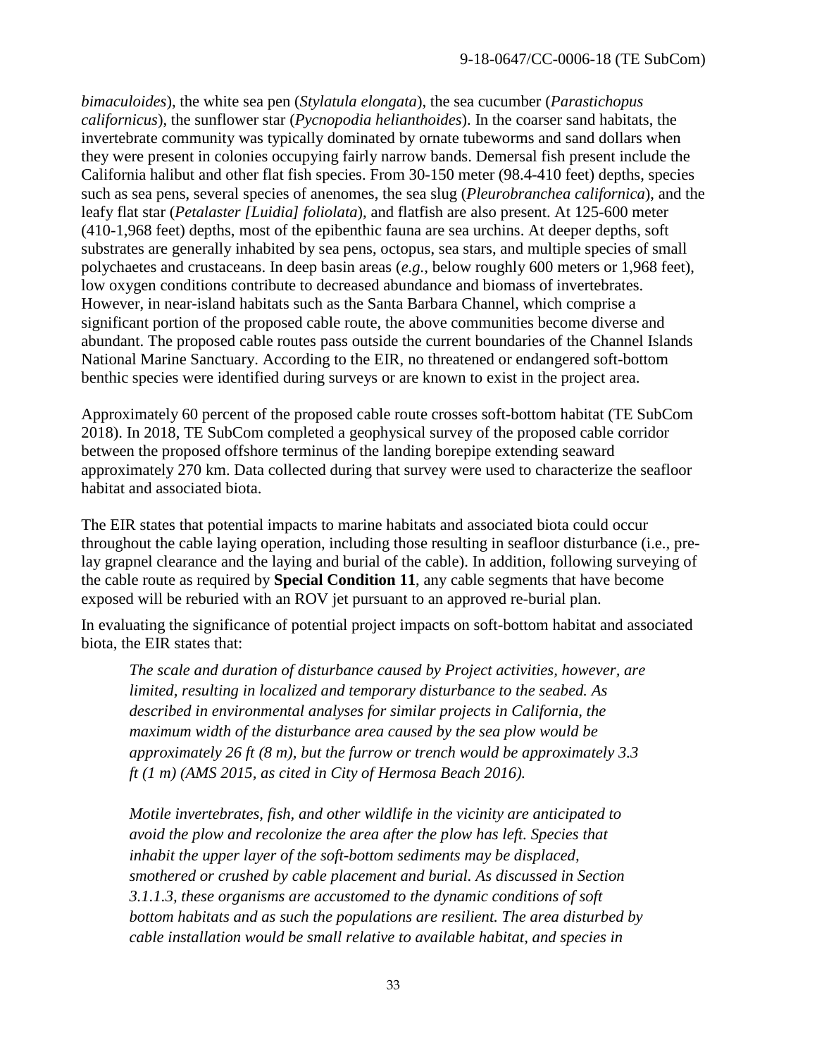*bimaculoides*), the white sea pen (*Stylatula elongata*), the sea cucumber (*Parastichopus californicus*), the sunflower star (*Pycnopodia helianthoides*). In the coarser sand habitats, the invertebrate community was typically dominated by ornate tubeworms and sand dollars when they were present in colonies occupying fairly narrow bands. Demersal fish present include the California halibut and other flat fish species. From 30-150 meter (98.4-410 feet) depths, species such as sea pens, several species of anenomes, the sea slug (*Pleurobranchea californica*), and the leafy flat star (*Petalaster [Luidia] foliolata*), and flatfish are also present. At 125-600 meter (410-1,968 feet) depths, most of the epibenthic fauna are sea urchins. At deeper depths, soft substrates are generally inhabited by sea pens, octopus, sea stars, and multiple species of small polychaetes and crustaceans. In deep basin areas (*e.g.*, below roughly 600 meters or 1,968 feet), low oxygen conditions contribute to decreased abundance and biomass of invertebrates. However, in near-island habitats such as the Santa Barbara Channel, which comprise a significant portion of the proposed cable route, the above communities become diverse and abundant. The proposed cable routes pass outside the current boundaries of the Channel Islands National Marine Sanctuary. According to the EIR, no threatened or endangered soft-bottom benthic species were identified during surveys or are known to exist in the project area.

Approximately 60 percent of the proposed cable route crosses soft-bottom habitat (TE SubCom 2018). In 2018, TE SubCom completed a geophysical survey of the proposed cable corridor between the proposed offshore terminus of the landing borepipe extending seaward approximately 270 km. Data collected during that survey were used to characterize the seafloor habitat and associated biota.

The EIR states that potential impacts to marine habitats and associated biota could occur throughout the cable laying operation, including those resulting in seafloor disturbance (i.e., pre-lay grapnel clearance and the laying and burial of the cable). In addition, following surveying of the cable route as required by **Special Condition 11**, any cable segments that have become exposed will be reburied with an ROV jet pursuant to an approved re-burial plan.

In evaluating the significance of potential project impacts on soft-bottom habitat and associated biota, the EIR states that:

> *The scale and duration of disturbance caused by Project activities, however, are limited, resulting in localized and temporary disturbance to the seabed. As described in environmental analyses for similar projects in California, the maximum width of the disturbance area caused by the sea plow would be approximately 26 ft (8 m), but the furrow or trench would be approximately 3.3 ft (1 m) (AMS 2015, as cited in City of Hermosa Beach 2016).*
>
> *Motile invertebrates, fish, and other wildlife in the vicinity are anticipated to avoid the plow and recolonize the area after the plow has left. Species that inhabit the upper layer of the soft-bottom sediments may be displaced, smothered or crushed by cable placement and burial. As discussed in Section 3.1.1.3, these organisms are accustomed to the dynamic conditions of soft bottom habitats and as such the populations are resilient. The area disturbed by cable installation would be small relative to available habitat, and species in*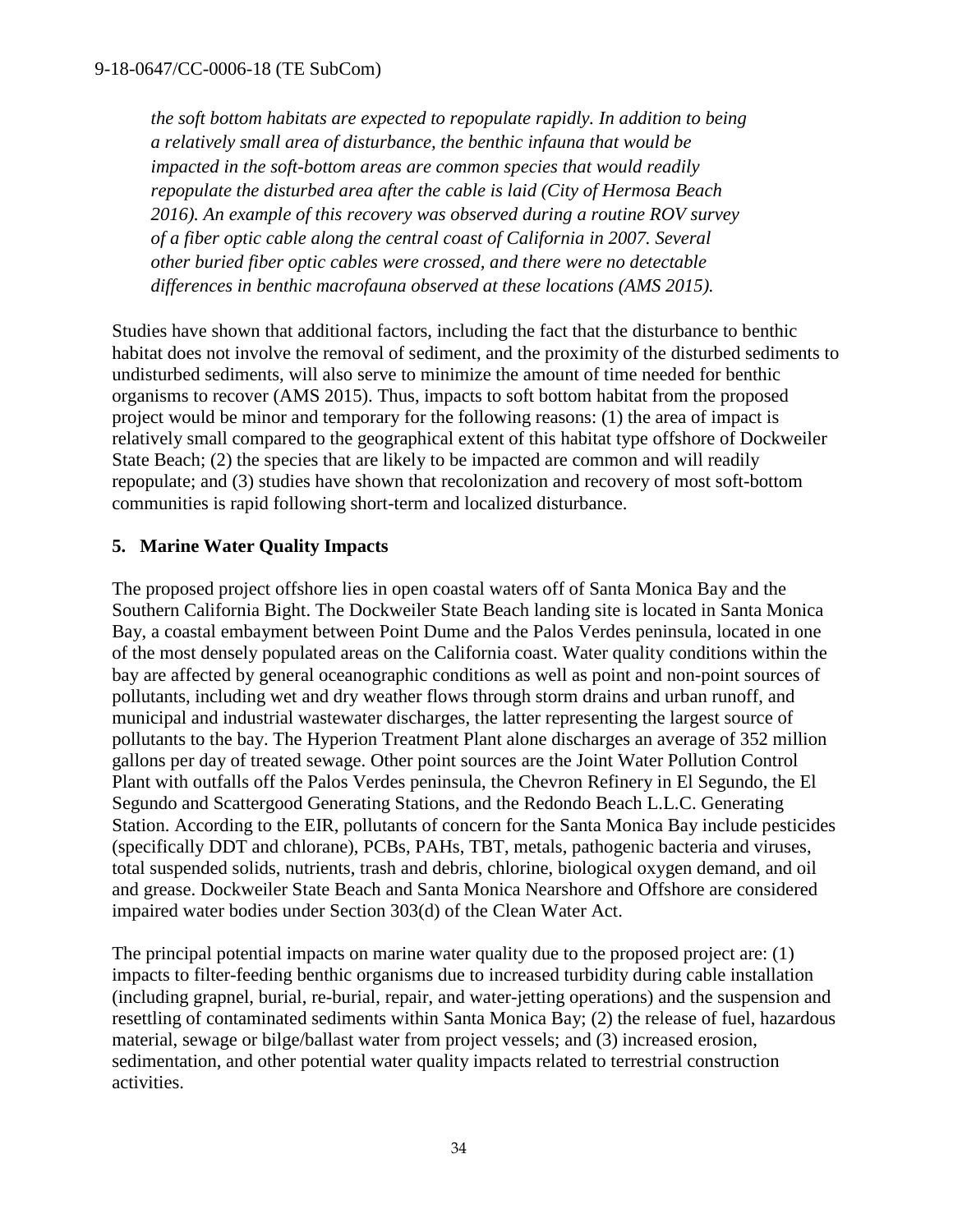*the soft bottom habitats are expected to repopulate rapidly. In addition to being a relatively small area of disturbance, the benthic infauna that would be impacted in the soft-bottom areas are common species that would readily repopulate the disturbed area after the cable is laid (City of Hermosa Beach 2016). An example of this recovery was observed during a routine ROV survey of a fiber optic cable along the central coast of California in 2007. Several other buried fiber optic cables were crossed, and there were no detectable differences in benthic macrofauna observed at these locations (AMS 2015).*

Studies have shown that additional factors, including the fact that the disturbance to benthic habitat does not involve the removal of sediment, and the proximity of the disturbed sediments to undisturbed sediments, will also serve to minimize the amount of time needed for benthic organisms to recover (AMS 2015). Thus, impacts to soft bottom habitat from the proposed project would be minor and temporary for the following reasons: (1) the area of impact is relatively small compared to the geographical extent of this habitat type offshore of Dockweiler State Beach; (2) the species that are likely to be impacted are common and will readily repopulate; and (3) studies have shown that recolonization and recovery of most soft-bottom communities is rapid following short-term and localized disturbance.

## 5. Marine Water Quality Impacts

The proposed project offshore lies in open coastal waters off of Santa Monica Bay and the Southern California Bight. The Dockweiler State Beach landing site is located in Santa Monica Bay, a coastal embayment between Point Dume and the Palos Verdes peninsula, located in one of the most densely populated areas on the California coast. Water quality conditions within the bay are affected by general oceanographic conditions as well as point and non-point sources of pollutants, including wet and dry weather flows through storm drains and urban runoff, and municipal and industrial wastewater discharges, the latter representing the largest source of pollutants to the bay. The Hyperion Treatment Plant alone discharges an average of 352 million gallons per day of treated sewage. Other point sources are the Joint Water Pollution Control Plant with outfalls off the Palos Verdes peninsula, the Chevron Refinery in El Segundo, the El Segundo and Scattergood Generating Stations, and the Redondo Beach L.L.C. Generating Station. According to the EIR, pollutants of concern for the Santa Monica Bay include pesticides (specifically DDT and chlorane), PCBs, PAHs, TBT, metals, pathogenic bacteria and viruses, total suspended solids, nutrients, trash and debris, chlorine, biological oxygen demand, and oil and grease. Dockweiler State Beach and Santa Monica Nearshore and Offshore are considered impaired water bodies under Section 303(d) of the Clean Water Act.

The principal potential impacts on marine water quality due to the proposed project are: (1) impacts to filter-feeding benthic organisms due to increased turbidity during cable installation (including grapnel, burial, re-burial, repair, and water-jetting operations) and the suspension and resettling of contaminated sediments within Santa Monica Bay; (2) the release of fuel, hazardous material, sewage or bilge/ballast water from project vessels; and (3) increased erosion, sedimentation, and other potential water quality impacts related to terrestrial construction activities.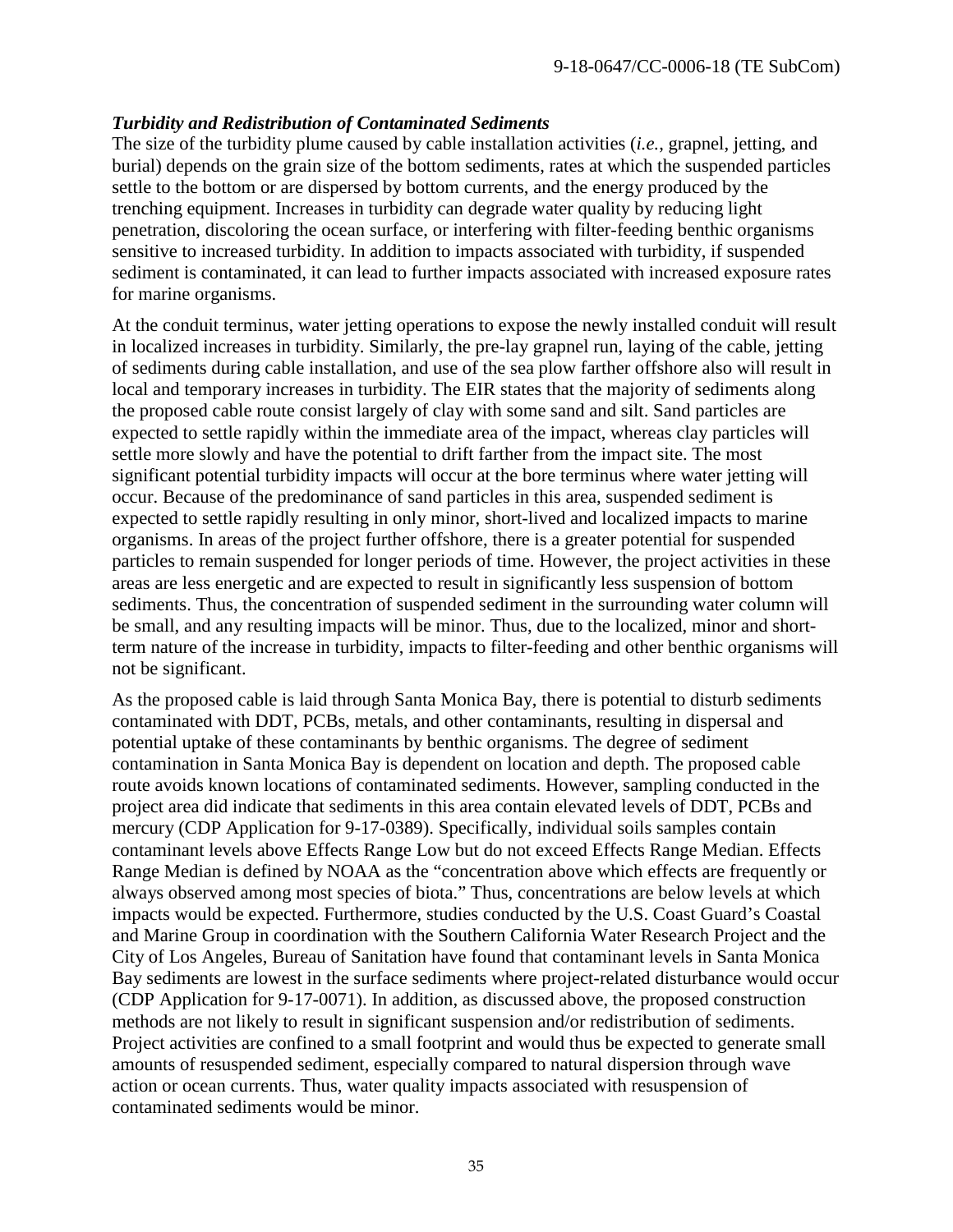***Turbidity and Redistribution of Contaminated Sediments***

The size of the turbidity plume caused by cable installation activities (*i.e.*, grapnel, jetting, and burial) depends on the grain size of the bottom sediments, rates at which the suspended particles settle to the bottom or are dispersed by bottom currents, and the energy produced by the trenching equipment. Increases in turbidity can degrade water quality by reducing light penetration, discoloring the ocean surface, or interfering with filter-feeding benthic organisms sensitive to increased turbidity. In addition to impacts associated with turbidity, if suspended sediment is contaminated, it can lead to further impacts associated with increased exposure rates for marine organisms.

At the conduit terminus, water jetting operations to expose the newly installed conduit will result in localized increases in turbidity. Similarly, the pre-lay grapnel run, laying of the cable, jetting of sediments during cable installation, and use of the sea plow farther offshore also will result in local and temporary increases in turbidity. The EIR states that the majority of sediments along the proposed cable route consist largely of clay with some sand and silt. Sand particles are expected to settle rapidly within the immediate area of the impact, whereas clay particles will settle more slowly and have the potential to drift farther from the impact site. The most significant potential turbidity impacts will occur at the bore terminus where water jetting will occur. Because of the predominance of sand particles in this area, suspended sediment is expected to settle rapidly resulting in only minor, short-lived and localized impacts to marine organisms. In areas of the project further offshore, there is a greater potential for suspended particles to remain suspended for longer periods of time. However, the project activities in these areas are less energetic and are expected to result in significantly less suspension of bottom sediments. Thus, the concentration of suspended sediment in the surrounding water column will be small, and any resulting impacts will be minor. Thus, due to the localized, minor and short-term nature of the increase in turbidity, impacts to filter-feeding and other benthic organisms will not be significant.

As the proposed cable is laid through Santa Monica Bay, there is potential to disturb sediments contaminated with DDT, PCBs, metals, and other contaminants, resulting in dispersal and potential uptake of these contaminants by benthic organisms. The degree of sediment contamination in Santa Monica Bay is dependent on location and depth. The proposed cable route avoids known locations of contaminated sediments. However, sampling conducted in the project area did indicate that sediments in this area contain elevated levels of DDT, PCBs and mercury (CDP Application for 9-17-0389). Specifically, individual soils samples contain contaminant levels above Effects Range Low but do not exceed Effects Range Median. Effects Range Median is defined by NOAA as the "concentration above which effects are frequently or always observed among most species of biota." Thus, concentrations are below levels at which impacts would be expected. Furthermore, studies conducted by the U.S. Coast Guard's Coastal and Marine Group in coordination with the Southern California Water Research Project and the City of Los Angeles, Bureau of Sanitation have found that contaminant levels in Santa Monica Bay sediments are lowest in the surface sediments where project-related disturbance would occur (CDP Application for 9-17-0071). In addition, as discussed above, the proposed construction methods are not likely to result in significant suspension and/or redistribution of sediments. Project activities are confined to a small footprint and would thus be expected to generate small amounts of resuspended sediment, especially compared to natural dispersion through wave action or ocean currents. Thus, water quality impacts associated with resuspension of contaminated sediments would be minor.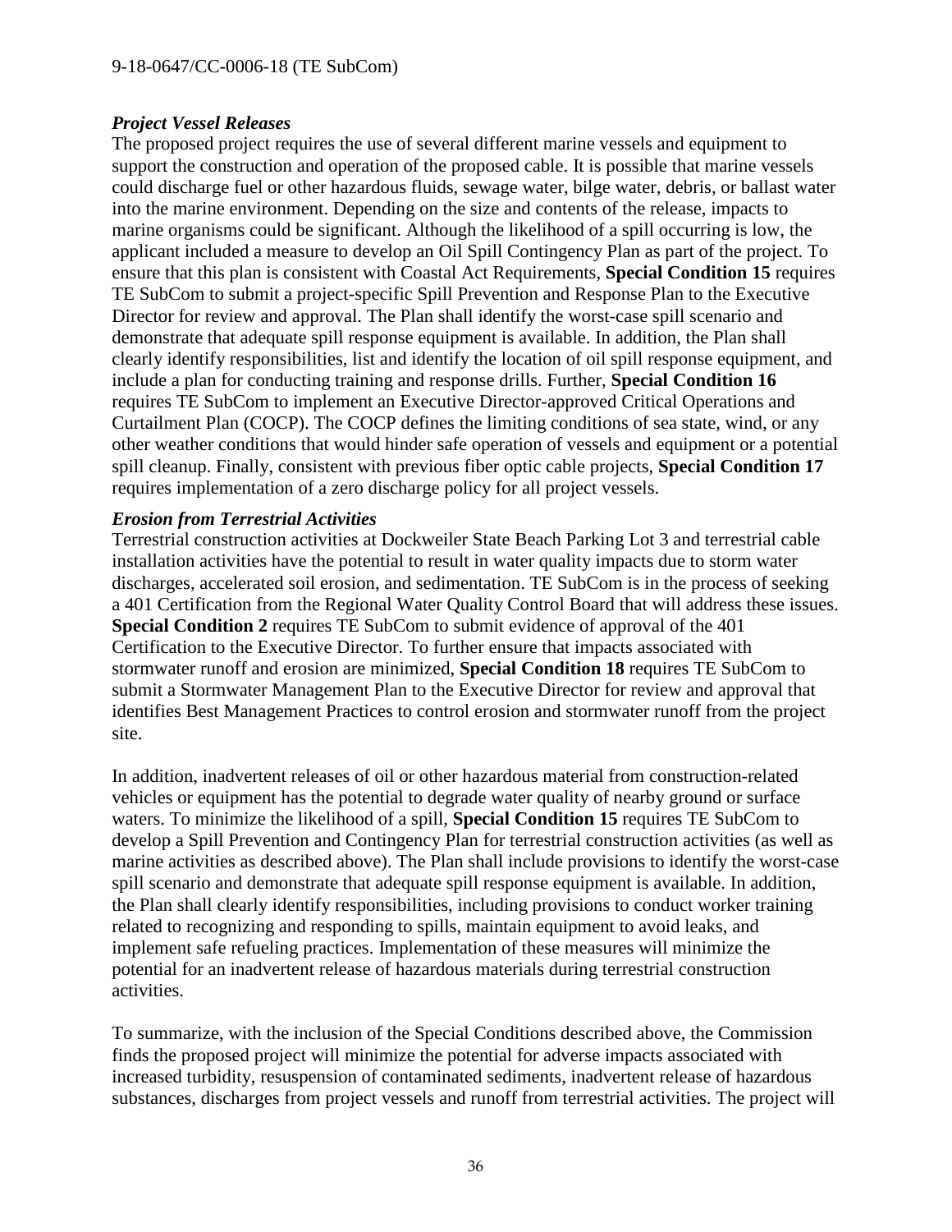### *Project Vessel Releases*

The proposed project requires the use of several different marine vessels and equipment to support the construction and operation of the proposed cable. It is possible that marine vessels could discharge fuel or other hazardous fluids, sewage water, bilge water, debris, or ballast water into the marine environment. Depending on the size and contents of the release, impacts to marine organisms could be significant. Although the likelihood of a spill occurring is low, the applicant included a measure to develop an Oil Spill Contingency Plan as part of the project. To ensure that this plan is consistent with Coastal Act Requirements, **Special Condition 15** requires TE SubCom to submit a project-specific Spill Prevention and Response Plan to the Executive Director for review and approval. The Plan shall identify the worst-case spill scenario and demonstrate that adequate spill response equipment is available. In addition, the Plan shall clearly identify responsibilities, list and identify the location of oil spill response equipment, and include a plan for conducting training and response drills. Further, **Special Condition 16** requires TE SubCom to implement an Executive Director-approved Critical Operations and Curtailment Plan (COCP). The COCP defines the limiting conditions of sea state, wind, or any other weather conditions that would hinder safe operation of vessels and equipment or a potential spill cleanup. Finally, consistent with previous fiber optic cable projects, **Special Condition 17** requires implementation of a zero discharge policy for all project vessels.

### *Erosion from Terrestrial Activities*

Terrestrial construction activities at Dockweiler State Beach Parking Lot 3 and terrestrial cable installation activities have the potential to result in water quality impacts due to storm water discharges, accelerated soil erosion, and sedimentation. TE SubCom is in the process of seeking a 401 Certification from the Regional Water Quality Control Board that will address these issues. **Special Condition 2** requires TE SubCom to submit evidence of approval of the 401 Certification to the Executive Director. To further ensure that impacts associated with stormwater runoff and erosion are minimized, **Special Condition 18** requires TE SubCom to submit a Stormwater Management Plan to the Executive Director for review and approval that identifies Best Management Practices to control erosion and stormwater runoff from the project site.

In addition, inadvertent releases of oil or other hazardous material from construction-related vehicles or equipment has the potential to degrade water quality of nearby ground or surface waters. To minimize the likelihood of a spill, **Special Condition 15** requires TE SubCom to develop a Spill Prevention and Contingency Plan for terrestrial construction activities (as well as marine activities as described above). The Plan shall include provisions to identify the worst-case spill scenario and demonstrate that adequate spill response equipment is available. In addition, the Plan shall clearly identify responsibilities, including provisions to conduct worker training related to recognizing and responding to spills, maintain equipment to avoid leaks, and implement safe refueling practices. Implementation of these measures will minimize the potential for an inadvertent release of hazardous materials during terrestrial construction activities.

To summarize, with the inclusion of the Special Conditions described above, the Commission finds the proposed project will minimize the potential for adverse impacts associated with increased turbidity, resuspension of contaminated sediments, inadvertent release of hazardous substances, discharges from project vessels and runoff from terrestrial activities. The project will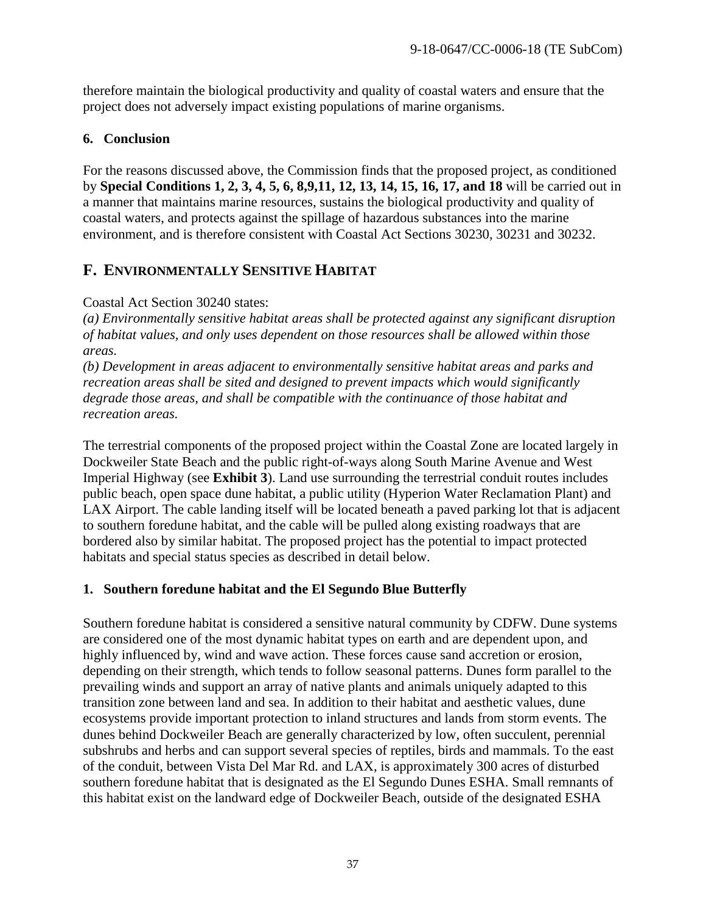therefore maintain the biological productivity and quality of coastal waters and ensure that the project does not adversely impact existing populations of marine organisms.

### 6. Conclusion

For the reasons discussed above, the Commission finds that the proposed project, as conditioned by **Special Conditions 1, 2, 3, 4, 5, 6, 8,9,11, 12, 13, 14, 15, 16, 17, and 18** will be carried out in a manner that maintains marine resources, sustains the biological productivity and quality of coastal waters, and protects against the spillage of hazardous substances into the marine environment, and is therefore consistent with Coastal Act Sections 30230, 30231 and 30232.

## F. ENVIRONMENTALLY SENSITIVE HABITAT

Coastal Act Section 30240 states:
*(a) Environmentally sensitive habitat areas shall be protected against any significant disruption of habitat values, and only uses dependent on those resources shall be allowed within those areas.*
*(b) Development in areas adjacent to environmentally sensitive habitat areas and parks and recreation areas shall be sited and designed to prevent impacts which would significantly degrade those areas, and shall be compatible with the continuance of those habitat and recreation areas.*

The terrestrial components of the proposed project within the Coastal Zone are located largely in Dockweiler State Beach and the public right-of-ways along South Marine Avenue and West Imperial Highway (see **Exhibit 3**). Land use surrounding the terrestrial conduit routes includes public beach, open space dune habitat, a public utility (Hyperion Water Reclamation Plant) and LAX Airport. The cable landing itself will be located beneath a paved parking lot that is adjacent to southern foredune habitat, and the cable will be pulled along existing roadways that are bordered also by similar habitat. The proposed project has the potential to impact protected habitats and special status species as described in detail below.

### 1. Southern foredune habitat and the El Segundo Blue Butterfly

Southern foredune habitat is considered a sensitive natural community by CDFW. Dune systems are considered one of the most dynamic habitat types on earth and are dependent upon, and highly influenced by, wind and wave action. These forces cause sand accretion or erosion, depending on their strength, which tends to follow seasonal patterns. Dunes form parallel to the prevailing winds and support an array of native plants and animals uniquely adapted to this transition zone between land and sea. In addition to their habitat and aesthetic values, dune ecosystems provide important protection to inland structures and lands from storm events. The dunes behind Dockweiler Beach are generally characterized by low, often succulent, perennial subshrubs and herbs and can support several species of reptiles, birds and mammals. To the east of the conduit, between Vista Del Mar Rd. and LAX, is approximately 300 acres of disturbed southern foredune habitat that is designated as the El Segundo Dunes ESHA. Small remnants of this habitat exist on the landward edge of Dockweiler Beach, outside of the designated ESHA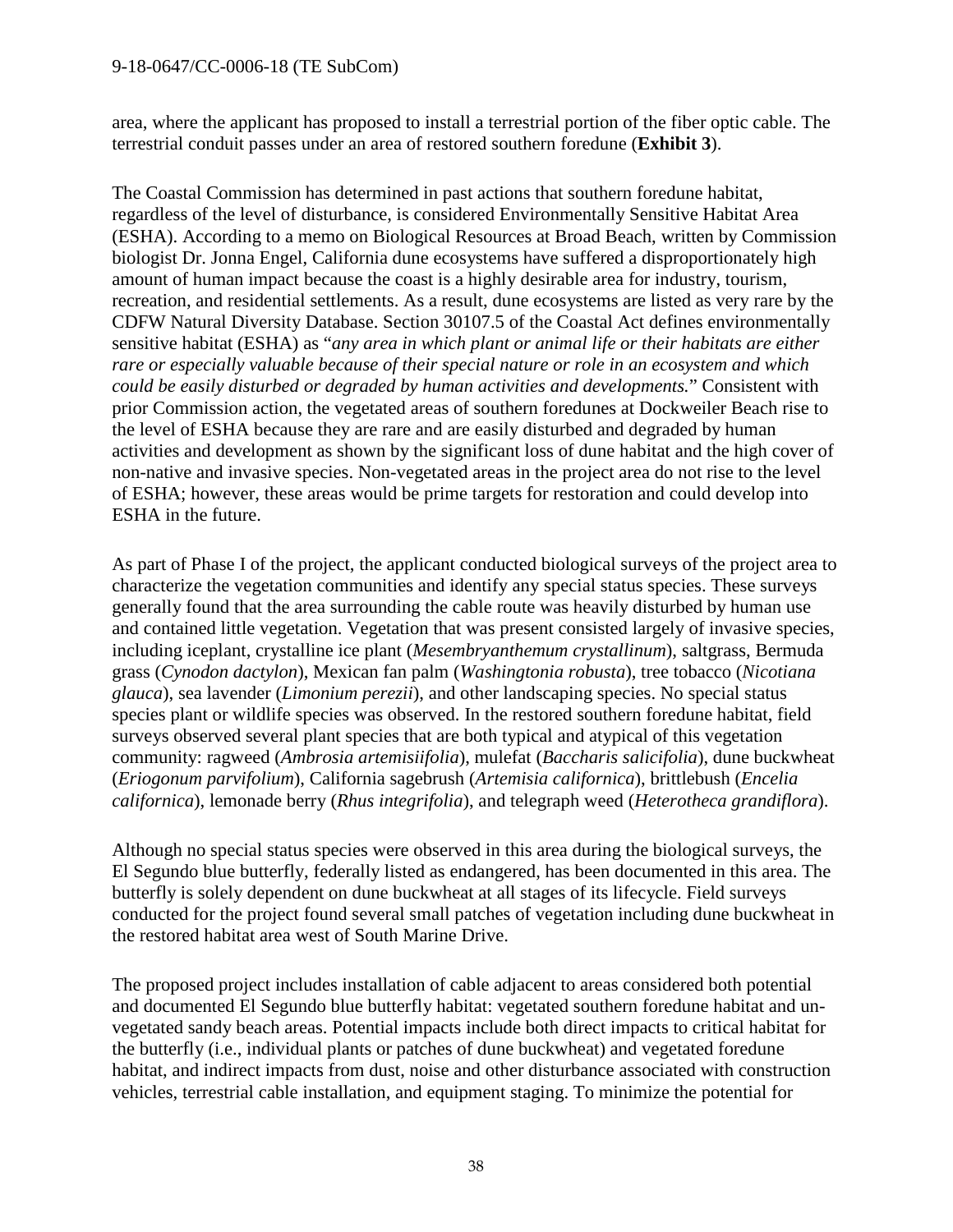area, where the applicant has proposed to install a terrestrial portion of the fiber optic cable. The terrestrial conduit passes under an area of restored southern foredune (**Exhibit 3**).

The Coastal Commission has determined in past actions that southern foredune habitat, regardless of the level of disturbance, is considered Environmentally Sensitive Habitat Area (ESHA). According to a memo on Biological Resources at Broad Beach, written by Commission biologist Dr. Jonna Engel, California dune ecosystems have suffered a disproportionately high amount of human impact because the coast is a highly desirable area for industry, tourism, recreation, and residential settlements. As a result, dune ecosystems are listed as very rare by the CDFW Natural Diversity Database. Section 30107.5 of the Coastal Act defines environmentally sensitive habitat (ESHA) as "*any area in which plant or animal life or their habitats are either rare or especially valuable because of their special nature or role in an ecosystem and which could be easily disturbed or degraded by human activities and developments.*" Consistent with prior Commission action, the vegetated areas of southern foredunes at Dockweiler Beach rise to the level of ESHA because they are rare and are easily disturbed and degraded by human activities and development as shown by the significant loss of dune habitat and the high cover of non-native and invasive species. Non-vegetated areas in the project area do not rise to the level of ESHA; however, these areas would be prime targets for restoration and could develop into ESHA in the future.

As part of Phase I of the project, the applicant conducted biological surveys of the project area to characterize the vegetation communities and identify any special status species. These surveys generally found that the area surrounding the cable route was heavily disturbed by human use and contained little vegetation. Vegetation that was present consisted largely of invasive species, including iceplant, crystalline ice plant (*Mesembryanthemum crystallinum*), saltgrass, Bermuda grass (*Cynodon dactylon*), Mexican fan palm (*Washingtonia robusta*), tree tobacco (*Nicotiana glauca*), sea lavender (*Limonium perezii*), and other landscaping species. No special status species plant or wildlife species was observed. In the restored southern foredune habitat, field surveys observed several plant species that are both typical and atypical of this vegetation community: ragweed (*Ambrosia artemisiifolia*), mulefat (*Baccharis salicifolia*), dune buckwheat (*Eriogonum parvifolium*), California sagebrush (*Artemisia californica*), brittlebush (*Encelia californica*), lemonade berry (*Rhus integrifolia*), and telegraph weed (*Heterotheca grandiflora*).

Although no special status species were observed in this area during the biological surveys, the El Segundo blue butterfly, federally listed as endangered, has been documented in this area. The butterfly is solely dependent on dune buckwheat at all stages of its lifecycle. Field surveys conducted for the project found several small patches of vegetation including dune buckwheat in the restored habitat area west of South Marine Drive.

The proposed project includes installation of cable adjacent to areas considered both potential and documented El Segundo blue butterfly habitat: vegetated southern foredune habitat and un-vegetated sandy beach areas. Potential impacts include both direct impacts to critical habitat for the butterfly (i.e., individual plants or patches of dune buckwheat) and vegetated foredune habitat, and indirect impacts from dust, noise and other disturbance associated with construction vehicles, terrestrial cable installation, and equipment staging. To minimize the potential for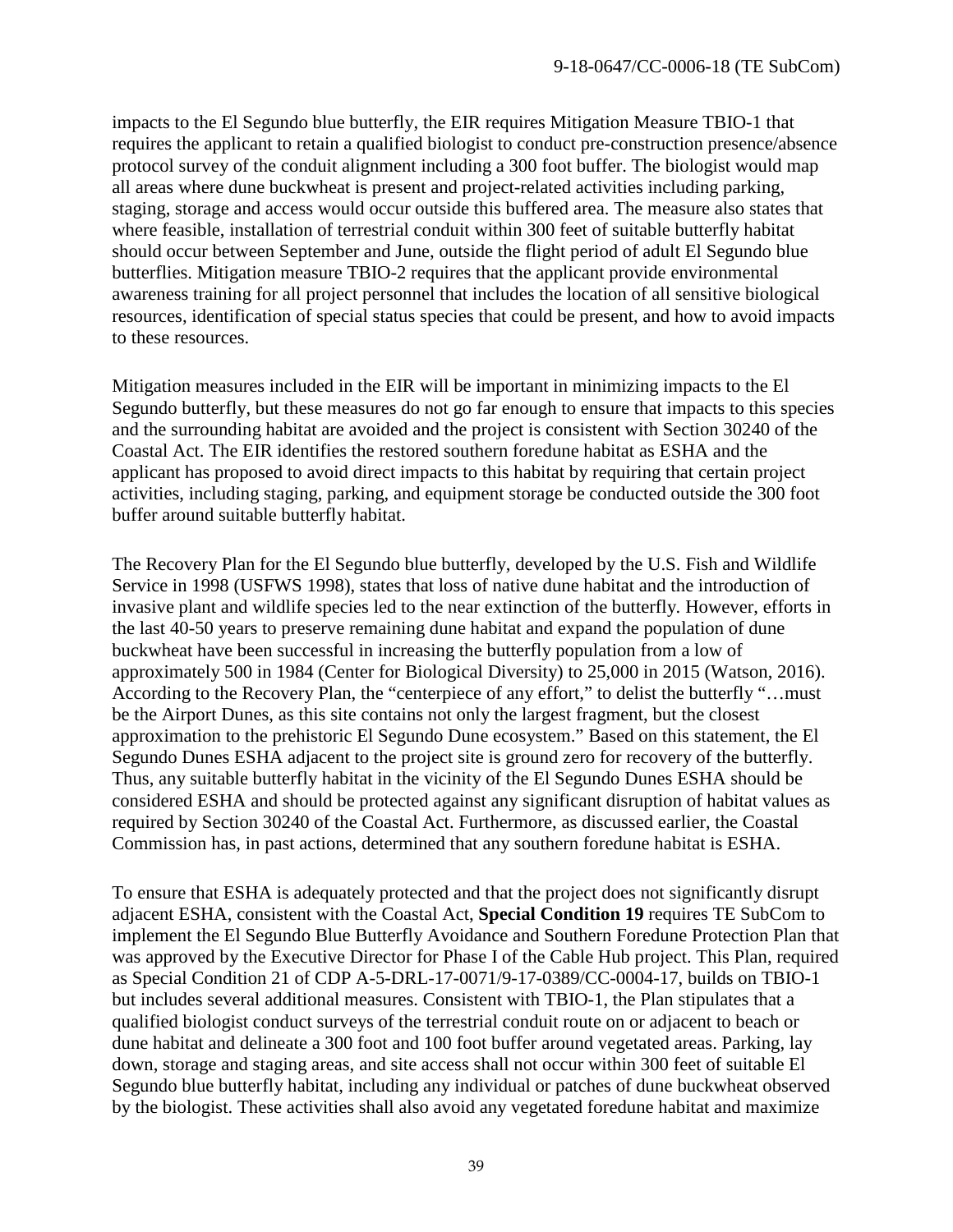impacts to the El Segundo blue butterfly, the EIR requires Mitigation Measure TBIO-1 that requires the applicant to retain a qualified biologist to conduct pre-construction presence/absence protocol survey of the conduit alignment including a 300 foot buffer. The biologist would map all areas where dune buckwheat is present and project-related activities including parking, staging, storage and access would occur outside this buffered area. The measure also states that where feasible, installation of terrestrial conduit within 300 feet of suitable butterfly habitat should occur between September and June, outside the flight period of adult El Segundo blue butterflies. Mitigation measure TBIO-2 requires that the applicant provide environmental awareness training for all project personnel that includes the location of all sensitive biological resources, identification of special status species that could be present, and how to avoid impacts to these resources.

Mitigation measures included in the EIR will be important in minimizing impacts to the El Segundo butterfly, but these measures do not go far enough to ensure that impacts to this species and the surrounding habitat are avoided and the project is consistent with Section 30240 of the Coastal Act. The EIR identifies the restored southern foredune habitat as ESHA and the applicant has proposed to avoid direct impacts to this habitat by requiring that certain project activities, including staging, parking, and equipment storage be conducted outside the 300 foot buffer around suitable butterfly habitat.

The Recovery Plan for the El Segundo blue butterfly, developed by the U.S. Fish and Wildlife Service in 1998 (USFWS 1998), states that loss of native dune habitat and the introduction of invasive plant and wildlife species led to the near extinction of the butterfly. However, efforts in the last 40-50 years to preserve remaining dune habitat and expand the population of dune buckwheat have been successful in increasing the butterfly population from a low of approximately 500 in 1984 (Center for Biological Diversity) to 25,000 in 2015 (Watson, 2016). According to the Recovery Plan, the "centerpiece of any effort," to delist the butterfly "…must be the Airport Dunes, as this site contains not only the largest fragment, but the closest approximation to the prehistoric El Segundo Dune ecosystem." Based on this statement, the El Segundo Dunes ESHA adjacent to the project site is ground zero for recovery of the butterfly. Thus, any suitable butterfly habitat in the vicinity of the El Segundo Dunes ESHA should be considered ESHA and should be protected against any significant disruption of habitat values as required by Section 30240 of the Coastal Act. Furthermore, as discussed earlier, the Coastal Commission has, in past actions, determined that any southern foredune habitat is ESHA.

To ensure that ESHA is adequately protected and that the project does not significantly disrupt adjacent ESHA, consistent with the Coastal Act, **Special Condition 19** requires TE SubCom to implement the El Segundo Blue Butterfly Avoidance and Southern Foredune Protection Plan that was approved by the Executive Director for Phase I of the Cable Hub project. This Plan, required as Special Condition 21 of CDP A-5-DRL-17-0071/9-17-0389/CC-0004-17, builds on TBIO-1 but includes several additional measures. Consistent with TBIO-1, the Plan stipulates that a qualified biologist conduct surveys of the terrestrial conduit route on or adjacent to beach or dune habitat and delineate a 300 foot and 100 foot buffer around vegetated areas. Parking, lay down, storage and staging areas, and site access shall not occur within 300 feet of suitable El Segundo blue butterfly habitat, including any individual or patches of dune buckwheat observed by the biologist. These activities shall also avoid any vegetated foredune habitat and maximize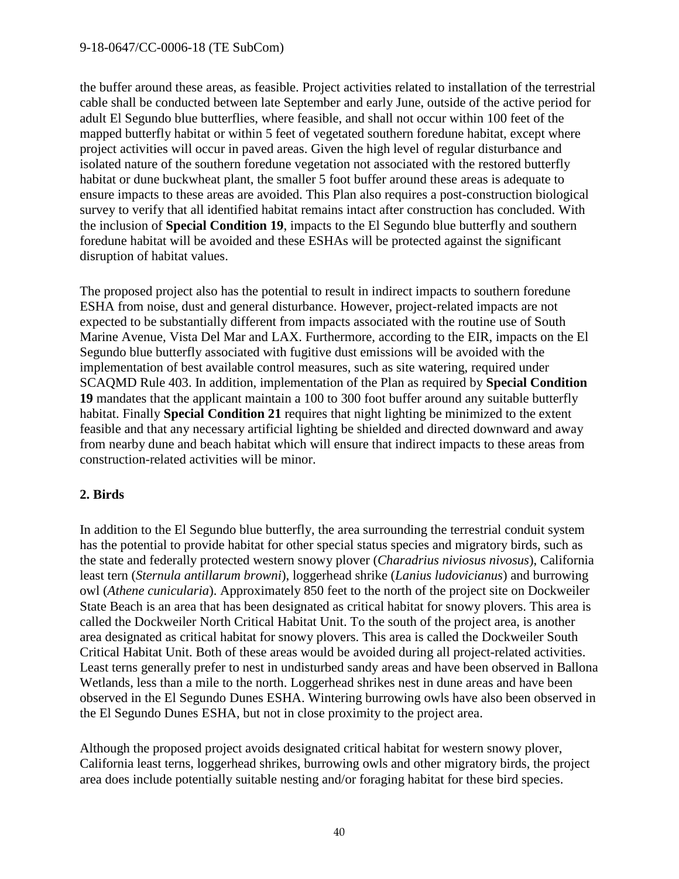the buffer around these areas, as feasible. Project activities related to installation of the terrestrial cable shall be conducted between late September and early June, outside of the active period for adult El Segundo blue butterflies, where feasible, and shall not occur within 100 feet of the mapped butterfly habitat or within 5 feet of vegetated southern foredune habitat, except where project activities will occur in paved areas. Given the high level of regular disturbance and isolated nature of the southern foredune vegetation not associated with the restored butterfly habitat or dune buckwheat plant, the smaller 5 foot buffer around these areas is adequate to ensure impacts to these areas are avoided. This Plan also requires a post-construction biological survey to verify that all identified habitat remains intact after construction has concluded. With the inclusion of **Special Condition 19**, impacts to the El Segundo blue butterfly and southern foredune habitat will be avoided and these ESHAs will be protected against the significant disruption of habitat values.

The proposed project also has the potential to result in indirect impacts to southern foredune ESHA from noise, dust and general disturbance. However, project-related impacts are not expected to be substantially different from impacts associated with the routine use of South Marine Avenue, Vista Del Mar and LAX. Furthermore, according to the EIR, impacts on the El Segundo blue butterfly associated with fugitive dust emissions will be avoided with the implementation of best available control measures, such as site watering, required under SCAQMD Rule 403. In addition, implementation of the Plan as required by **Special Condition 19** mandates that the applicant maintain a 100 to 300 foot buffer around any suitable butterfly habitat. Finally **Special Condition 21** requires that night lighting be minimized to the extent feasible and that any necessary artificial lighting be shielded and directed downward and away from nearby dune and beach habitat which will ensure that indirect impacts to these areas from construction-related activities will be minor.

## 2. Birds

In addition to the El Segundo blue butterfly, the area surrounding the terrestrial conduit system has the potential to provide habitat for other special status species and migratory birds, such as the state and federally protected western snowy plover (*Charadrius niviosus nivosus*), California least tern (*Sternula antillarum browni*), loggerhead shrike (*Lanius ludovicianus*) and burrowing owl (*Athene cunicularia*). Approximately 850 feet to the north of the project site on Dockweiler State Beach is an area that has been designated as critical habitat for snowy plovers. This area is called the Dockweiler North Critical Habitat Unit. To the south of the project area, is another area designated as critical habitat for snowy plovers. This area is called the Dockweiler South Critical Habitat Unit. Both of these areas would be avoided during all project-related activities. Least terns generally prefer to nest in undisturbed sandy areas and have been observed in Ballona Wetlands, less than a mile to the north. Loggerhead shrikes nest in dune areas and have been observed in the El Segundo Dunes ESHA. Wintering burrowing owls have also been observed in the El Segundo Dunes ESHA, but not in close proximity to the project area.

Although the proposed project avoids designated critical habitat for western snowy plover, California least terns, loggerhead shrikes, burrowing owls and other migratory birds, the project area does include potentially suitable nesting and/or foraging habitat for these bird species.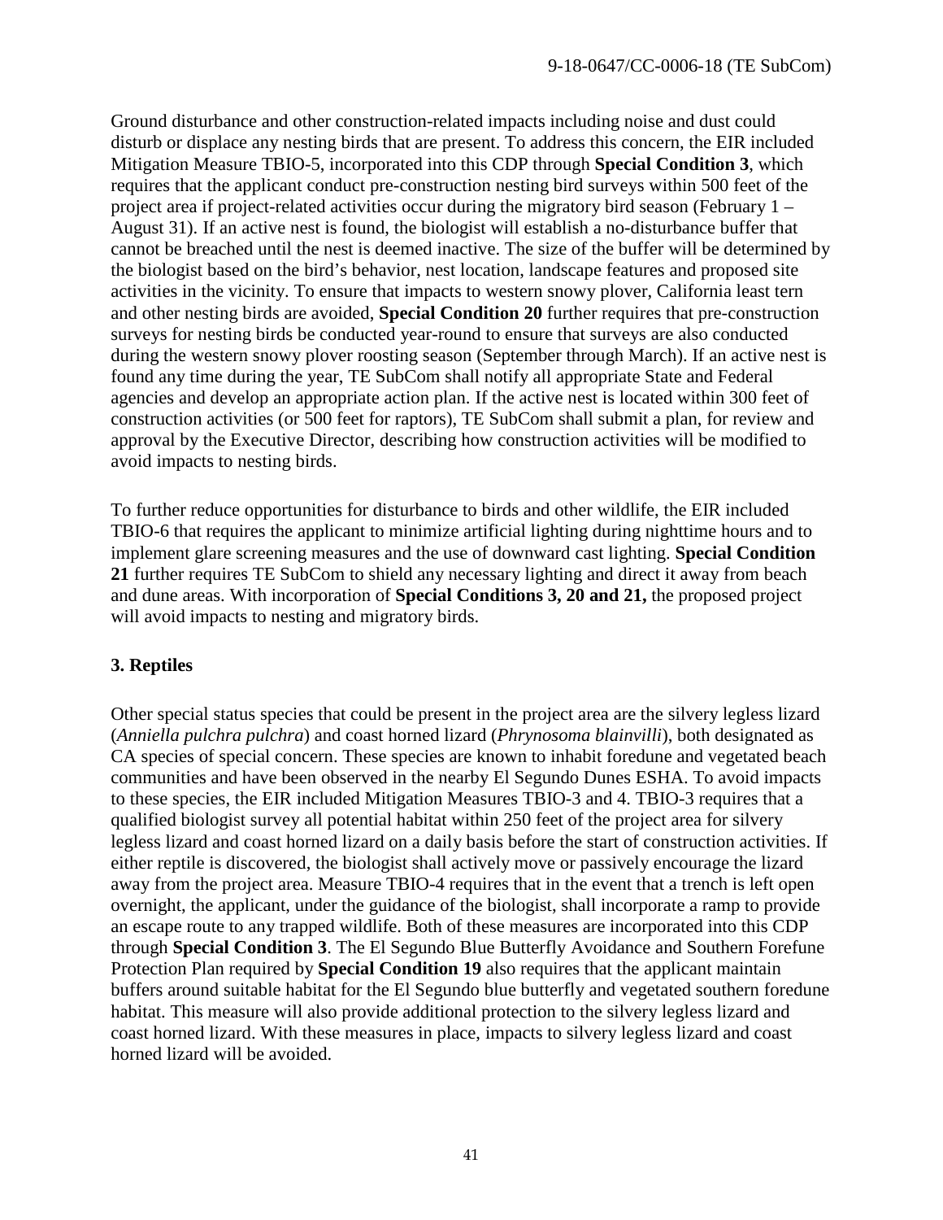Ground disturbance and other construction-related impacts including noise and dust could disturb or displace any nesting birds that are present. To address this concern, the EIR included Mitigation Measure TBIO-5, incorporated into this CDP through **Special Condition 3**, which requires that the applicant conduct pre-construction nesting bird surveys within 500 feet of the project area if project-related activities occur during the migratory bird season (February 1 – August 31). If an active nest is found, the biologist will establish a no-disturbance buffer that cannot be breached until the nest is deemed inactive. The size of the buffer will be determined by the biologist based on the bird's behavior, nest location, landscape features and proposed site activities in the vicinity. To ensure that impacts to western snowy plover, California least tern and other nesting birds are avoided, **Special Condition 20** further requires that pre-construction surveys for nesting birds be conducted year-round to ensure that surveys are also conducted during the western snowy plover roosting season (September through March). If an active nest is found any time during the year, TE SubCom shall notify all appropriate State and Federal agencies and develop an appropriate action plan. If the active nest is located within 300 feet of construction activities (or 500 feet for raptors), TE SubCom shall submit a plan, for review and approval by the Executive Director, describing how construction activities will be modified to avoid impacts to nesting birds.

To further reduce opportunities for disturbance to birds and other wildlife, the EIR included TBIO-6 that requires the applicant to minimize artificial lighting during nighttime hours and to implement glare screening measures and the use of downward cast lighting. **Special Condition 21** further requires TE SubCom to shield any necessary lighting and direct it away from beach and dune areas. With incorporation of **Special Conditions 3, 20 and 21,** the proposed project will avoid impacts to nesting and migratory birds.

### 3. Reptiles

Other special status species that could be present in the project area are the silvery legless lizard (*Anniella pulchra pulchra*) and coast horned lizard (*Phrynosoma blainvilli*), both designated as CA species of special concern. These species are known to inhabit foredune and vegetated beach communities and have been observed in the nearby El Segundo Dunes ESHA. To avoid impacts to these species, the EIR included Mitigation Measures TBIO-3 and 4. TBIO-3 requires that a qualified biologist survey all potential habitat within 250 feet of the project area for silvery legless lizard and coast horned lizard on a daily basis before the start of construction activities. If either reptile is discovered, the biologist shall actively move or passively encourage the lizard away from the project area. Measure TBIO-4 requires that in the event that a trench is left open overnight, the applicant, under the guidance of the biologist, shall incorporate a ramp to provide an escape route to any trapped wildlife. Both of these measures are incorporated into this CDP through **Special Condition 3**. The El Segundo Blue Butterfly Avoidance and Southern Forefune Protection Plan required by **Special Condition 19** also requires that the applicant maintain buffers around suitable habitat for the El Segundo blue butterfly and vegetated southern foredune habitat. This measure will also provide additional protection to the silvery legless lizard and coast horned lizard. With these measures in place, impacts to silvery legless lizard and coast horned lizard will be avoided.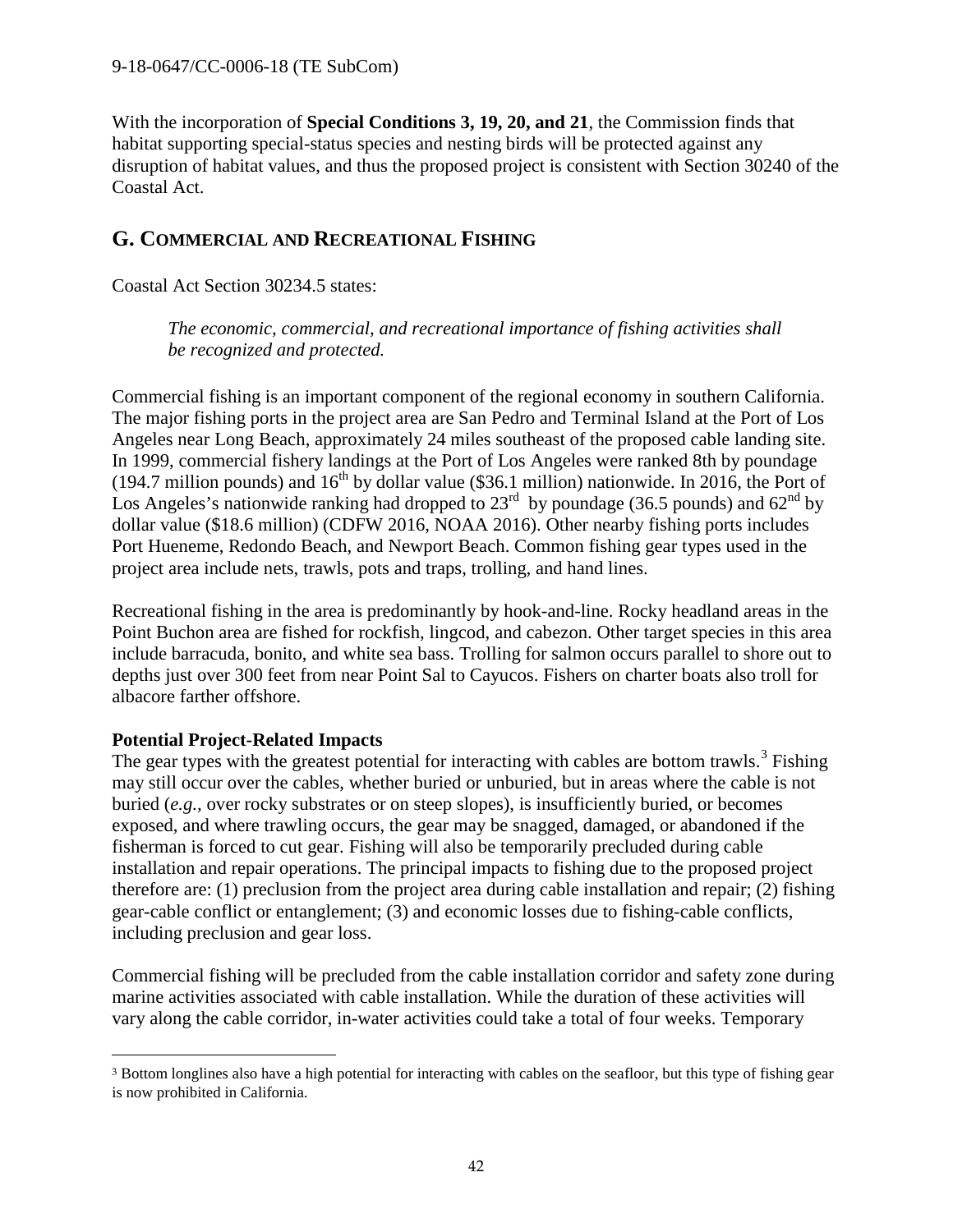With the incorporation of **Special Conditions 3, 19, 20, and 21**, the Commission finds that habitat supporting special-status species and nesting birds will be protected against any disruption of habitat values, and thus the proposed project is consistent with Section 30240 of the Coastal Act.

## G. COMMERCIAL AND RECREATIONAL FISHING

Coastal Act Section 30234.5 states:

> *The economic, commercial, and recreational importance of fishing activities shall be recognized and protected.*

Commercial fishing is an important component of the regional economy in southern California. The major fishing ports in the project area are San Pedro and Terminal Island at the Port of Los Angeles near Long Beach, approximately 24 miles southeast of the proposed cable landing site. In 1999, commercial fishery landings at the Port of Los Angeles were ranked 8th by poundage (194.7 million pounds) and 16th by dollar value ($36.1 million) nationwide. In 2016, the Port of Los Angeles's nationwide ranking had dropped to 23rd by poundage (36.5 pounds) and 62nd by dollar value ($18.6 million) (CDFW 2016, NOAA 2016). Other nearby fishing ports includes Port Hueneme, Redondo Beach, and Newport Beach. Common fishing gear types used in the project area include nets, trawls, pots and traps, trolling, and hand lines.

Recreational fishing in the area is predominantly by hook-and-line. Rocky headland areas in the Point Buchon area are fished for rockfish, lingcod, and cabezon. Other target species in this area include barracuda, bonito, and white sea bass. Trolling for salmon occurs parallel to shore out to depths just over 300 feet from near Point Sal to Cayucos. Fishers on charter boats also troll for albacore farther offshore.

**Potential Project-Related Impacts**

The gear types with the greatest potential for interacting with cables are bottom trawls.[3] Fishing may still occur over the cables, whether buried or unburied, but in areas where the cable is not buried (*e.g.,* over rocky substrates or on steep slopes), is insufficiently buried, or becomes exposed, and where trawling occurs, the gear may be snagged, damaged, or abandoned if the fisherman is forced to cut gear. Fishing will also be temporarily precluded during cable installation and repair operations. The principal impacts to fishing due to the proposed project therefore are: (1) preclusion from the project area during cable installation and repair; (2) fishing gear-cable conflict or entanglement; (3) and economic losses due to fishing-cable conflicts, including preclusion and gear loss.

Commercial fishing will be precluded from the cable installation corridor and safety zone during marine activities associated with cable installation. While the duration of these activities will vary along the cable corridor, in-water activities could take a total of four weeks. Temporary

[3] Bottom longlines also have a high potential for interacting with cables on the seafloor, but this type of fishing gear is now prohibited in California.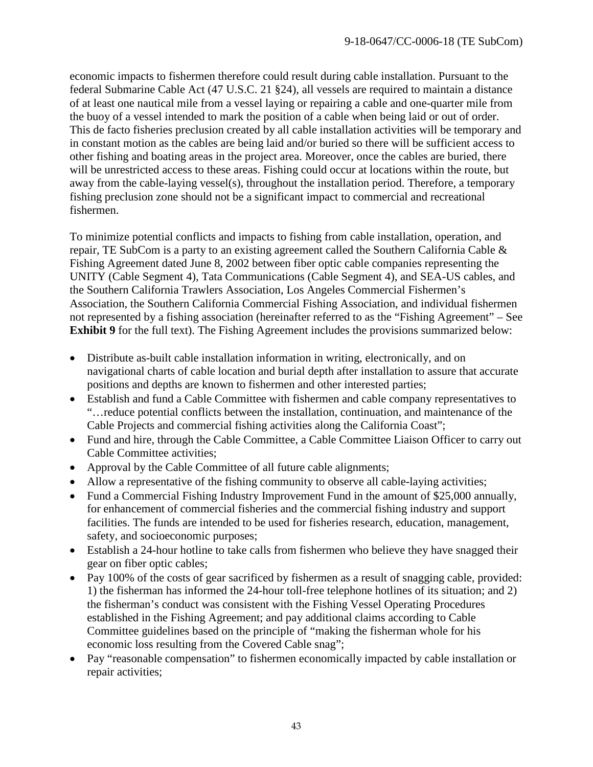economic impacts to fishermen therefore could result during cable installation. Pursuant to the federal Submarine Cable Act (47 U.S.C. 21 §24), all vessels are required to maintain a distance of at least one nautical mile from a vessel laying or repairing a cable and one-quarter mile from the buoy of a vessel intended to mark the position of a cable when being laid or out of order. This de facto fisheries preclusion created by all cable installation activities will be temporary and in constant motion as the cables are being laid and/or buried so there will be sufficient access to other fishing and boating areas in the project area. Moreover, once the cables are buried, there will be unrestricted access to these areas. Fishing could occur at locations within the route, but away from the cable-laying vessel(s), throughout the installation period. Therefore, a temporary fishing preclusion zone should not be a significant impact to commercial and recreational fishermen.

To minimize potential conflicts and impacts to fishing from cable installation, operation, and repair, TE SubCom is a party to an existing agreement called the Southern California Cable & Fishing Agreement dated June 8, 2002 between fiber optic cable companies representing the UNITY (Cable Segment 4), Tata Communications (Cable Segment 4), and SEA-US cables, and the Southern California Trawlers Association, Los Angeles Commercial Fishermen's Association, the Southern California Commercial Fishing Association, and individual fishermen not represented by a fishing association (hereinafter referred to as the "Fishing Agreement" – See **Exhibit 9** for the full text). The Fishing Agreement includes the provisions summarized below:

- Distribute as-built cable installation information in writing, electronically, and on navigational charts of cable location and burial depth after installation to assure that accurate positions and depths are known to fishermen and other interested parties;
- Establish and fund a Cable Committee with fishermen and cable company representatives to "…reduce potential conflicts between the installation, continuation, and maintenance of the Cable Projects and commercial fishing activities along the California Coast";
- Fund and hire, through the Cable Committee, a Cable Committee Liaison Officer to carry out Cable Committee activities;
- Approval by the Cable Committee of all future cable alignments;
- Allow a representative of the fishing community to observe all cable-laying activities;
- Fund a Commercial Fishing Industry Improvement Fund in the amount of $25,000 annually, for enhancement of commercial fisheries and the commercial fishing industry and support facilities. The funds are intended to be used for fisheries research, education, management, safety, and socioeconomic purposes;
- Establish a 24-hour hotline to take calls from fishermen who believe they have snagged their gear on fiber optic cables;
- Pay 100% of the costs of gear sacrificed by fishermen as a result of snagging cable, provided: 1) the fisherman has informed the 24-hour toll-free telephone hotlines of its situation; and 2) the fisherman's conduct was consistent with the Fishing Vessel Operating Procedures established in the Fishing Agreement; and pay additional claims according to Cable Committee guidelines based on the principle of "making the fisherman whole for his economic loss resulting from the Covered Cable snag";
- Pay "reasonable compensation" to fishermen economically impacted by cable installation or repair activities;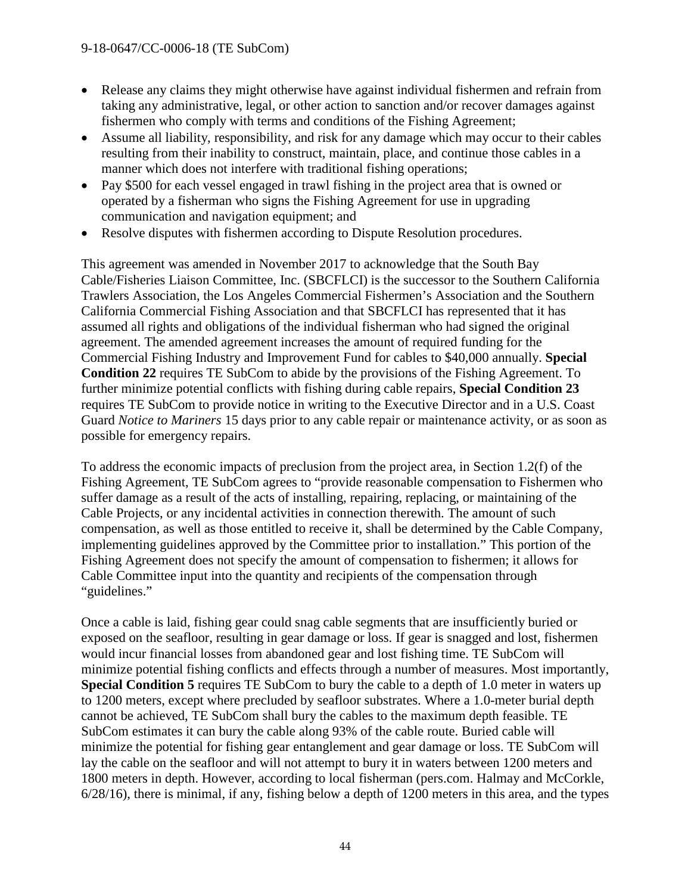- Release any claims they might otherwise have against individual fishermen and refrain from taking any administrative, legal, or other action to sanction and/or recover damages against fishermen who comply with terms and conditions of the Fishing Agreement;
- Assume all liability, responsibility, and risk for any damage which may occur to their cables resulting from their inability to construct, maintain, place, and continue those cables in a manner which does not interfere with traditional fishing operations;
- Pay $500 for each vessel engaged in trawl fishing in the project area that is owned or operated by a fisherman who signs the Fishing Agreement for use in upgrading communication and navigation equipment; and
- Resolve disputes with fishermen according to Dispute Resolution procedures.

This agreement was amended in November 2017 to acknowledge that the South Bay Cable/Fisheries Liaison Committee, Inc. (SBCFLCI) is the successor to the Southern California Trawlers Association, the Los Angeles Commercial Fishermen's Association and the Southern California Commercial Fishing Association and that SBCFLCI has represented that it has assumed all rights and obligations of the individual fisherman who had signed the original agreement. The amended agreement increases the amount of required funding for the Commercial Fishing Industry and Improvement Fund for cables to $40,000 annually. **Special Condition 22** requires TE SubCom to abide by the provisions of the Fishing Agreement. To further minimize potential conflicts with fishing during cable repairs, **Special Condition 23** requires TE SubCom to provide notice in writing to the Executive Director and in a U.S. Coast Guard *Notice to Mariners* 15 days prior to any cable repair or maintenance activity, or as soon as possible for emergency repairs.

To address the economic impacts of preclusion from the project area, in Section 1.2(f) of the Fishing Agreement, TE SubCom agrees to "provide reasonable compensation to Fishermen who suffer damage as a result of the acts of installing, repairing, replacing, or maintaining of the Cable Projects, or any incidental activities in connection therewith. The amount of such compensation, as well as those entitled to receive it, shall be determined by the Cable Company, implementing guidelines approved by the Committee prior to installation." This portion of the Fishing Agreement does not specify the amount of compensation to fishermen; it allows for Cable Committee input into the quantity and recipients of the compensation through "guidelines."

Once a cable is laid, fishing gear could snag cable segments that are insufficiently buried or exposed on the seafloor, resulting in gear damage or loss. If gear is snagged and lost, fishermen would incur financial losses from abandoned gear and lost fishing time. TE SubCom will minimize potential fishing conflicts and effects through a number of measures. Most importantly, **Special Condition 5** requires TE SubCom to bury the cable to a depth of 1.0 meter in waters up to 1200 meters, except where precluded by seafloor substrates. Where a 1.0-meter burial depth cannot be achieved, TE SubCom shall bury the cables to the maximum depth feasible. TE SubCom estimates it can bury the cable along 93% of the cable route. Buried cable will minimize the potential for fishing gear entanglement and gear damage or loss. TE SubCom will lay the cable on the seafloor and will not attempt to bury it in waters between 1200 meters and 1800 meters in depth. However, according to local fisherman (pers.com. Halmay and McCorkle, 6/28/16), there is minimal, if any, fishing below a depth of 1200 meters in this area, and the types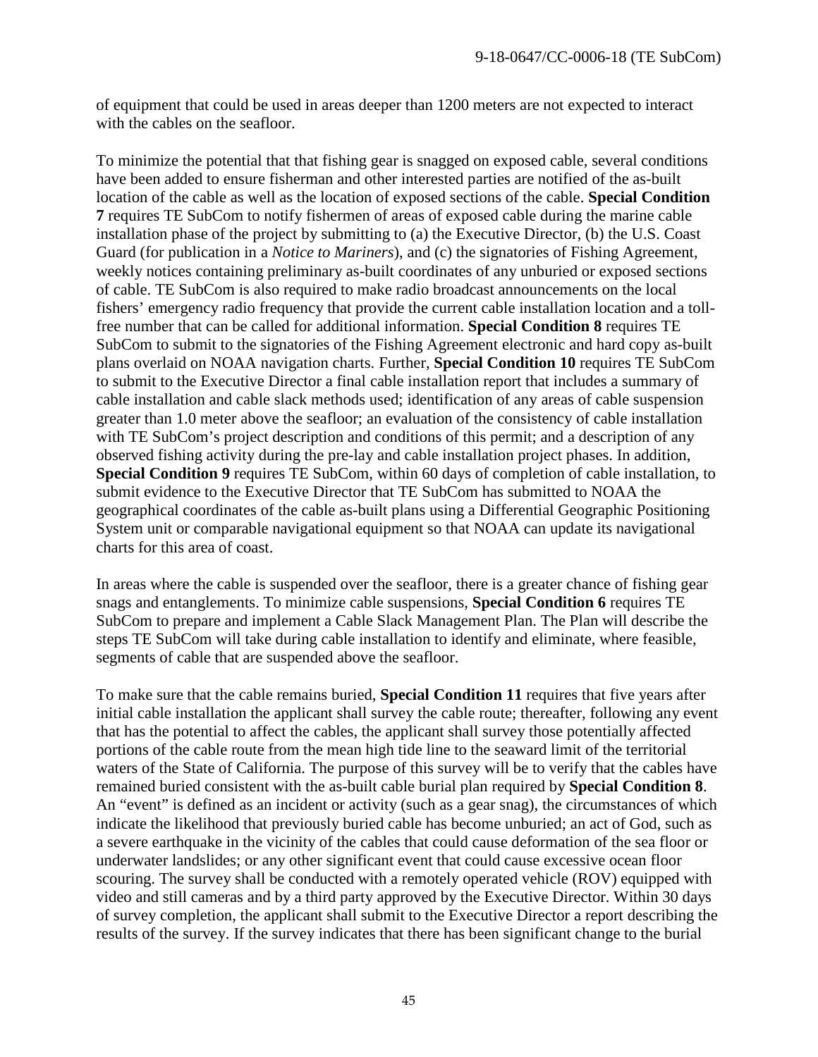of equipment that could be used in areas deeper than 1200 meters are not expected to interact with the cables on the seafloor.

To minimize the potential that that fishing gear is snagged on exposed cable, several conditions have been added to ensure fisherman and other interested parties are notified of the as-built location of the cable as well as the location of exposed sections of the cable. **Special Condition 7** requires TE SubCom to notify fishermen of areas of exposed cable during the marine cable installation phase of the project by submitting to (a) the Executive Director, (b) the U.S. Coast Guard (for publication in a *Notice to Mariners*), and (c) the signatories of Fishing Agreement, weekly notices containing preliminary as-built coordinates of any unburied or exposed sections of cable. TE SubCom is also required to make radio broadcast announcements on the local fishers' emergency radio frequency that provide the current cable installation location and a toll-free number that can be called for additional information. **Special Condition 8** requires TE SubCom to submit to the signatories of the Fishing Agreement electronic and hard copy as-built plans overlaid on NOAA navigation charts. Further, **Special Condition 10** requires TE SubCom to submit to the Executive Director a final cable installation report that includes a summary of cable installation and cable slack methods used; identification of any areas of cable suspension greater than 1.0 meter above the seafloor; an evaluation of the consistency of cable installation with TE SubCom's project description and conditions of this permit; and a description of any observed fishing activity during the pre-lay and cable installation project phases. In addition, **Special Condition 9** requires TE SubCom, within 60 days of completion of cable installation, to submit evidence to the Executive Director that TE SubCom has submitted to NOAA the geographical coordinates of the cable as-built plans using a Differential Geographic Positioning System unit or comparable navigational equipment so that NOAA can update its navigational charts for this area of coast.

In areas where the cable is suspended over the seafloor, there is a greater chance of fishing gear snags and entanglements. To minimize cable suspensions, **Special Condition 6** requires TE SubCom to prepare and implement a Cable Slack Management Plan. The Plan will describe the steps TE SubCom will take during cable installation to identify and eliminate, where feasible, segments of cable that are suspended above the seafloor.

To make sure that the cable remains buried, **Special Condition 11** requires that five years after initial cable installation the applicant shall survey the cable route; thereafter, following any event that has the potential to affect the cables, the applicant shall survey those potentially affected portions of the cable route from the mean high tide line to the seaward limit of the territorial waters of the State of California. The purpose of this survey will be to verify that the cables have remained buried consistent with the as-built cable burial plan required by **Special Condition 8**. An "event" is defined as an incident or activity (such as a gear snag), the circumstances of which indicate the likelihood that previously buried cable has become unburied; an act of God, such as a severe earthquake in the vicinity of the cables that could cause deformation of the sea floor or underwater landslides; or any other significant event that could cause excessive ocean floor scouring. The survey shall be conducted with a remotely operated vehicle (ROV) equipped with video and still cameras and by a third party approved by the Executive Director. Within 30 days of survey completion, the applicant shall submit to the Executive Director a report describing the results of the survey. If the survey indicates that there has been significant change to the burial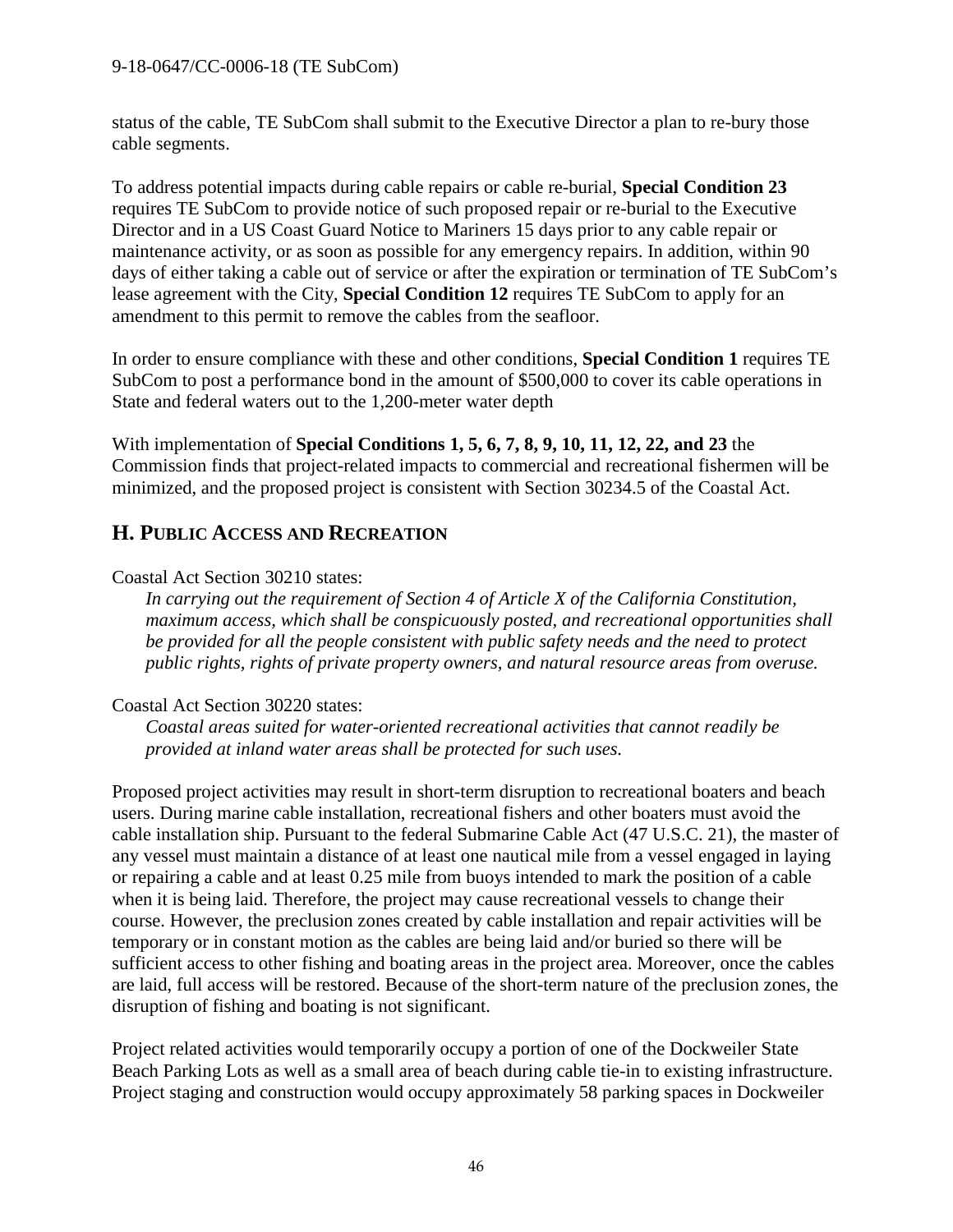status of the cable, TE SubCom shall submit to the Executive Director a plan to re-bury those cable segments.

To address potential impacts during cable repairs or cable re-burial, **Special Condition 23** requires TE SubCom to provide notice of such proposed repair or re-burial to the Executive Director and in a US Coast Guard Notice to Mariners 15 days prior to any cable repair or maintenance activity, or as soon as possible for any emergency repairs. In addition, within 90 days of either taking a cable out of service or after the expiration or termination of TE SubCom's lease agreement with the City, **Special Condition 12** requires TE SubCom to apply for an amendment to this permit to remove the cables from the seafloor.

In order to ensure compliance with these and other conditions, **Special Condition 1** requires TE SubCom to post a performance bond in the amount of $500,000 to cover its cable operations in State and federal waters out to the 1,200-meter water depth

With implementation of **Special Conditions 1, 5, 6, 7, 8, 9, 10, 11, 12, 22, and 23** the Commission finds that project-related impacts to commercial and recreational fishermen will be minimized, and the proposed project is consistent with Section 30234.5 of the Coastal Act.

## H. Public Access and Recreation

Coastal Act Section 30210 states:

> *In carrying out the requirement of Section 4 of Article X of the California Constitution, maximum access, which shall be conspicuously posted, and recreational opportunities shall be provided for all the people consistent with public safety needs and the need to protect public rights, rights of private property owners, and natural resource areas from overuse.*

Coastal Act Section 30220 states:

> *Coastal areas suited for water-oriented recreational activities that cannot readily be provided at inland water areas shall be protected for such uses.*

Proposed project activities may result in short-term disruption to recreational boaters and beach users. During marine cable installation, recreational fishers and other boaters must avoid the cable installation ship. Pursuant to the federal Submarine Cable Act (47 U.S.C. 21), the master of any vessel must maintain a distance of at least one nautical mile from a vessel engaged in laying or repairing a cable and at least 0.25 mile from buoys intended to mark the position of a cable when it is being laid. Therefore, the project may cause recreational vessels to change their course. However, the preclusion zones created by cable installation and repair activities will be temporary or in constant motion as the cables are being laid and/or buried so there will be sufficient access to other fishing and boating areas in the project area. Moreover, once the cables are laid, full access will be restored. Because of the short-term nature of the preclusion zones, the disruption of fishing and boating is not significant.

Project related activities would temporarily occupy a portion of one of the Dockweiler State Beach Parking Lots as well as a small area of beach during cable tie-in to existing infrastructure. Project staging and construction would occupy approximately 58 parking spaces in Dockweiler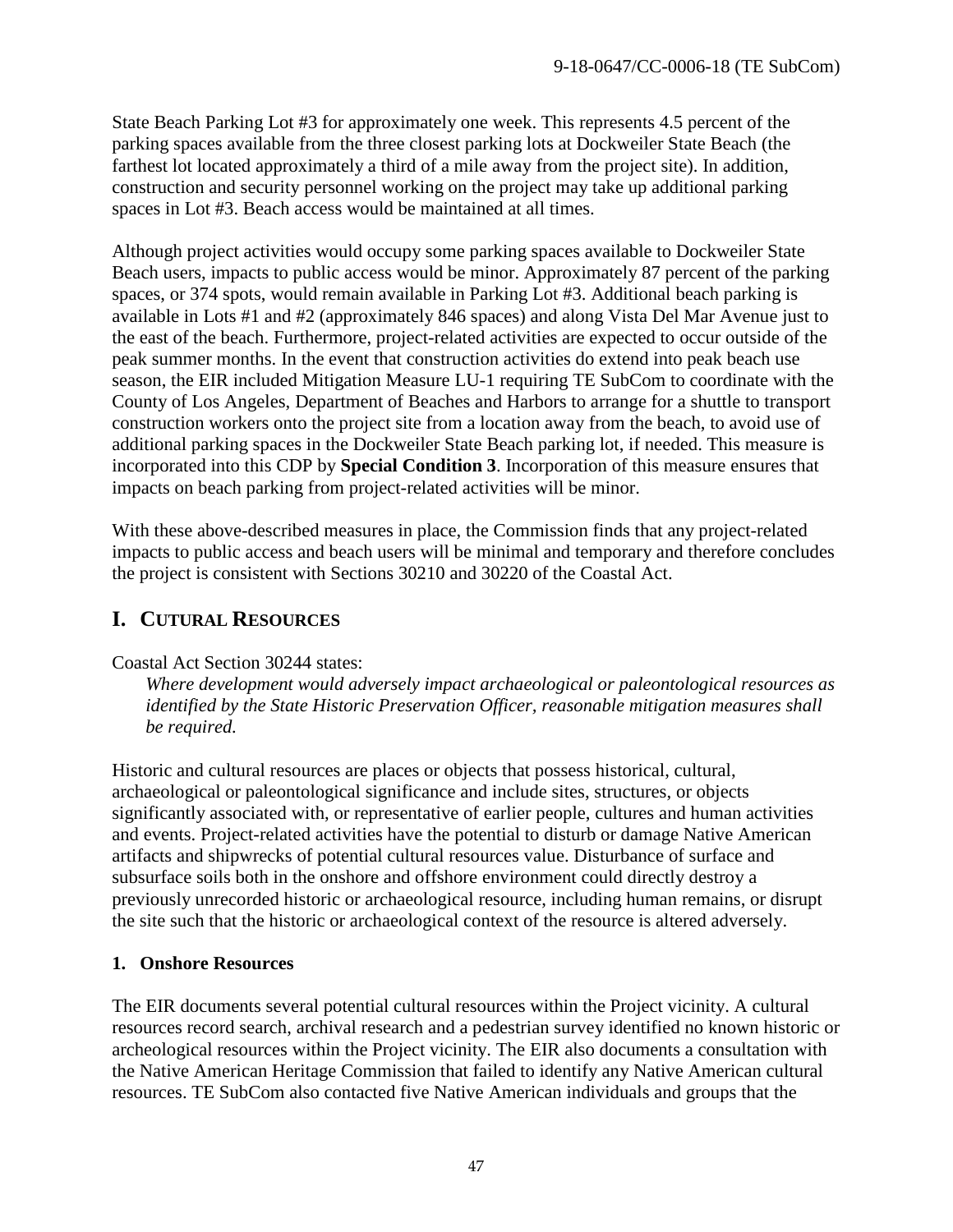State Beach Parking Lot #3 for approximately one week. This represents 4.5 percent of the parking spaces available from the three closest parking lots at Dockweiler State Beach (the farthest lot located approximately a third of a mile away from the project site). In addition, construction and security personnel working on the project may take up additional parking spaces in Lot #3. Beach access would be maintained at all times.

Although project activities would occupy some parking spaces available to Dockweiler State Beach users, impacts to public access would be minor. Approximately 87 percent of the parking spaces, or 374 spots, would remain available in Parking Lot #3. Additional beach parking is available in Lots #1 and #2 (approximately 846 spaces) and along Vista Del Mar Avenue just to the east of the beach. Furthermore, project-related activities are expected to occur outside of the peak summer months. In the event that construction activities do extend into peak beach use season, the EIR included Mitigation Measure LU-1 requiring TE SubCom to coordinate with the County of Los Angeles, Department of Beaches and Harbors to arrange for a shuttle to transport construction workers onto the project site from a location away from the beach, to avoid use of additional parking spaces in the Dockweiler State Beach parking lot, if needed. This measure is incorporated into this CDP by **Special Condition 3**. Incorporation of this measure ensures that impacts on beach parking from project-related activities will be minor.

With these above-described measures in place, the Commission finds that any project-related impacts to public access and beach users will be minimal and temporary and therefore concludes the project is consistent with Sections 30210 and 30220 of the Coastal Act.

## I. CUTURAL RESOURCES

Coastal Act Section 30244 states:

> *Where development would adversely impact archaeological or paleontological resources as identified by the State Historic Preservation Officer, reasonable mitigation measures shall be required.*

Historic and cultural resources are places or objects that possess historical, cultural, archaeological or paleontological significance and include sites, structures, or objects significantly associated with, or representative of earlier people, cultures and human activities and events. Project-related activities have the potential to disturb or damage Native American artifacts and shipwrecks of potential cultural resources value. Disturbance of surface and subsurface soils both in the onshore and offshore environment could directly destroy a previously unrecorded historic or archaeological resource, including human remains, or disrupt the site such that the historic or archaeological context of the resource is altered adversely.

### 1. Onshore Resources

The EIR documents several potential cultural resources within the Project vicinity. A cultural resources record search, archival research and a pedestrian survey identified no known historic or archeological resources within the Project vicinity. The EIR also documents a consultation with the Native American Heritage Commission that failed to identify any Native American cultural resources. TE SubCom also contacted five Native American individuals and groups that the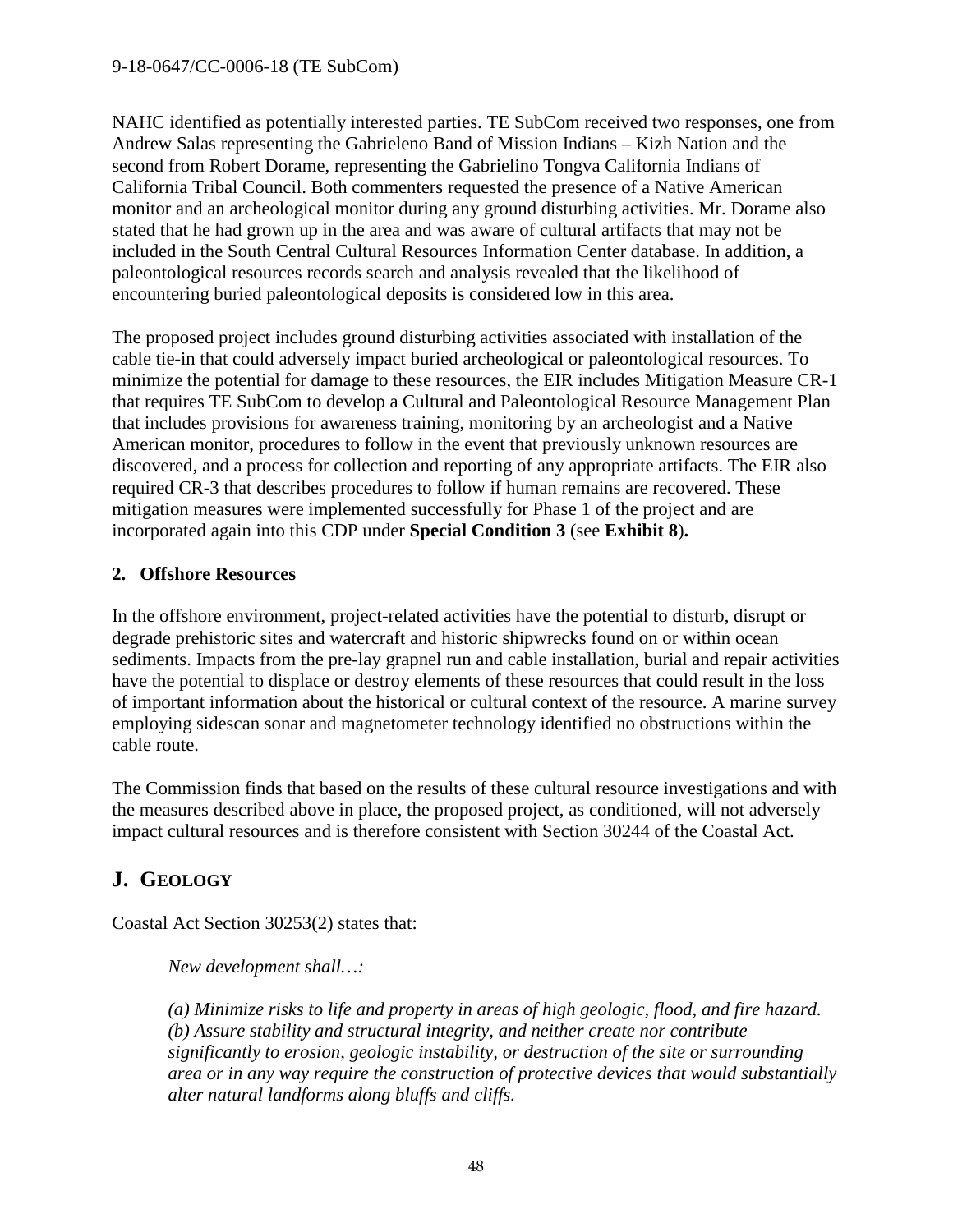NAHC identified as potentially interested parties. TE SubCom received two responses, one from Andrew Salas representing the Gabrieleno Band of Mission Indians – Kizh Nation and the second from Robert Dorame, representing the Gabrielino Tongva California Indians of California Tribal Council. Both commenters requested the presence of a Native American monitor and an archeological monitor during any ground disturbing activities. Mr. Dorame also stated that he had grown up in the area and was aware of cultural artifacts that may not be included in the South Central Cultural Resources Information Center database. In addition, a paleontological resources records search and analysis revealed that the likelihood of encountering buried paleontological deposits is considered low in this area.

The proposed project includes ground disturbing activities associated with installation of the cable tie-in that could adversely impact buried archeological or paleontological resources. To minimize the potential for damage to these resources, the EIR includes Mitigation Measure CR-1 that requires TE SubCom to develop a Cultural and Paleontological Resource Management Plan that includes provisions for awareness training, monitoring by an archeologist and a Native American monitor, procedures to follow in the event that previously unknown resources are discovered, and a process for collection and reporting of any appropriate artifacts. The EIR also required CR-3 that describes procedures to follow if human remains are recovered. These mitigation measures were implemented successfully for Phase 1 of the project and are incorporated again into this CDP under **Special Condition 3** (see **Exhibit 8**)**.**

### 2. Offshore Resources

In the offshore environment, project-related activities have the potential to disturb, disrupt or degrade prehistoric sites and watercraft and historic shipwrecks found on or within ocean sediments. Impacts from the pre-lay grapnel run and cable installation, burial and repair activities have the potential to displace or destroy elements of these resources that could result in the loss of important information about the historical or cultural context of the resource. A marine survey employing sidescan sonar and magnetometer technology identified no obstructions within the cable route.

The Commission finds that based on the results of these cultural resource investigations and with the measures described above in place, the proposed project, as conditioned, will not adversely impact cultural resources and is therefore consistent with Section 30244 of the Coastal Act.

## J. GEOLOGY

Coastal Act Section 30253(2) states that:

> *New development shall…:*
>
> *(a) Minimize risks to life and property in areas of high geologic, flood, and fire hazard.*
> *(b) Assure stability and structural integrity, and neither create nor contribute significantly to erosion, geologic instability, or destruction of the site or surrounding area or in any way require the construction of protective devices that would substantially alter natural landforms along bluffs and cliffs.*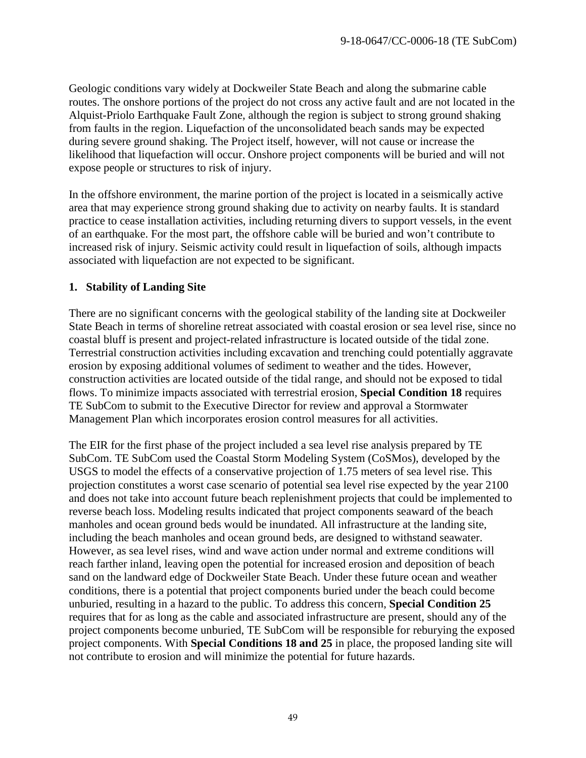Geologic conditions vary widely at Dockweiler State Beach and along the submarine cable routes. The onshore portions of the project do not cross any active fault and are not located in the Alquist-Priolo Earthquake Fault Zone, although the region is subject to strong ground shaking from faults in the region. Liquefaction of the unconsolidated beach sands may be expected during severe ground shaking. The Project itself, however, will not cause or increase the likelihood that liquefaction will occur. Onshore project components will be buried and will not expose people or structures to risk of injury.

In the offshore environment, the marine portion of the project is located in a seismically active area that may experience strong ground shaking due to activity on nearby faults. It is standard practice to cease installation activities, including returning divers to support vessels, in the event of an earthquake. For the most part, the offshore cable will be buried and won't contribute to increased risk of injury. Seismic activity could result in liquefaction of soils, although impacts associated with liquefaction are not expected to be significant.

### 1. Stability of Landing Site

There are no significant concerns with the geological stability of the landing site at Dockweiler State Beach in terms of shoreline retreat associated with coastal erosion or sea level rise, since no coastal bluff is present and project-related infrastructure is located outside of the tidal zone. Terrestrial construction activities including excavation and trenching could potentially aggravate erosion by exposing additional volumes of sediment to weather and the tides. However, construction activities are located outside of the tidal range, and should not be exposed to tidal flows. To minimize impacts associated with terrestrial erosion, **Special Condition 18** requires TE SubCom to submit to the Executive Director for review and approval a Stormwater Management Plan which incorporates erosion control measures for all activities.

The EIR for the first phase of the project included a sea level rise analysis prepared by TE SubCom. TE SubCom used the Coastal Storm Modeling System (CoSMos), developed by the USGS to model the effects of a conservative projection of 1.75 meters of sea level rise. This projection constitutes a worst case scenario of potential sea level rise expected by the year 2100 and does not take into account future beach replenishment projects that could be implemented to reverse beach loss. Modeling results indicated that project components seaward of the beach manholes and ocean ground beds would be inundated. All infrastructure at the landing site, including the beach manholes and ocean ground beds, are designed to withstand seawater. However, as sea level rises, wind and wave action under normal and extreme conditions will reach farther inland, leaving open the potential for increased erosion and deposition of beach sand on the landward edge of Dockweiler State Beach. Under these future ocean and weather conditions, there is a potential that project components buried under the beach could become unburied, resulting in a hazard to the public. To address this concern, **Special Condition 25** requires that for as long as the cable and associated infrastructure are present, should any of the project components become unburied, TE SubCom will be responsible for reburying the exposed project components. With **Special Conditions 18 and 25** in place, the proposed landing site will not contribute to erosion and will minimize the potential for future hazards.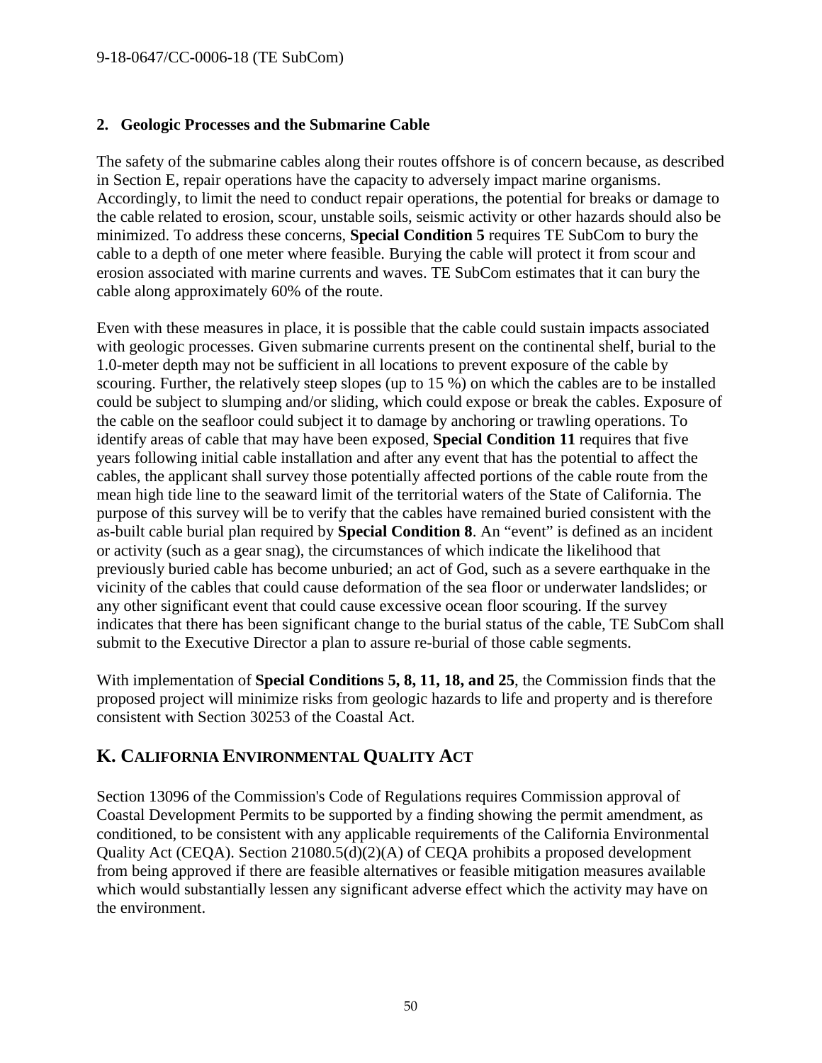### 2. Geologic Processes and the Submarine Cable

The safety of the submarine cables along their routes offshore is of concern because, as described in Section E, repair operations have the capacity to adversely impact marine organisms. Accordingly, to limit the need to conduct repair operations, the potential for breaks or damage to the cable related to erosion, scour, unstable soils, seismic activity or other hazards should also be minimized. To address these concerns, **Special Condition 5** requires TE SubCom to bury the cable to a depth of one meter where feasible. Burying the cable will protect it from scour and erosion associated with marine currents and waves. TE SubCom estimates that it can bury the cable along approximately 60% of the route.

Even with these measures in place, it is possible that the cable could sustain impacts associated with geologic processes. Given submarine currents present on the continental shelf, burial to the 1.0-meter depth may not be sufficient in all locations to prevent exposure of the cable by scouring. Further, the relatively steep slopes (up to 15 %) on which the cables are to be installed could be subject to slumping and/or sliding, which could expose or break the cables. Exposure of the cable on the seafloor could subject it to damage by anchoring or trawling operations. To identify areas of cable that may have been exposed, **Special Condition 11** requires that five years following initial cable installation and after any event that has the potential to affect the cables, the applicant shall survey those potentially affected portions of the cable route from the mean high tide line to the seaward limit of the territorial waters of the State of California. The purpose of this survey will be to verify that the cables have remained buried consistent with the as-built cable burial plan required by **Special Condition 8**. An "event" is defined as an incident or activity (such as a gear snag), the circumstances of which indicate the likelihood that previously buried cable has become unburied; an act of God, such as a severe earthquake in the vicinity of the cables that could cause deformation of the sea floor or underwater landslides; or any other significant event that could cause excessive ocean floor scouring. If the survey indicates that there has been significant change to the burial status of the cable, TE SubCom shall submit to the Executive Director a plan to assure re-burial of those cable segments.

With implementation of **Special Conditions 5, 8, 11, 18, and 25**, the Commission finds that the proposed project will minimize risks from geologic hazards to life and property and is therefore consistent with Section 30253 of the Coastal Act.

## K. CALIFORNIA ENVIRONMENTAL QUALITY ACT

Section 13096 of the Commission's Code of Regulations requires Commission approval of Coastal Development Permits to be supported by a finding showing the permit amendment, as conditioned, to be consistent with any applicable requirements of the California Environmental Quality Act (CEQA). Section 21080.5(d)(2)(A) of CEQA prohibits a proposed development from being approved if there are feasible alternatives or feasible mitigation measures available which would substantially lessen any significant adverse effect which the activity may have on the environment.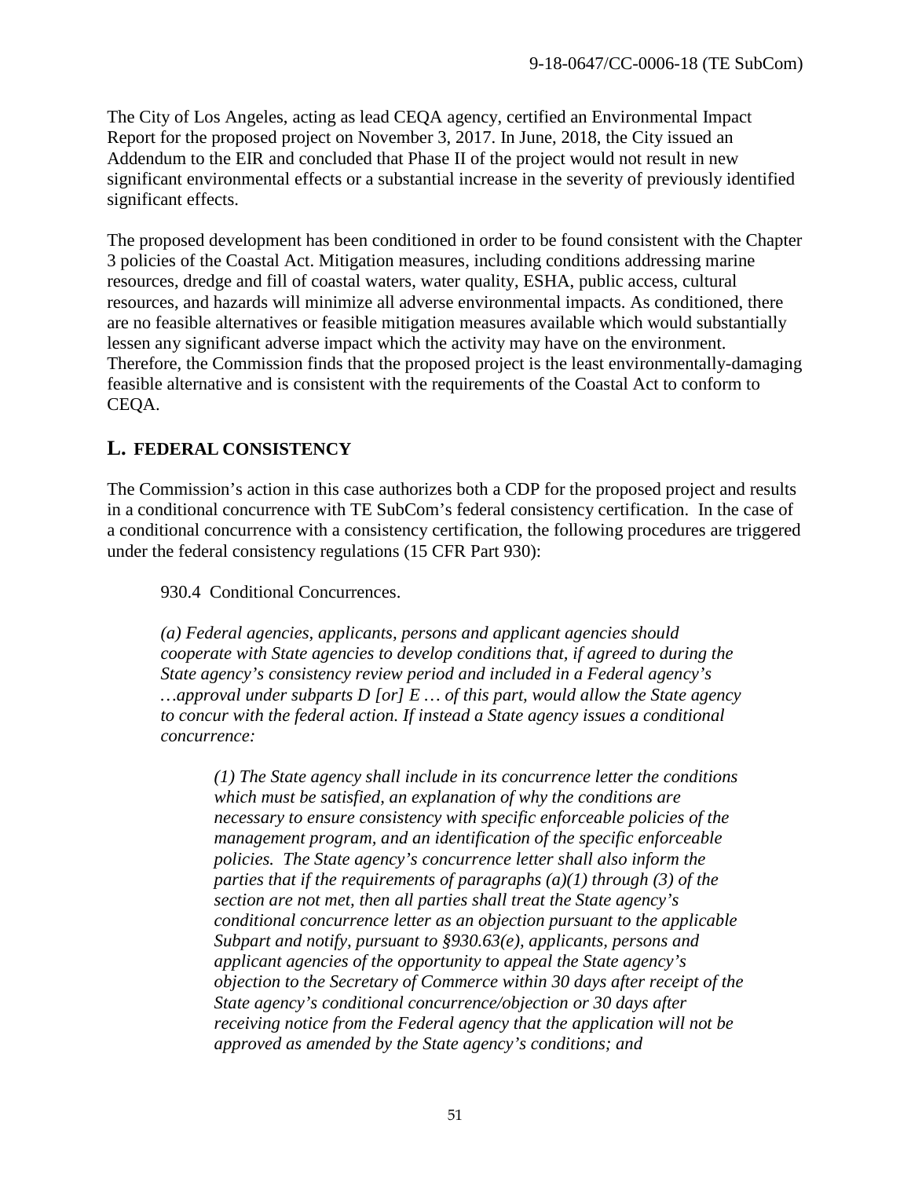The City of Los Angeles, acting as lead CEQA agency, certified an Environmental Impact Report for the proposed project on November 3, 2017. In June, 2018, the City issued an Addendum to the EIR and concluded that Phase II of the project would not result in new significant environmental effects or a substantial increase in the severity of previously identified significant effects.

The proposed development has been conditioned in order to be found consistent with the Chapter 3 policies of the Coastal Act. Mitigation measures, including conditions addressing marine resources, dredge and fill of coastal waters, water quality, ESHA, public access, cultural resources, and hazards will minimize all adverse environmental impacts. As conditioned, there are no feasible alternatives or feasible mitigation measures available which would substantially lessen any significant adverse impact which the activity may have on the environment. Therefore, the Commission finds that the proposed project is the least environmentally-damaging feasible alternative and is consistent with the requirements of the Coastal Act to conform to CEQA.

## L. FEDERAL CONSISTENCY

The Commission's action in this case authorizes both a CDP for the proposed project and results in a conditional concurrence with TE SubCom's federal consistency certification. In the case of a conditional concurrence with a consistency certification, the following procedures are triggered under the federal consistency regulations (15 CFR Part 930):

> 930.4 Conditional Concurrences.
>
> *(a) Federal agencies, applicants, persons and applicant agencies should cooperate with State agencies to develop conditions that, if agreed to during the State agency's consistency review period and included in a Federal agency's …approval under subparts D [or] E … of this part, would allow the State agency to concur with the federal action. If instead a State agency issues a conditional concurrence:*
>
> > *(1) The State agency shall include in its concurrence letter the conditions which must be satisfied, an explanation of why the conditions are necessary to ensure consistency with specific enforceable policies of the management program, and an identification of the specific enforceable policies. The State agency's concurrence letter shall also inform the parties that if the requirements of paragraphs (a)(1) through (3) of the section are not met, then all parties shall treat the State agency's conditional concurrence letter as an objection pursuant to the applicable Subpart and notify, pursuant to §930.63(e), applicants, persons and applicant agencies of the opportunity to appeal the State agency's objection to the Secretary of Commerce within 30 days after receipt of the State agency's conditional concurrence/objection or 30 days after receiving notice from the Federal agency that the application will not be approved as amended by the State agency's conditions; and*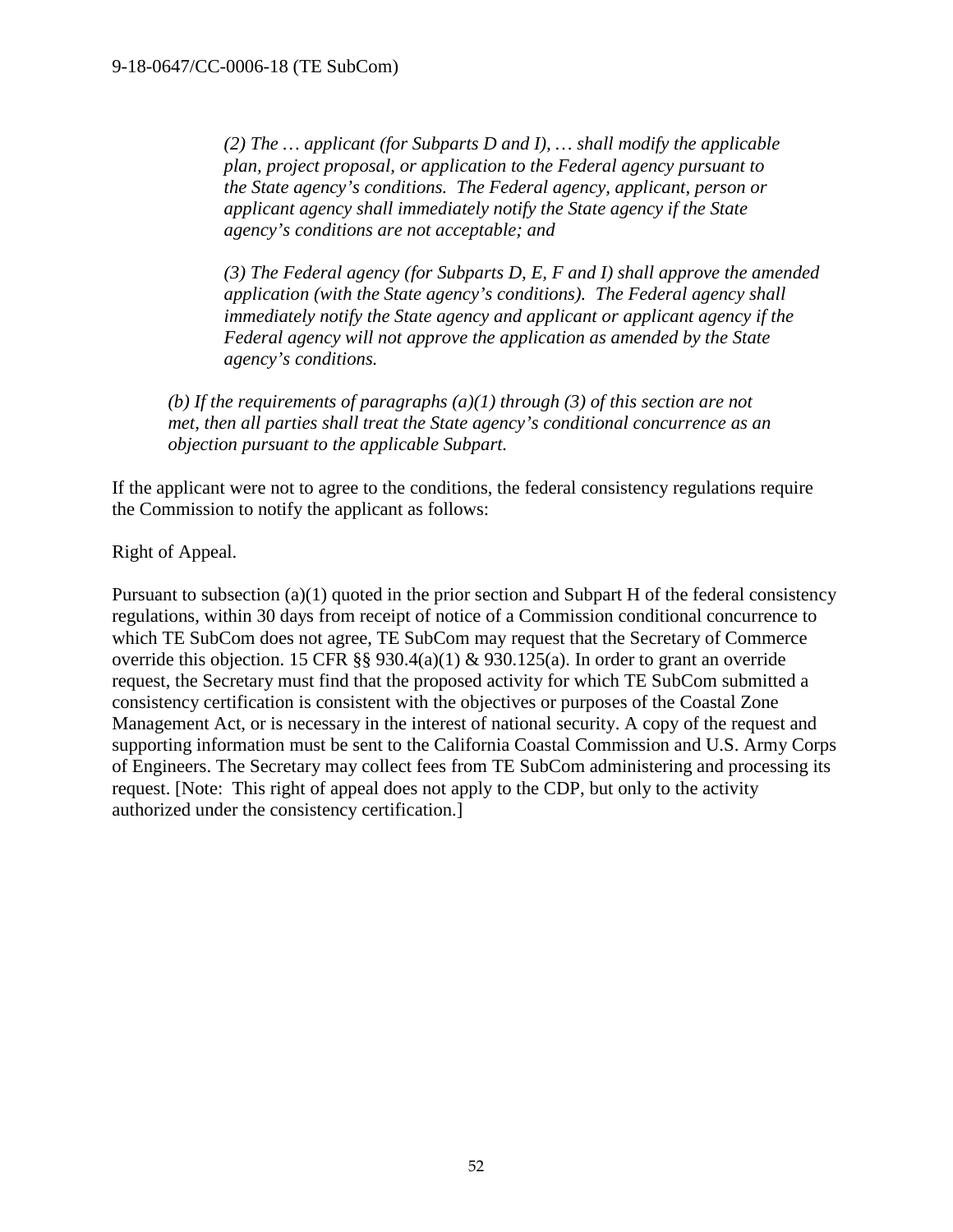> *(2) The … applicant (for Subparts D and I), … shall modify the applicable plan, project proposal, or application to the Federal agency pursuant to the State agency's conditions. The Federal agency, applicant, person or applicant agency shall immediately notify the State agency if the State agency's conditions are not acceptable; and*
>
> *(3) The Federal agency (for Subparts D, E, F and I) shall approve the amended application (with the State agency's conditions). The Federal agency shall immediately notify the State agency and applicant or applicant agency if the Federal agency will not approve the application as amended by the State agency's conditions.*
>
> *(b) If the requirements of paragraphs (a)(1) through (3) of this section are not met, then all parties shall treat the State agency's conditional concurrence as an objection pursuant to the applicable Subpart.*

If the applicant were not to agree to the conditions, the federal consistency regulations require the Commission to notify the applicant as follows:

Right of Appeal.

Pursuant to subsection (a)(1) quoted in the prior section and Subpart H of the federal consistency regulations, within 30 days from receipt of notice of a Commission conditional concurrence to which TE SubCom does not agree, TE SubCom may request that the Secretary of Commerce override this objection. 15 CFR §§ 930.4(a)(1) & 930.125(a). In order to grant an override request, the Secretary must find that the proposed activity for which TE SubCom submitted a consistency certification is consistent with the objectives or purposes of the Coastal Zone Management Act, or is necessary in the interest of national security. A copy of the request and supporting information must be sent to the California Coastal Commission and U.S. Army Corps of Engineers. The Secretary may collect fees from TE SubCom administering and processing its request. [Note: This right of appeal does not apply to the CDP, but only to the activity authorized under the consistency certification.]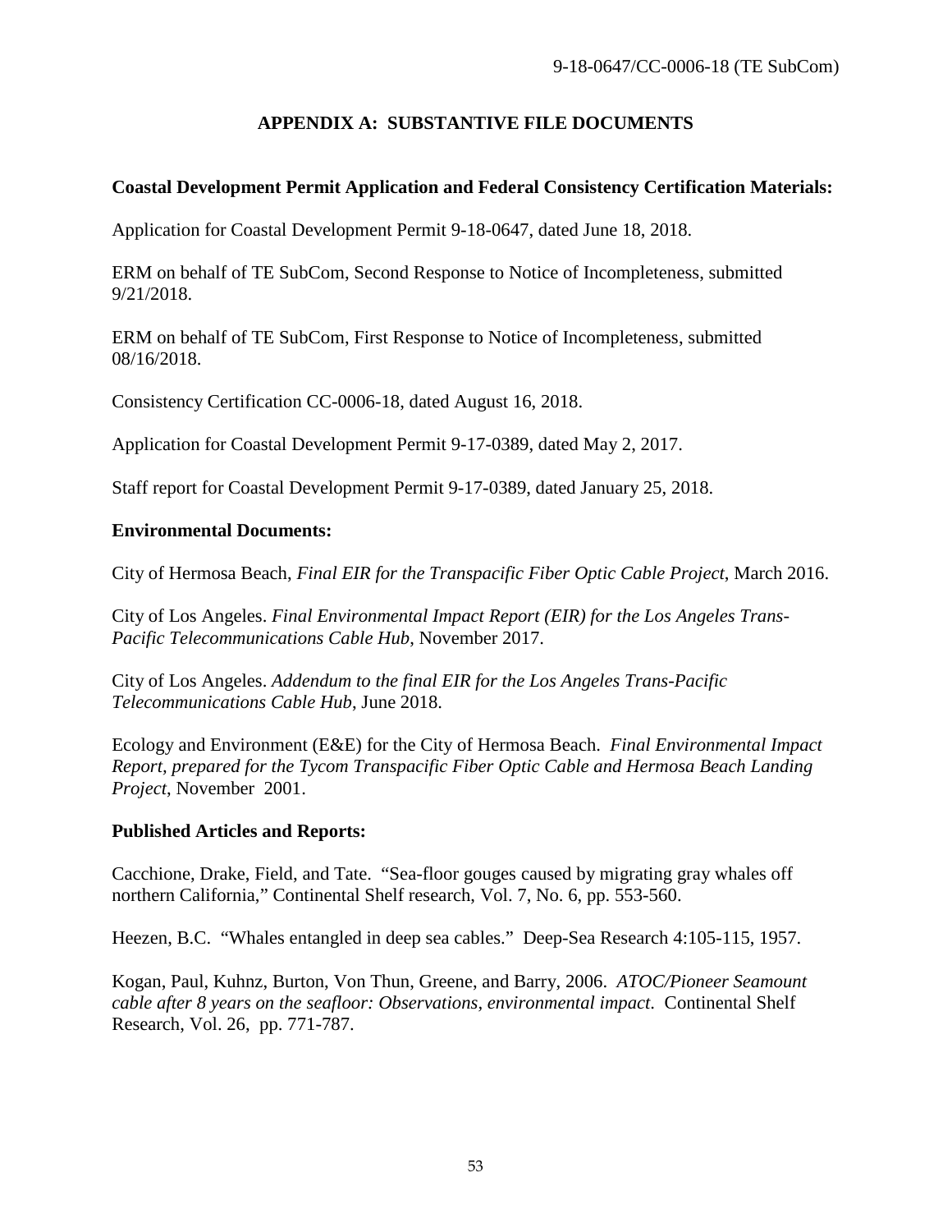## APPENDIX A: SUBSTANTIVE FILE DOCUMENTS

### Coastal Development Permit Application and Federal Consistency Certification Materials:

Application for Coastal Development Permit 9-18-0647, dated June 18, 2018.

ERM on behalf of TE SubCom, Second Response to Notice of Incompleteness, submitted 9/21/2018.

ERM on behalf of TE SubCom, First Response to Notice of Incompleteness, submitted 08/16/2018.

Consistency Certification CC-0006-18, dated August 16, 2018.

Application for Coastal Development Permit 9-17-0389, dated May 2, 2017.

Staff report for Coastal Development Permit 9-17-0389, dated January 25, 2018.

### Environmental Documents:

City of Hermosa Beach, *Final EIR for the Transpacific Fiber Optic Cable Project*, March 2016.

City of Los Angeles. *Final Environmental Impact Report (EIR) for the Los Angeles Trans-Pacific Telecommunications Cable Hub*, November 2017.

City of Los Angeles. *Addendum to the final EIR for the Los Angeles Trans-Pacific Telecommunications Cable Hub*, June 2018.

Ecology and Environment (E&E) for the City of Hermosa Beach. *Final Environmental Impact Report, prepared for the Tycom Transpacific Fiber Optic Cable and Hermosa Beach Landing Project*, November 2001.

### Published Articles and Reports:

Cacchione, Drake, Field, and Tate. "Sea-floor gouges caused by migrating gray whales off northern California," Continental Shelf research, Vol. 7, No. 6, pp. 553-560.

Heezen, B.C. "Whales entangled in deep sea cables." Deep-Sea Research 4:105-115, 1957.

Kogan, Paul, Kuhnz, Burton, Von Thun, Greene, and Barry, 2006. *ATOC/Pioneer Seamount cable after 8 years on the seafloor: Observations, environmental impact*. Continental Shelf Research, Vol. 26, pp. 771-787.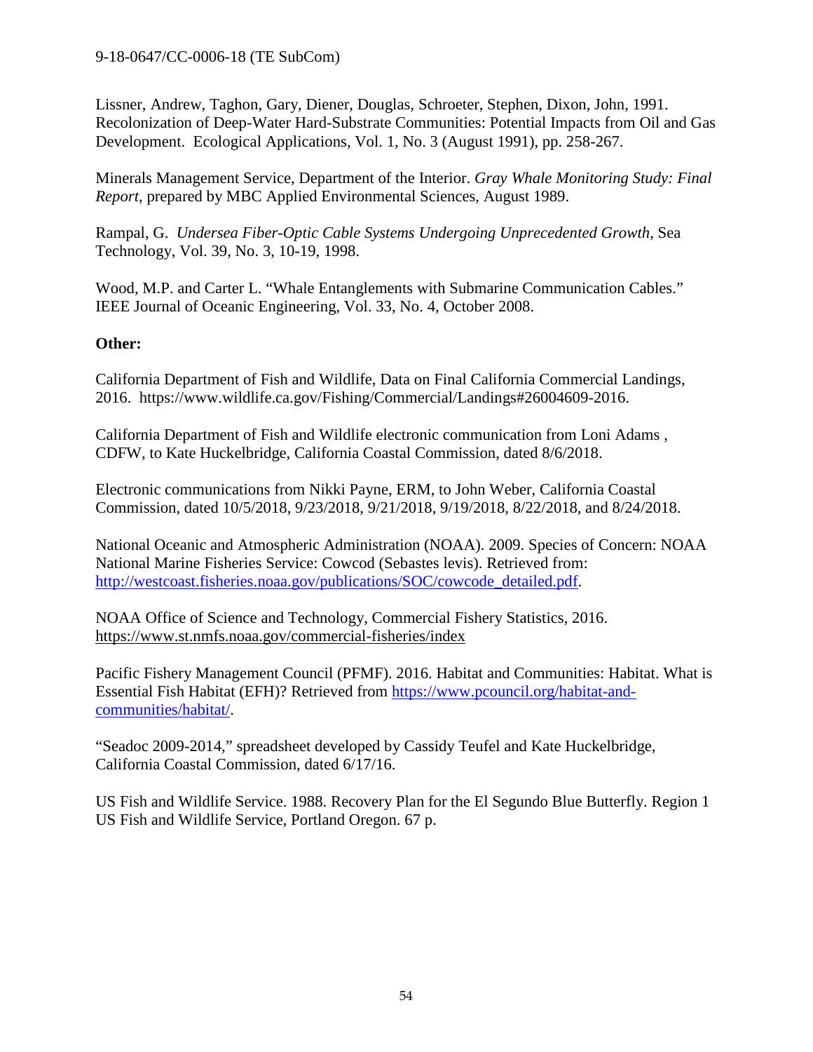Lissner, Andrew, Taghon, Gary, Diener, Douglas, Schroeter, Stephen, Dixon, John, 1991. Recolonization of Deep-Water Hard-Substrate Communities: Potential Impacts from Oil and Gas Development. Ecological Applications, Vol. 1, No. 3 (August 1991), pp. 258-267.

Minerals Management Service, Department of the Interior. *Gray Whale Monitoring Study: Final Report*, prepared by MBC Applied Environmental Sciences, August 1989.

Rampal, G. *Undersea Fiber-Optic Cable Systems Undergoing Unprecedented Growth*, Sea Technology, Vol. 39, No. 3, 10-19, 1998.

Wood, M.P. and Carter L. "Whale Entanglements with Submarine Communication Cables." IEEE Journal of Oceanic Engineering, Vol. 33, No. 4, October 2008.

**Other:**

California Department of Fish and Wildlife, Data on Final California Commercial Landings, 2016. https://www.wildlife.ca.gov/Fishing/Commercial/Landings#26004609-2016.

California Department of Fish and Wildlife electronic communication from Loni Adams , CDFW, to Kate Huckelbridge, California Coastal Commission, dated 8/6/2018.

Electronic communications from Nikki Payne, ERM, to John Weber, California Coastal Commission, dated 10/5/2018, 9/23/2018, 9/21/2018, 9/19/2018, 8/22/2018, and 8/24/2018.

National Oceanic and Atmospheric Administration (NOAA). 2009. Species of Concern: NOAA National Marine Fisheries Service: Cowcod (Sebastes levis). Retrieved from: http://westcoast.fisheries.noaa.gov/publications/SOC/cowcode_detailed.pdf.

NOAA Office of Science and Technology, Commercial Fishery Statistics, 2016. https://www.st.nmfs.noaa.gov/commercial-fisheries/index

Pacific Fishery Management Council (PFMF). 2016. Habitat and Communities: Habitat. What is Essential Fish Habitat (EFH)? Retrieved from https://www.pcouncil.org/habitat-and-communities/habitat/.

"Seadoc 2009-2014," spreadsheet developed by Cassidy Teufel and Kate Huckelbridge, California Coastal Commission, dated 6/17/16.

US Fish and Wildlife Service. 1988. Recovery Plan for the El Segundo Blue Butterfly. Region 1 US Fish and Wildlife Service, Portland Oregon. 67 p.